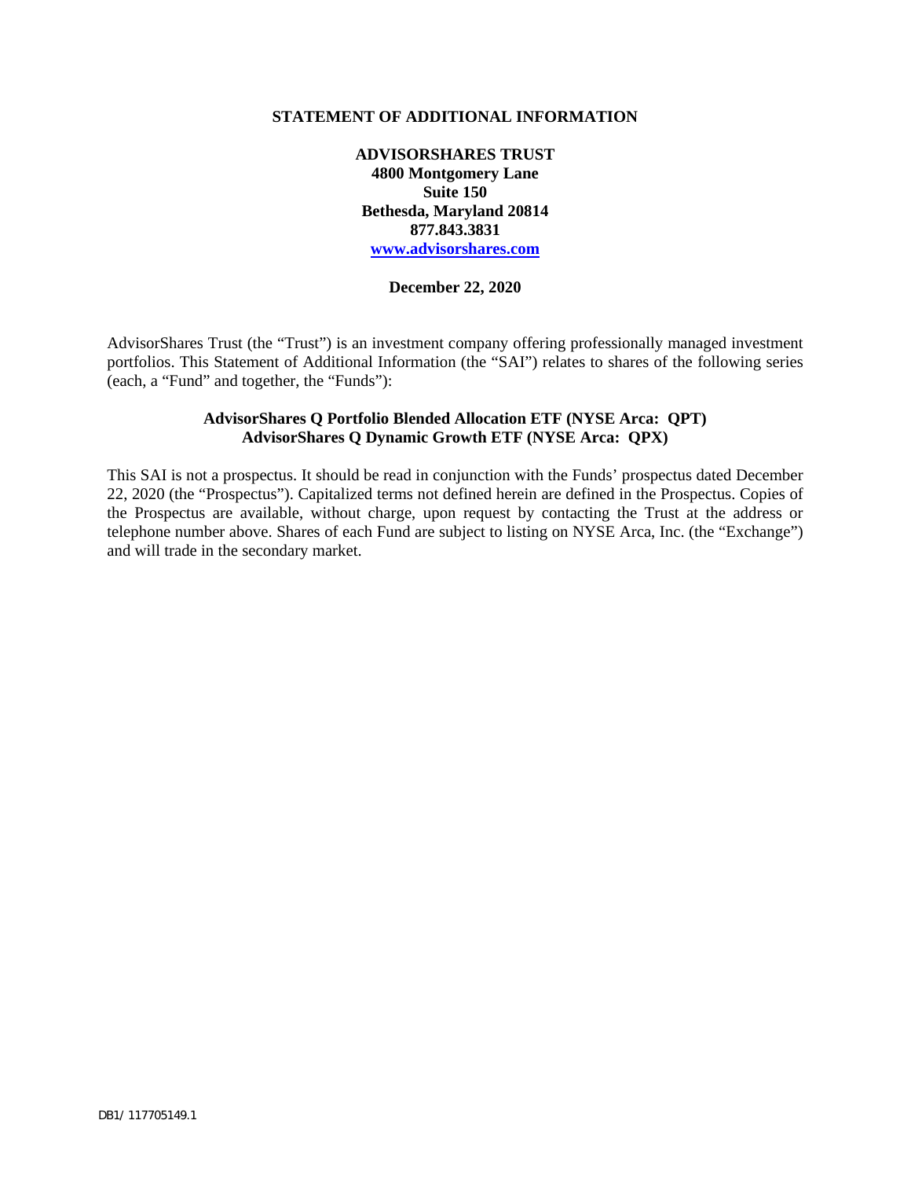# STATEMENT OF ADDITIONAL INFORMATION

**ADVISORSHARES TRUST**
**4800 Montgomery Lane**
**Suite 150**
**Bethesda, Maryland 20814**
**877.843.3831**
**www.advisorshares.com**

**December 22, 2020**

AdvisorShares Trust (the "Trust") is an investment company offering professionally managed investment portfolios. This Statement of Additional Information (the "SAI") relates to shares of the following series (each, a "Fund" and together, the "Funds"):

**AdvisorShares Q Portfolio Blended Allocation ETF (NYSE Arca: QPT)**
**AdvisorShares Q Dynamic Growth ETF (NYSE Arca: QPX)**

This SAI is not a prospectus. It should be read in conjunction with the Funds' prospectus dated December 22, 2020 (the "Prospectus"). Capitalized terms not defined herein are defined in the Prospectus. Copies of the Prospectus are available, without charge, upon request by contacting the Trust at the address or telephone number above. Shares of each Fund are subject to listing on NYSE Arca, Inc. (the "Exchange") and will trade in the secondary market.

DB1/ 117705149.1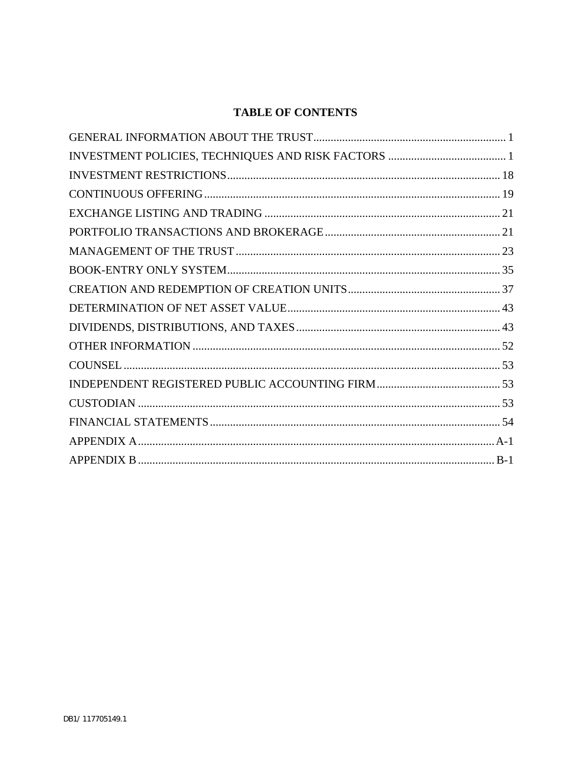# TABLE OF CONTENTS

| | |
|---|---|
| GENERAL INFORMATION ABOUT THE TRUST | 1 |
| INVESTMENT POLICIES, TECHNIQUES AND RISK FACTORS | 1 |
| INVESTMENT RESTRICTIONS | 18 |
| CONTINUOUS OFFERING | 19 |
| EXCHANGE LISTING AND TRADING | 21 |
| PORTFOLIO TRANSACTIONS AND BROKERAGE | 21 |
| MANAGEMENT OF THE TRUST | 23 |
| BOOK-ENTRY ONLY SYSTEM | 35 |
| CREATION AND REDEMPTION OF CREATION UNITS | 37 |
| DETERMINATION OF NET ASSET VALUE | 43 |
| DIVIDENDS, DISTRIBUTIONS, AND TAXES | 43 |
| OTHER INFORMATION | 52 |
| COUNSEL | 53 |
| INDEPENDENT REGISTERED PUBLIC ACCOUNTING FIRM | 53 |
| CUSTODIAN | 53 |
| FINANCIAL STATEMENTS | 54 |
| APPENDIX A | A-1 |
| APPENDIX B | B-1 |

DB1/ 117705149.1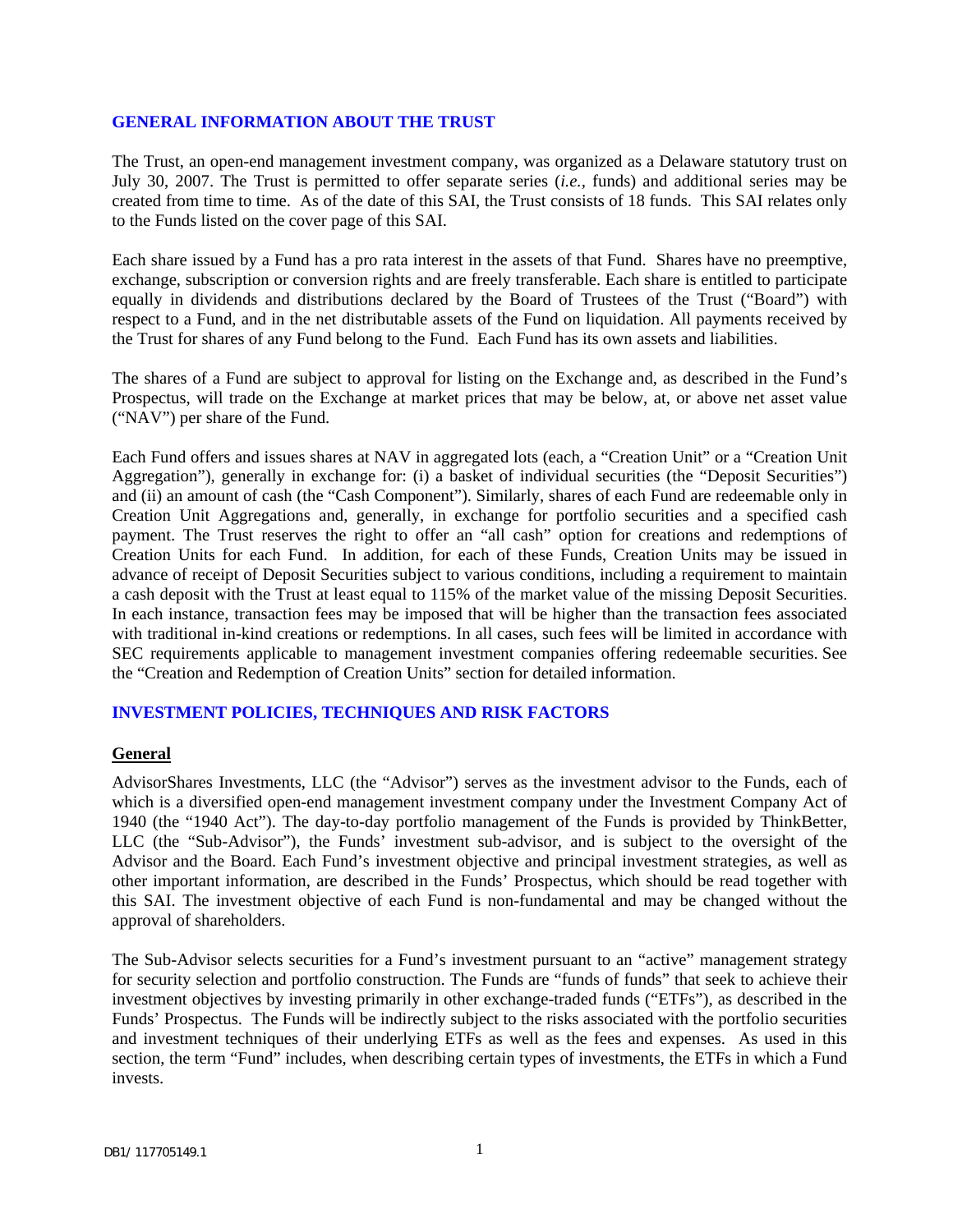## GENERAL INFORMATION ABOUT THE TRUST

The Trust, an open-end management investment company, was organized as a Delaware statutory trust on July 30, 2007. The Trust is permitted to offer separate series (*i.e.*, funds) and additional series may be created from time to time. As of the date of this SAI, the Trust consists of 18 funds. This SAI relates only to the Funds listed on the cover page of this SAI.

Each share issued by a Fund has a pro rata interest in the assets of that Fund. Shares have no preemptive, exchange, subscription or conversion rights and are freely transferable. Each share is entitled to participate equally in dividends and distributions declared by the Board of Trustees of the Trust ("Board") with respect to a Fund, and in the net distributable assets of the Fund on liquidation. All payments received by the Trust for shares of any Fund belong to the Fund. Each Fund has its own assets and liabilities.

The shares of a Fund are subject to approval for listing on the Exchange and, as described in the Fund's Prospectus, will trade on the Exchange at market prices that may be below, at, or above net asset value ("NAV") per share of the Fund.

Each Fund offers and issues shares at NAV in aggregated lots (each, a "Creation Unit" or a "Creation Unit Aggregation"), generally in exchange for: (i) a basket of individual securities (the "Deposit Securities") and (ii) an amount of cash (the "Cash Component"). Similarly, shares of each Fund are redeemable only in Creation Unit Aggregations and, generally, in exchange for portfolio securities and a specified cash payment. The Trust reserves the right to offer an "all cash" option for creations and redemptions of Creation Units for each Fund. In addition, for each of these Funds, Creation Units may be issued in advance of receipt of Deposit Securities subject to various conditions, including a requirement to maintain a cash deposit with the Trust at least equal to 115% of the market value of the missing Deposit Securities. In each instance, transaction fees may be imposed that will be higher than the transaction fees associated with traditional in-kind creations or redemptions. In all cases, such fees will be limited in accordance with SEC requirements applicable to management investment companies offering redeemable securities. See the "Creation and Redemption of Creation Units" section for detailed information.

## INVESTMENT POLICIES, TECHNIQUES AND RISK FACTORS

### General

AdvisorShares Investments, LLC (the "Advisor") serves as the investment advisor to the Funds, each of which is a diversified open-end management investment company under the Investment Company Act of 1940 (the "1940 Act"). The day-to-day portfolio management of the Funds is provided by ThinkBetter, LLC (the "Sub-Advisor"), the Funds' investment sub-advisor, and is subject to the oversight of the Advisor and the Board. Each Fund's investment objective and principal investment strategies, as well as other important information, are described in the Funds' Prospectus, which should be read together with this SAI. The investment objective of each Fund is non-fundamental and may be changed without the approval of shareholders.

The Sub-Advisor selects securities for a Fund's investment pursuant to an "active" management strategy for security selection and portfolio construction. The Funds are "funds of funds" that seek to achieve their investment objectives by investing primarily in other exchange-traded funds ("ETFs"), as described in the Funds' Prospectus. The Funds will be indirectly subject to the risks associated with the portfolio securities and investment techniques of their underlying ETFs as well as the fees and expenses. As used in this section, the term "Fund" includes, when describing certain types of investments, the ETFs in which a Fund invests.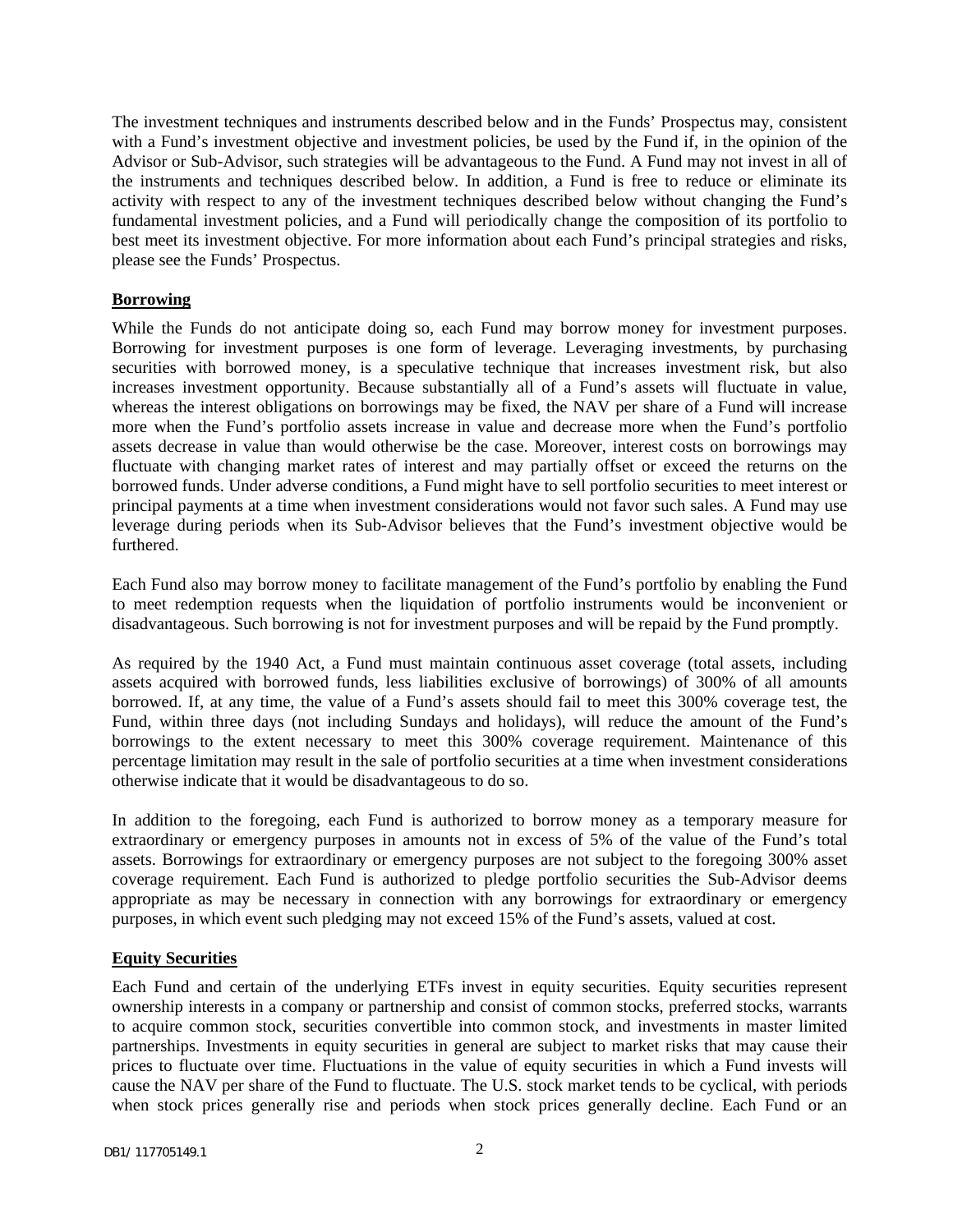The investment techniques and instruments described below and in the Funds' Prospectus may, consistent with a Fund's investment objective and investment policies, be used by the Fund if, in the opinion of the Advisor or Sub-Advisor, such strategies will be advantageous to the Fund. A Fund may not invest in all of the instruments and techniques described below. In addition, a Fund is free to reduce or eliminate its activity with respect to any of the investment techniques described below without changing the Fund's fundamental investment policies, and a Fund will periodically change the composition of its portfolio to best meet its investment objective. For more information about each Fund's principal strategies and risks, please see the Funds' Prospectus.

## Borrowing

While the Funds do not anticipate doing so, each Fund may borrow money for investment purposes. Borrowing for investment purposes is one form of leverage. Leveraging investments, by purchasing securities with borrowed money, is a speculative technique that increases investment risk, but also increases investment opportunity. Because substantially all of a Fund's assets will fluctuate in value, whereas the interest obligations on borrowings may be fixed, the NAV per share of a Fund will increase more when the Fund's portfolio assets increase in value and decrease more when the Fund's portfolio assets decrease in value than would otherwise be the case. Moreover, interest costs on borrowings may fluctuate with changing market rates of interest and may partially offset or exceed the returns on the borrowed funds. Under adverse conditions, a Fund might have to sell portfolio securities to meet interest or principal payments at a time when investment considerations would not favor such sales. A Fund may use leverage during periods when its Sub-Advisor believes that the Fund's investment objective would be furthered.

Each Fund also may borrow money to facilitate management of the Fund's portfolio by enabling the Fund to meet redemption requests when the liquidation of portfolio instruments would be inconvenient or disadvantageous. Such borrowing is not for investment purposes and will be repaid by the Fund promptly.

As required by the 1940 Act, a Fund must maintain continuous asset coverage (total assets, including assets acquired with borrowed funds, less liabilities exclusive of borrowings) of 300% of all amounts borrowed. If, at any time, the value of a Fund's assets should fail to meet this 300% coverage test, the Fund, within three days (not including Sundays and holidays), will reduce the amount of the Fund's borrowings to the extent necessary to meet this 300% coverage requirement. Maintenance of this percentage limitation may result in the sale of portfolio securities at a time when investment considerations otherwise indicate that it would be disadvantageous to do so.

In addition to the foregoing, each Fund is authorized to borrow money as a temporary measure for extraordinary or emergency purposes in amounts not in excess of 5% of the value of the Fund's total assets. Borrowings for extraordinary or emergency purposes are not subject to the foregoing 300% asset coverage requirement. Each Fund is authorized to pledge portfolio securities the Sub-Advisor deems appropriate as may be necessary in connection with any borrowings for extraordinary or emergency purposes, in which event such pledging may not exceed 15% of the Fund's assets, valued at cost.

## Equity Securities

Each Fund and certain of the underlying ETFs invest in equity securities. Equity securities represent ownership interests in a company or partnership and consist of common stocks, preferred stocks, warrants to acquire common stock, securities convertible into common stock, and investments in master limited partnerships. Investments in equity securities in general are subject to market risks that may cause their prices to fluctuate over time. Fluctuations in the value of equity securities in which a Fund invests will cause the NAV per share of the Fund to fluctuate. The U.S. stock market tends to be cyclical, with periods when stock prices generally rise and periods when stock prices generally decline. Each Fund or an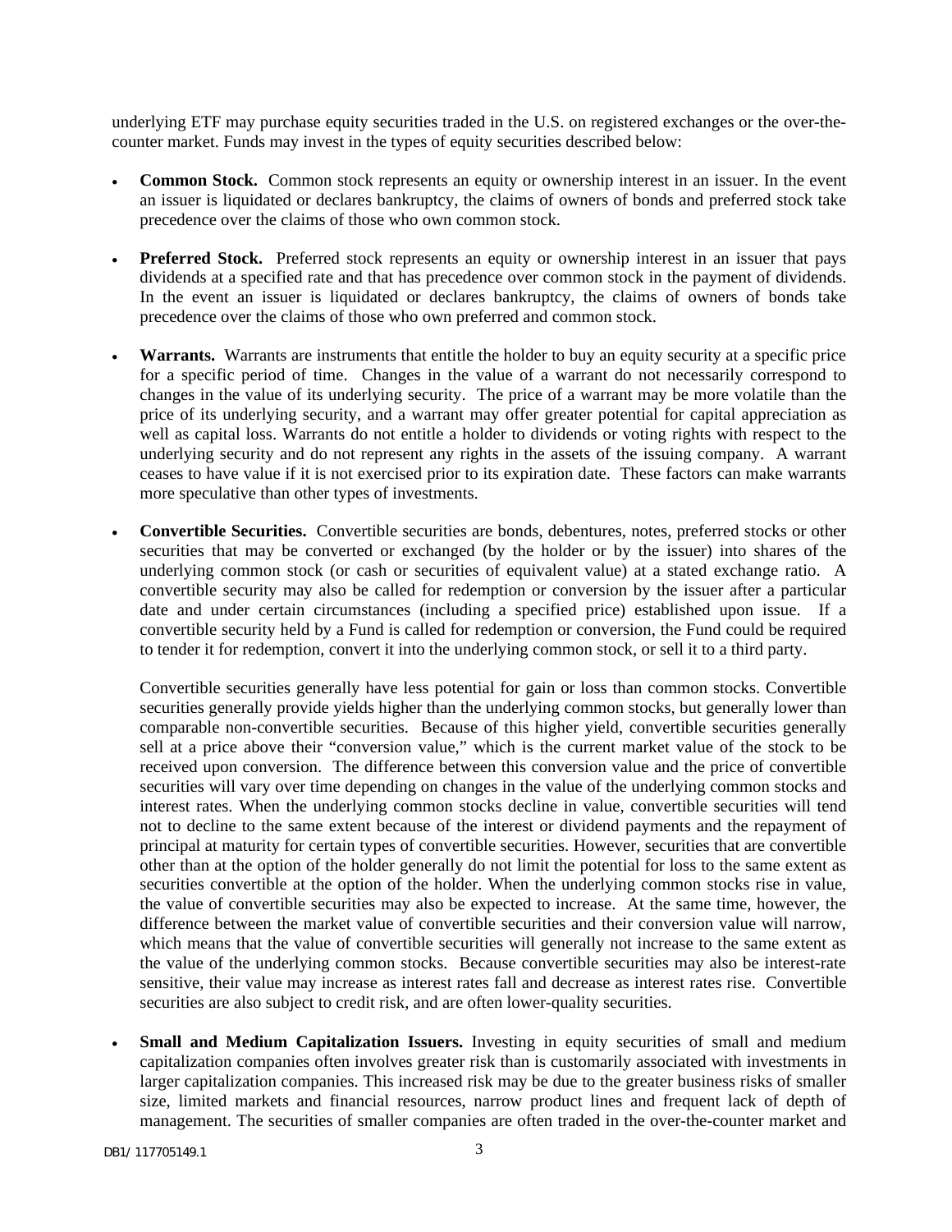underlying ETF may purchase equity securities traded in the U.S. on registered exchanges or the over-the-counter market. Funds may invest in the types of equity securities described below:

- **Common Stock.** Common stock represents an equity or ownership interest in an issuer. In the event an issuer is liquidated or declares bankruptcy, the claims of owners of bonds and preferred stock take precedence over the claims of those who own common stock.

- **Preferred Stock.** Preferred stock represents an equity or ownership interest in an issuer that pays dividends at a specified rate and that has precedence over common stock in the payment of dividends. In the event an issuer is liquidated or declares bankruptcy, the claims of owners of bonds take precedence over the claims of those who own preferred and common stock.

- **Warrants.** Warrants are instruments that entitle the holder to buy an equity security at a specific price for a specific period of time. Changes in the value of a warrant do not necessarily correspond to changes in the value of its underlying security. The price of a warrant may be more volatile than the price of its underlying security, and a warrant may offer greater potential for capital appreciation as well as capital loss. Warrants do not entitle a holder to dividends or voting rights with respect to the underlying security and do not represent any rights in the assets of the issuing company. A warrant ceases to have value if it is not exercised prior to its expiration date. These factors can make warrants more speculative than other types of investments.

- **Convertible Securities.** Convertible securities are bonds, debentures, notes, preferred stocks or other securities that may be converted or exchanged (by the holder or by the issuer) into shares of the underlying common stock (or cash or securities of equivalent value) at a stated exchange ratio. A convertible security may also be called for redemption or conversion by the issuer after a particular date and under certain circumstances (including a specified price) established upon issue. If a convertible security held by a Fund is called for redemption or conversion, the Fund could be required to tender it for redemption, convert it into the underlying common stock, or sell it to a third party.

  Convertible securities generally have less potential for gain or loss than common stocks. Convertible securities generally provide yields higher than the underlying common stocks, but generally lower than comparable non-convertible securities. Because of this higher yield, convertible securities generally sell at a price above their "conversion value," which is the current market value of the stock to be received upon conversion. The difference between this conversion value and the price of convertible securities will vary over time depending on changes in the value of the underlying common stocks and interest rates. When the underlying common stocks decline in value, convertible securities will tend not to decline to the same extent because of the interest or dividend payments and the repayment of principal at maturity for certain types of convertible securities. However, securities that are convertible other than at the option of the holder generally do not limit the potential for loss to the same extent as securities convertible at the option of the holder. When the underlying common stocks rise in value, the value of convertible securities may also be expected to increase. At the same time, however, the difference between the market value of convertible securities and their conversion value will narrow, which means that the value of convertible securities will generally not increase to the same extent as the value of the underlying common stocks. Because convertible securities may also be interest-rate sensitive, their value may increase as interest rates fall and decrease as interest rates rise. Convertible securities are also subject to credit risk, and are often lower-quality securities.

- **Small and Medium Capitalization Issuers.** Investing in equity securities of small and medium capitalization companies often involves greater risk than is customarily associated with investments in larger capitalization companies. This increased risk may be due to the greater business risks of smaller size, limited markets and financial resources, narrow product lines and frequent lack of depth of management. The securities of smaller companies are often traded in the over-the-counter market and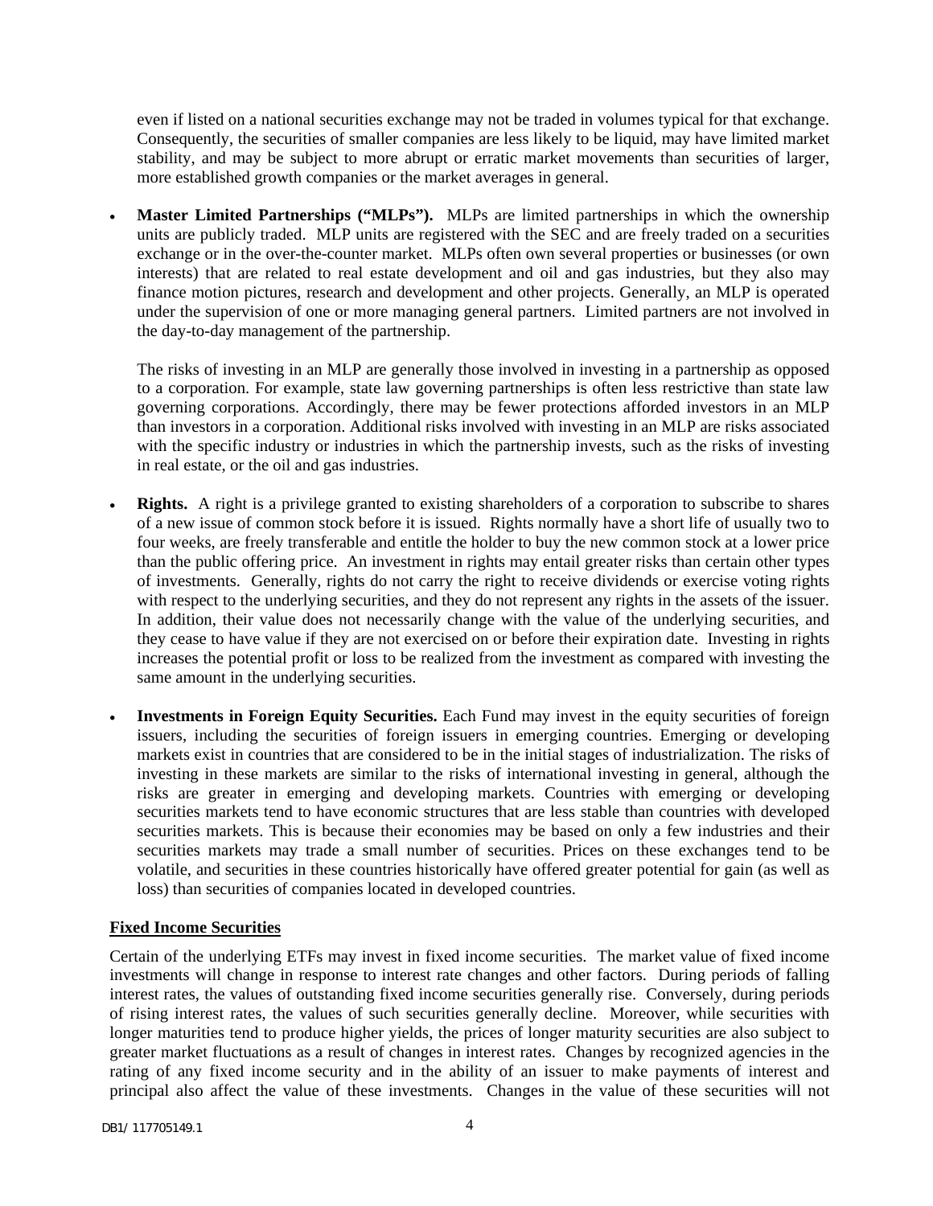even if listed on a national securities exchange may not be traded in volumes typical for that exchange. Consequently, the securities of smaller companies are less likely to be liquid, may have limited market stability, and may be subject to more abrupt or erratic market movements than securities of larger, more established growth companies or the market averages in general.

- **Master Limited Partnerships ("MLPs").** MLPs are limited partnerships in which the ownership units are publicly traded. MLP units are registered with the SEC and are freely traded on a securities exchange or in the over-the-counter market. MLPs often own several properties or businesses (or own interests) that are related to real estate development and oil and gas industries, but they also may finance motion pictures, research and development and other projects. Generally, an MLP is operated under the supervision of one or more managing general partners. Limited partners are not involved in the day-to-day management of the partnership.

  The risks of investing in an MLP are generally those involved in investing in a partnership as opposed to a corporation. For example, state law governing partnerships is often less restrictive than state law governing corporations. Accordingly, there may be fewer protections afforded investors in an MLP than investors in a corporation. Additional risks involved with investing in an MLP are risks associated with the specific industry or industries in which the partnership invests, such as the risks of investing in real estate, or the oil and gas industries.

- **Rights.** A right is a privilege granted to existing shareholders of a corporation to subscribe to shares of a new issue of common stock before it is issued. Rights normally have a short life of usually two to four weeks, are freely transferable and entitle the holder to buy the new common stock at a lower price than the public offering price. An investment in rights may entail greater risks than certain other types of investments. Generally, rights do not carry the right to receive dividends or exercise voting rights with respect to the underlying securities, and they do not represent any rights in the assets of the issuer. In addition, their value does not necessarily change with the value of the underlying securities, and they cease to have value if they are not exercised on or before their expiration date. Investing in rights increases the potential profit or loss to be realized from the investment as compared with investing the same amount in the underlying securities.

- **Investments in Foreign Equity Securities.** Each Fund may invest in the equity securities of foreign issuers, including the securities of foreign issuers in emerging countries. Emerging or developing markets exist in countries that are considered to be in the initial stages of industrialization. The risks of investing in these markets are similar to the risks of international investing in general, although the risks are greater in emerging and developing markets. Countries with emerging or developing securities markets tend to have economic structures that are less stable than countries with developed securities markets. This is because their economies may be based on only a few industries and their securities markets may trade a small number of securities. Prices on these exchanges tend to be volatile, and securities in these countries historically have offered greater potential for gain (as well as loss) than securities of companies located in developed countries.

**Fixed Income Securities**

Certain of the underlying ETFs may invest in fixed income securities. The market value of fixed income investments will change in response to interest rate changes and other factors. During periods of falling interest rates, the values of outstanding fixed income securities generally rise. Conversely, during periods of rising interest rates, the values of such securities generally decline. Moreover, while securities with longer maturities tend to produce higher yields, the prices of longer maturity securities are also subject to greater market fluctuations as a result of changes in interest rates. Changes by recognized agencies in the rating of any fixed income security and in the ability of an issuer to make payments of interest and principal also affect the value of these investments. Changes in the value of these securities will not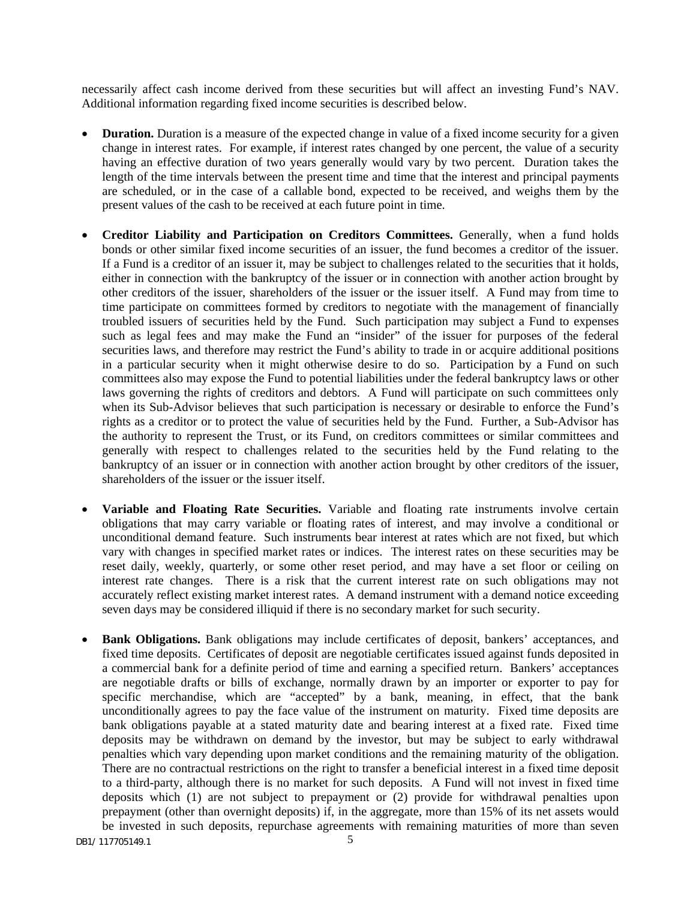necessarily affect cash income derived from these securities but will affect an investing Fund's NAV. Additional information regarding fixed income securities is described below.

- **Duration.** Duration is a measure of the expected change in value of a fixed income security for a given change in interest rates. For example, if interest rates changed by one percent, the value of a security having an effective duration of two years generally would vary by two percent. Duration takes the length of the time intervals between the present time and time that the interest and principal payments are scheduled, or in the case of a callable bond, expected to be received, and weighs them by the present values of the cash to be received at each future point in time.

- **Creditor Liability and Participation on Creditors Committees.** Generally, when a fund holds bonds or other similar fixed income securities of an issuer, the fund becomes a creditor of the issuer. If a Fund is a creditor of an issuer it, may be subject to challenges related to the securities that it holds, either in connection with the bankruptcy of the issuer or in connection with another action brought by other creditors of the issuer, shareholders of the issuer or the issuer itself. A Fund may from time to time participate on committees formed by creditors to negotiate with the management of financially troubled issuers of securities held by the Fund. Such participation may subject a Fund to expenses such as legal fees and may make the Fund an "insider" of the issuer for purposes of the federal securities laws, and therefore may restrict the Fund's ability to trade in or acquire additional positions in a particular security when it might otherwise desire to do so. Participation by a Fund on such committees also may expose the Fund to potential liabilities under the federal bankruptcy laws or other laws governing the rights of creditors and debtors. A Fund will participate on such committees only when its Sub-Advisor believes that such participation is necessary or desirable to enforce the Fund's rights as a creditor or to protect the value of securities held by the Fund. Further, a Sub-Advisor has the authority to represent the Trust, or its Fund, on creditors committees or similar committees and generally with respect to challenges related to the securities held by the Fund relating to the bankruptcy of an issuer or in connection with another action brought by other creditors of the issuer, shareholders of the issuer or the issuer itself.

- **Variable and Floating Rate Securities.** Variable and floating rate instruments involve certain obligations that may carry variable or floating rates of interest, and may involve a conditional or unconditional demand feature. Such instruments bear interest at rates which are not fixed, but which vary with changes in specified market rates or indices. The interest rates on these securities may be reset daily, weekly, quarterly, or some other reset period, and may have a set floor or ceiling on interest rate changes. There is a risk that the current interest rate on such obligations may not accurately reflect existing market interest rates. A demand instrument with a demand notice exceeding seven days may be considered illiquid if there is no secondary market for such security.

- **Bank Obligations.** Bank obligations may include certificates of deposit, bankers' acceptances, and fixed time deposits. Certificates of deposit are negotiable certificates issued against funds deposited in a commercial bank for a definite period of time and earning a specified return. Bankers' acceptances are negotiable drafts or bills of exchange, normally drawn by an importer or exporter to pay for specific merchandise, which are "accepted" by a bank, meaning, in effect, that the bank unconditionally agrees to pay the face value of the instrument on maturity. Fixed time deposits are bank obligations payable at a stated maturity date and bearing interest at a fixed rate. Fixed time deposits may be withdrawn on demand by the investor, but may be subject to early withdrawal penalties which vary depending upon market conditions and the remaining maturity of the obligation. There are no contractual restrictions on the right to transfer a beneficial interest in a fixed time deposit to a third-party, although there is no market for such deposits. A Fund will not invest in fixed time deposits which (1) are not subject to prepayment or (2) provide for withdrawal penalties upon prepayment (other than overnight deposits) if, in the aggregate, more than 15% of its net assets would be invested in such deposits, repurchase agreements with remaining maturities of more than seven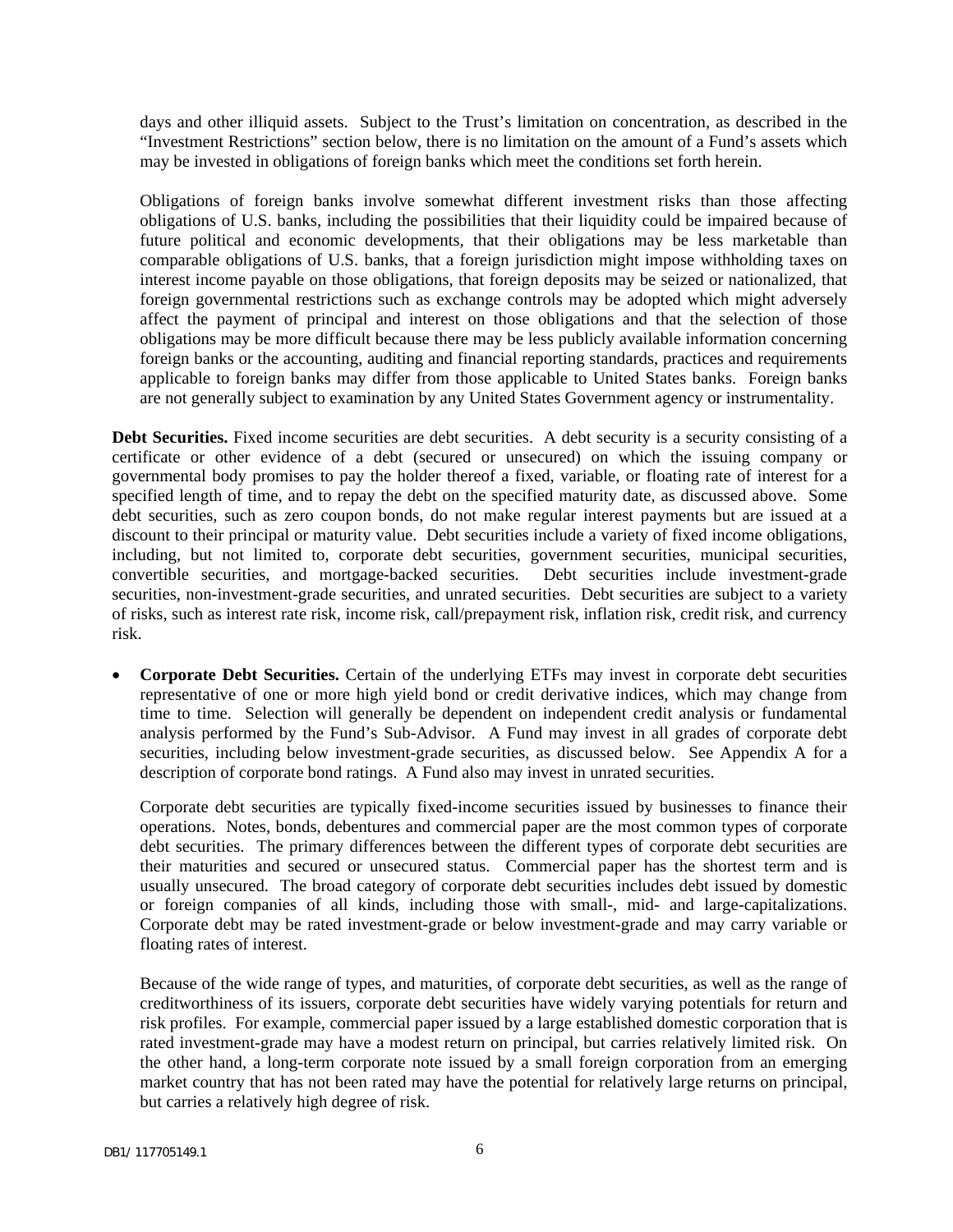days and other illiquid assets. Subject to the Trust's limitation on concentration, as described in the "Investment Restrictions" section below, there is no limitation on the amount of a Fund's assets which may be invested in obligations of foreign banks which meet the conditions set forth herein.

Obligations of foreign banks involve somewhat different investment risks than those affecting obligations of U.S. banks, including the possibilities that their liquidity could be impaired because of future political and economic developments, that their obligations may be less marketable than comparable obligations of U.S. banks, that a foreign jurisdiction might impose withholding taxes on interest income payable on those obligations, that foreign deposits may be seized or nationalized, that foreign governmental restrictions such as exchange controls may be adopted which might adversely affect the payment of principal and interest on those obligations and that the selection of those obligations may be more difficult because there may be less publicly available information concerning foreign banks or the accounting, auditing and financial reporting standards, practices and requirements applicable to foreign banks may differ from those applicable to United States banks. Foreign banks are not generally subject to examination by any United States Government agency or instrumentality.

**Debt Securities.** Fixed income securities are debt securities. A debt security is a security consisting of a certificate or other evidence of a debt (secured or unsecured) on which the issuing company or governmental body promises to pay the holder thereof a fixed, variable, or floating rate of interest for a specified length of time, and to repay the debt on the specified maturity date, as discussed above. Some debt securities, such as zero coupon bonds, do not make regular interest payments but are issued at a discount to their principal or maturity value. Debt securities include a variety of fixed income obligations, including, but not limited to, corporate debt securities, government securities, municipal securities, convertible securities, and mortgage-backed securities. Debt securities include investment-grade securities, non-investment-grade securities, and unrated securities. Debt securities are subject to a variety of risks, such as interest rate risk, income risk, call/prepayment risk, inflation risk, credit risk, and currency risk.

- **Corporate Debt Securities.** Certain of the underlying ETFs may invest in corporate debt securities representative of one or more high yield bond or credit derivative indices, which may change from time to time. Selection will generally be dependent on independent credit analysis or fundamental analysis performed by the Fund's Sub-Advisor. A Fund may invest in all grades of corporate debt securities, including below investment-grade securities, as discussed below. See Appendix A for a description of corporate bond ratings. A Fund also may invest in unrated securities.

  Corporate debt securities are typically fixed-income securities issued by businesses to finance their operations. Notes, bonds, debentures and commercial paper are the most common types of corporate debt securities. The primary differences between the different types of corporate debt securities are their maturities and secured or unsecured status. Commercial paper has the shortest term and is usually unsecured. The broad category of corporate debt securities includes debt issued by domestic or foreign companies of all kinds, including those with small-, mid- and large-capitalizations. Corporate debt may be rated investment-grade or below investment-grade and may carry variable or floating rates of interest.

  Because of the wide range of types, and maturities, of corporate debt securities, as well as the range of creditworthiness of its issuers, corporate debt securities have widely varying potentials for return and risk profiles. For example, commercial paper issued by a large established domestic corporation that is rated investment-grade may have a modest return on principal, but carries relatively limited risk. On the other hand, a long-term corporate note issued by a small foreign corporation from an emerging market country that has not been rated may have the potential for relatively large returns on principal, but carries a relatively high degree of risk.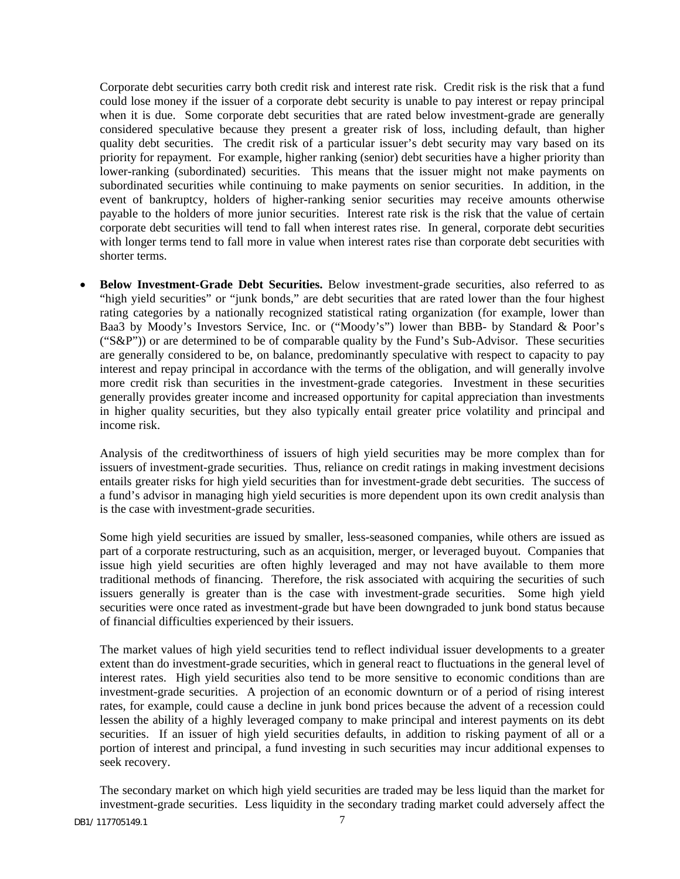Corporate debt securities carry both credit risk and interest rate risk. Credit risk is the risk that a fund could lose money if the issuer of a corporate debt security is unable to pay interest or repay principal when it is due. Some corporate debt securities that are rated below investment-grade are generally considered speculative because they present a greater risk of loss, including default, than higher quality debt securities. The credit risk of a particular issuer's debt security may vary based on its priority for repayment. For example, higher ranking (senior) debt securities have a higher priority than lower-ranking (subordinated) securities. This means that the issuer might not make payments on subordinated securities while continuing to make payments on senior securities. In addition, in the event of bankruptcy, holders of higher-ranking senior securities may receive amounts otherwise payable to the holders of more junior securities. Interest rate risk is the risk that the value of certain corporate debt securities will tend to fall when interest rates rise. In general, corporate debt securities with longer terms tend to fall more in value when interest rates rise than corporate debt securities with shorter terms.

- **Below Investment-Grade Debt Securities.** Below investment-grade securities, also referred to as "high yield securities" or "junk bonds," are debt securities that are rated lower than the four highest rating categories by a nationally recognized statistical rating organization (for example, lower than Baa3 by Moody's Investors Service, Inc. or ("Moody's") lower than BBB- by Standard & Poor's ("S&P")) or are determined to be of comparable quality by the Fund's Sub-Advisor. These securities are generally considered to be, on balance, predominantly speculative with respect to capacity to pay interest and repay principal in accordance with the terms of the obligation, and will generally involve more credit risk than securities in the investment-grade categories. Investment in these securities generally provides greater income and increased opportunity for capital appreciation than investments in higher quality securities, but they also typically entail greater price volatility and principal and income risk.

  Analysis of the creditworthiness of issuers of high yield securities may be more complex than for issuers of investment-grade securities. Thus, reliance on credit ratings in making investment decisions entails greater risks for high yield securities than for investment-grade debt securities. The success of a fund's advisor in managing high yield securities is more dependent upon its own credit analysis than is the case with investment-grade securities.

  Some high yield securities are issued by smaller, less-seasoned companies, while others are issued as part of a corporate restructuring, such as an acquisition, merger, or leveraged buyout. Companies that issue high yield securities are often highly leveraged and may not have available to them more traditional methods of financing. Therefore, the risk associated with acquiring the securities of such issuers generally is greater than is the case with investment-grade securities. Some high yield securities were once rated as investment-grade but have been downgraded to junk bond status because of financial difficulties experienced by their issuers.

  The market values of high yield securities tend to reflect individual issuer developments to a greater extent than do investment-grade securities, which in general react to fluctuations in the general level of interest rates. High yield securities also tend to be more sensitive to economic conditions than are investment-grade securities. A projection of an economic downturn or of a period of rising interest rates, for example, could cause a decline in junk bond prices because the advent of a recession could lessen the ability of a highly leveraged company to make principal and interest payments on its debt securities. If an issuer of high yield securities defaults, in addition to risking payment of all or a portion of interest and principal, a fund investing in such securities may incur additional expenses to seek recovery.

  The secondary market on which high yield securities are traded may be less liquid than the market for investment-grade securities. Less liquidity in the secondary trading market could adversely affect the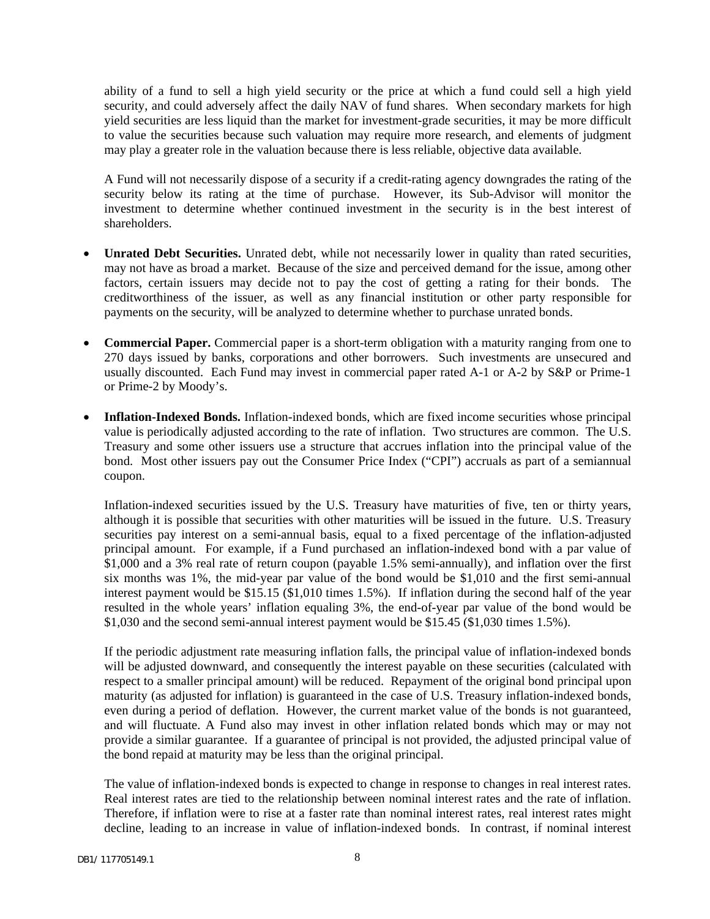ability of a fund to sell a high yield security or the price at which a fund could sell a high yield security, and could adversely affect the daily NAV of fund shares. When secondary markets for high yield securities are less liquid than the market for investment-grade securities, it may be more difficult to value the securities because such valuation may require more research, and elements of judgment may play a greater role in the valuation because there is less reliable, objective data available.

A Fund will not necessarily dispose of a security if a credit-rating agency downgrades the rating of the security below its rating at the time of purchase. However, its Sub-Advisor will monitor the investment to determine whether continued investment in the security is in the best interest of shareholders.

- **Unrated Debt Securities.** Unrated debt, while not necessarily lower in quality than rated securities, may not have as broad a market. Because of the size and perceived demand for the issue, among other factors, certain issuers may decide not to pay the cost of getting a rating for their bonds. The creditworthiness of the issuer, as well as any financial institution or other party responsible for payments on the security, will be analyzed to determine whether to purchase unrated bonds.

- **Commercial Paper.** Commercial paper is a short-term obligation with a maturity ranging from one to 270 days issued by banks, corporations and other borrowers. Such investments are unsecured and usually discounted. Each Fund may invest in commercial paper rated A-1 or A-2 by S&P or Prime-1 or Prime-2 by Moody's.

- **Inflation-Indexed Bonds.** Inflation-indexed bonds, which are fixed income securities whose principal value is periodically adjusted according to the rate of inflation. Two structures are common. The U.S. Treasury and some other issuers use a structure that accrues inflation into the principal value of the bond. Most other issuers pay out the Consumer Price Index ("CPI") accruals as part of a semiannual coupon.

  Inflation-indexed securities issued by the U.S. Treasury have maturities of five, ten or thirty years, although it is possible that securities with other maturities will be issued in the future. U.S. Treasury securities pay interest on a semi-annual basis, equal to a fixed percentage of the inflation-adjusted principal amount. For example, if a Fund purchased an inflation-indexed bond with a par value of $1,000 and a 3% real rate of return coupon (payable 1.5% semi-annually), and inflation over the first six months was 1%, the mid-year par value of the bond would be $1,010 and the first semi-annual interest payment would be $15.15 ($1,010 times 1.5%). If inflation during the second half of the year resulted in the whole years' inflation equaling 3%, the end-of-year par value of the bond would be $1,030 and the second semi-annual interest payment would be $15.45 ($1,030 times 1.5%).

  If the periodic adjustment rate measuring inflation falls, the principal value of inflation-indexed bonds will be adjusted downward, and consequently the interest payable on these securities (calculated with respect to a smaller principal amount) will be reduced. Repayment of the original bond principal upon maturity (as adjusted for inflation) is guaranteed in the case of U.S. Treasury inflation-indexed bonds, even during a period of deflation. However, the current market value of the bonds is not guaranteed, and will fluctuate. A Fund also may invest in other inflation related bonds which may or may not provide a similar guarantee. If a guarantee of principal is not provided, the adjusted principal value of the bond repaid at maturity may be less than the original principal.

  The value of inflation-indexed bonds is expected to change in response to changes in real interest rates. Real interest rates are tied to the relationship between nominal interest rates and the rate of inflation. Therefore, if inflation were to rise at a faster rate than nominal interest rates, real interest rates might decline, leading to an increase in value of inflation-indexed bonds. In contrast, if nominal interest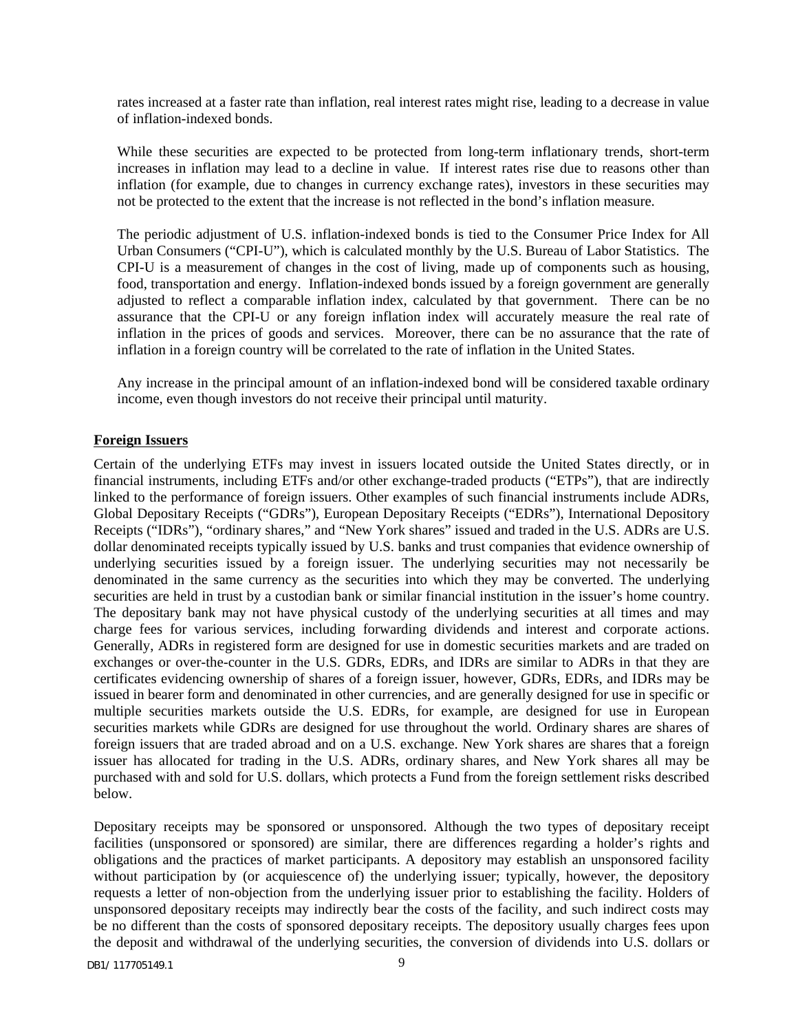rates increased at a faster rate than inflation, real interest rates might rise, leading to a decrease in value of inflation-indexed bonds.

While these securities are expected to be protected from long-term inflationary trends, short-term increases in inflation may lead to a decline in value. If interest rates rise due to reasons other than inflation (for example, due to changes in currency exchange rates), investors in these securities may not be protected to the extent that the increase is not reflected in the bond's inflation measure.

The periodic adjustment of U.S. inflation-indexed bonds is tied to the Consumer Price Index for All Urban Consumers ("CPI-U"), which is calculated monthly by the U.S. Bureau of Labor Statistics. The CPI-U is a measurement of changes in the cost of living, made up of components such as housing, food, transportation and energy. Inflation-indexed bonds issued by a foreign government are generally adjusted to reflect a comparable inflation index, calculated by that government. There can be no assurance that the CPI-U or any foreign inflation index will accurately measure the real rate of inflation in the prices of goods and services. Moreover, there can be no assurance that the rate of inflation in a foreign country will be correlated to the rate of inflation in the United States.

Any increase in the principal amount of an inflation-indexed bond will be considered taxable ordinary income, even though investors do not receive their principal until maturity.

**Foreign Issuers**

Certain of the underlying ETFs may invest in issuers located outside the United States directly, or in financial instruments, including ETFs and/or other exchange-traded products ("ETPs"), that are indirectly linked to the performance of foreign issuers. Other examples of such financial instruments include ADRs, Global Depositary Receipts ("GDRs"), European Depositary Receipts ("EDRs"), International Depository Receipts ("IDRs"), "ordinary shares," and "New York shares" issued and traded in the U.S. ADRs are U.S. dollar denominated receipts typically issued by U.S. banks and trust companies that evidence ownership of underlying securities issued by a foreign issuer. The underlying securities may not necessarily be denominated in the same currency as the securities into which they may be converted. The underlying securities are held in trust by a custodian bank or similar financial institution in the issuer's home country. The depositary bank may not have physical custody of the underlying securities at all times and may charge fees for various services, including forwarding dividends and interest and corporate actions. Generally, ADRs in registered form are designed for use in domestic securities markets and are traded on exchanges or over-the-counter in the U.S. GDRs, EDRs, and IDRs are similar to ADRs in that they are certificates evidencing ownership of shares of a foreign issuer, however, GDRs, EDRs, and IDRs may be issued in bearer form and denominated in other currencies, and are generally designed for use in specific or multiple securities markets outside the U.S. EDRs, for example, are designed for use in European securities markets while GDRs are designed for use throughout the world. Ordinary shares are shares of foreign issuers that are traded abroad and on a U.S. exchange. New York shares are shares that a foreign issuer has allocated for trading in the U.S. ADRs, ordinary shares, and New York shares all may be purchased with and sold for U.S. dollars, which protects a Fund from the foreign settlement risks described below.

Depositary receipts may be sponsored or unsponsored. Although the two types of depositary receipt facilities (unsponsored or sponsored) are similar, there are differences regarding a holder's rights and obligations and the practices of market participants. A depository may establish an unsponsored facility without participation by (or acquiescence of) the underlying issuer; typically, however, the depository requests a letter of non-objection from the underlying issuer prior to establishing the facility. Holders of unsponsored depositary receipts may indirectly bear the costs of the facility, and such indirect costs may be no different than the costs of sponsored depositary receipts. The depository usually charges fees upon the deposit and withdrawal of the underlying securities, the conversion of dividends into U.S. dollars or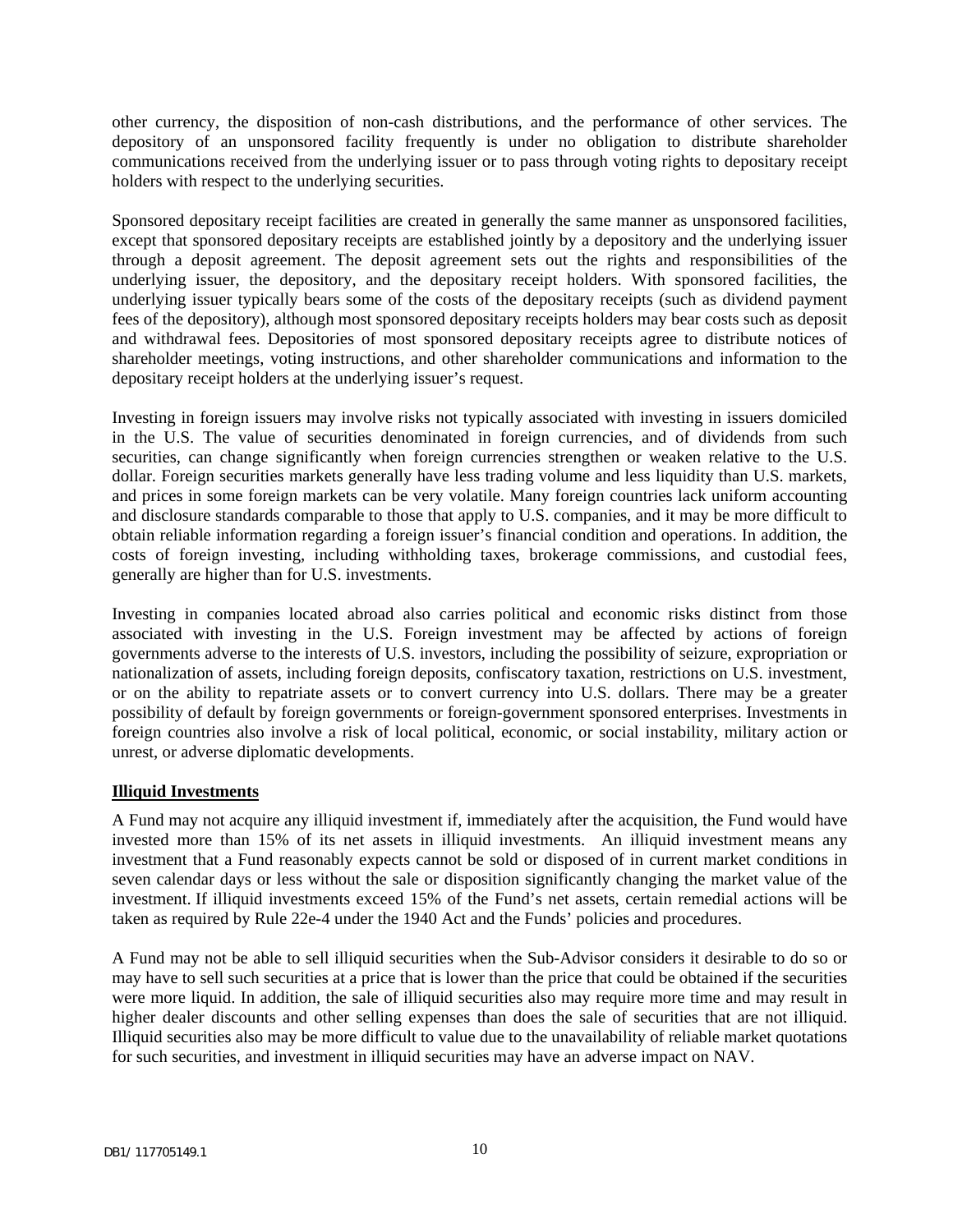other currency, the disposition of non-cash distributions, and the performance of other services. The depository of an unsponsored facility frequently is under no obligation to distribute shareholder communications received from the underlying issuer or to pass through voting rights to depositary receipt holders with respect to the underlying securities.

Sponsored depositary receipt facilities are created in generally the same manner as unsponsored facilities, except that sponsored depositary receipts are established jointly by a depository and the underlying issuer through a deposit agreement. The deposit agreement sets out the rights and responsibilities of the underlying issuer, the depository, and the depositary receipt holders. With sponsored facilities, the underlying issuer typically bears some of the costs of the depositary receipts (such as dividend payment fees of the depository), although most sponsored depositary receipts holders may bear costs such as deposit and withdrawal fees. Depositories of most sponsored depositary receipts agree to distribute notices of shareholder meetings, voting instructions, and other shareholder communications and information to the depositary receipt holders at the underlying issuer's request.

Investing in foreign issuers may involve risks not typically associated with investing in issuers domiciled in the U.S. The value of securities denominated in foreign currencies, and of dividends from such securities, can change significantly when foreign currencies strengthen or weaken relative to the U.S. dollar. Foreign securities markets generally have less trading volume and less liquidity than U.S. markets, and prices in some foreign markets can be very volatile. Many foreign countries lack uniform accounting and disclosure standards comparable to those that apply to U.S. companies, and it may be more difficult to obtain reliable information regarding a foreign issuer's financial condition and operations. In addition, the costs of foreign investing, including withholding taxes, brokerage commissions, and custodial fees, generally are higher than for U.S. investments.

Investing in companies located abroad also carries political and economic risks distinct from those associated with investing in the U.S. Foreign investment may be affected by actions of foreign governments adverse to the interests of U.S. investors, including the possibility of seizure, expropriation or nationalization of assets, including foreign deposits, confiscatory taxation, restrictions on U.S. investment, or on the ability to repatriate assets or to convert currency into U.S. dollars. There may be a greater possibility of default by foreign governments or foreign-government sponsored enterprises. Investments in foreign countries also involve a risk of local political, economic, or social instability, military action or unrest, or adverse diplomatic developments.

**Illiquid Investments**

A Fund may not acquire any illiquid investment if, immediately after the acquisition, the Fund would have invested more than 15% of its net assets in illiquid investments. An illiquid investment means any investment that a Fund reasonably expects cannot be sold or disposed of in current market conditions in seven calendar days or less without the sale or disposition significantly changing the market value of the investment. If illiquid investments exceed 15% of the Fund's net assets, certain remedial actions will be taken as required by Rule 22e-4 under the 1940 Act and the Funds' policies and procedures.

A Fund may not be able to sell illiquid securities when the Sub-Advisor considers it desirable to do so or may have to sell such securities at a price that is lower than the price that could be obtained if the securities were more liquid. In addition, the sale of illiquid securities also may require more time and may result in higher dealer discounts and other selling expenses than does the sale of securities that are not illiquid. Illiquid securities also may be more difficult to value due to the unavailability of reliable market quotations for such securities, and investment in illiquid securities may have an adverse impact on NAV.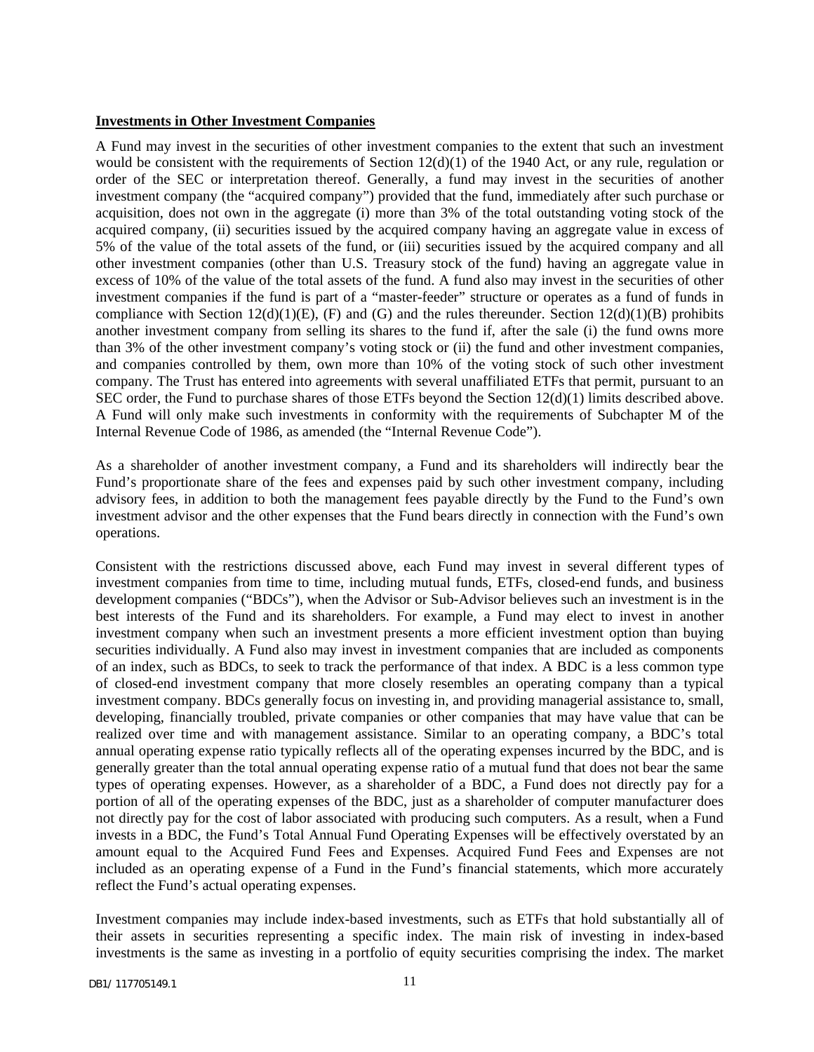**Investments in Other Investment Companies**

A Fund may invest in the securities of other investment companies to the extent that such an investment would be consistent with the requirements of Section 12(d)(1) of the 1940 Act, or any rule, regulation or order of the SEC or interpretation thereof. Generally, a fund may invest in the securities of another investment company (the "acquired company") provided that the fund, immediately after such purchase or acquisition, does not own in the aggregate (i) more than 3% of the total outstanding voting stock of the acquired company, (ii) securities issued by the acquired company having an aggregate value in excess of 5% of the value of the total assets of the fund, or (iii) securities issued by the acquired company and all other investment companies (other than U.S. Treasury stock of the fund) having an aggregate value in excess of 10% of the value of the total assets of the fund. A fund also may invest in the securities of other investment companies if the fund is part of a "master-feeder" structure or operates as a fund of funds in compliance with Section 12(d)(1)(E), (F) and (G) and the rules thereunder. Section 12(d)(1)(B) prohibits another investment company from selling its shares to the fund if, after the sale (i) the fund owns more than 3% of the other investment company's voting stock or (ii) the fund and other investment companies, and companies controlled by them, own more than 10% of the voting stock of such other investment company. The Trust has entered into agreements with several unaffiliated ETFs that permit, pursuant to an SEC order, the Fund to purchase shares of those ETFs beyond the Section 12(d)(1) limits described above. A Fund will only make such investments in conformity with the requirements of Subchapter M of the Internal Revenue Code of 1986, as amended (the "Internal Revenue Code").

As a shareholder of another investment company, a Fund and its shareholders will indirectly bear the Fund's proportionate share of the fees and expenses paid by such other investment company, including advisory fees, in addition to both the management fees payable directly by the Fund to the Fund's own investment advisor and the other expenses that the Fund bears directly in connection with the Fund's own operations.

Consistent with the restrictions discussed above, each Fund may invest in several different types of investment companies from time to time, including mutual funds, ETFs, closed-end funds, and business development companies ("BDCs"), when the Advisor or Sub-Advisor believes such an investment is in the best interests of the Fund and its shareholders. For example, a Fund may elect to invest in another investment company when such an investment presents a more efficient investment option than buying securities individually. A Fund also may invest in investment companies that are included as components of an index, such as BDCs, to seek to track the performance of that index. A BDC is a less common type of closed-end investment company that more closely resembles an operating company than a typical investment company. BDCs generally focus on investing in, and providing managerial assistance to, small, developing, financially troubled, private companies or other companies that may have value that can be realized over time and with management assistance. Similar to an operating company, a BDC's total annual operating expense ratio typically reflects all of the operating expenses incurred by the BDC, and is generally greater than the total annual operating expense ratio of a mutual fund that does not bear the same types of operating expenses. However, as a shareholder of a BDC, a Fund does not directly pay for a portion of all of the operating expenses of the BDC, just as a shareholder of computer manufacturer does not directly pay for the cost of labor associated with producing such computers. As a result, when a Fund invests in a BDC, the Fund's Total Annual Fund Operating Expenses will be effectively overstated by an amount equal to the Acquired Fund Fees and Expenses. Acquired Fund Fees and Expenses are not included as an operating expense of a Fund in the Fund's financial statements, which more accurately reflect the Fund's actual operating expenses.

Investment companies may include index-based investments, such as ETFs that hold substantially all of their assets in securities representing a specific index. The main risk of investing in index-based investments is the same as investing in a portfolio of equity securities comprising the index. The market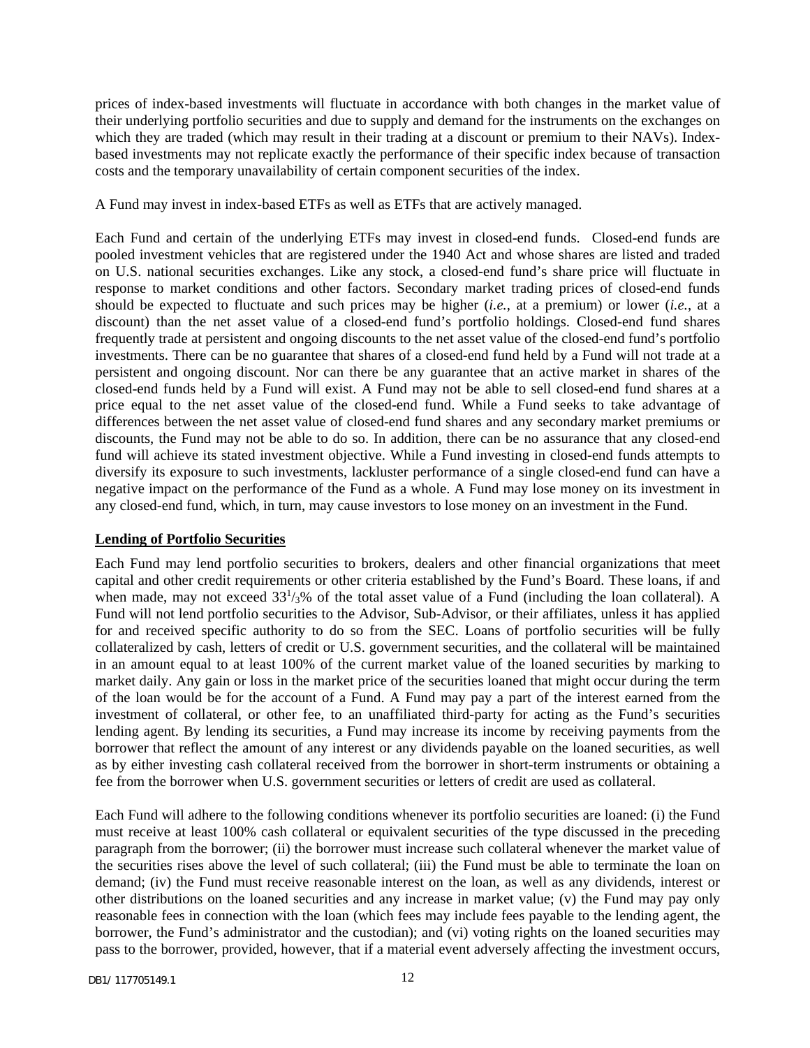prices of index-based investments will fluctuate in accordance with both changes in the market value of their underlying portfolio securities and due to supply and demand for the instruments on the exchanges on which they are traded (which may result in their trading at a discount or premium to their NAVs). Index-based investments may not replicate exactly the performance of their specific index because of transaction costs and the temporary unavailability of certain component securities of the index.

A Fund may invest in index-based ETFs as well as ETFs that are actively managed.

Each Fund and certain of the underlying ETFs may invest in closed-end funds. Closed-end funds are pooled investment vehicles that are registered under the 1940 Act and whose shares are listed and traded on U.S. national securities exchanges. Like any stock, a closed-end fund's share price will fluctuate in response to market conditions and other factors. Secondary market trading prices of closed-end funds should be expected to fluctuate and such prices may be higher (*i.e.*, at a premium) or lower (*i.e.*, at a discount) than the net asset value of a closed-end fund's portfolio holdings. Closed-end fund shares frequently trade at persistent and ongoing discounts to the net asset value of the closed-end fund's portfolio investments. There can be no guarantee that shares of a closed-end fund held by a Fund will not trade at a persistent and ongoing discount. Nor can there be any guarantee that an active market in shares of the closed-end funds held by a Fund will exist. A Fund may not be able to sell closed-end fund shares at a price equal to the net asset value of the closed-end fund. While a Fund seeks to take advantage of differences between the net asset value of closed-end fund shares and any secondary market premiums or discounts, the Fund may not be able to do so. In addition, there can be no assurance that any closed-end fund will achieve its stated investment objective. While a Fund investing in closed-end funds attempts to diversify its exposure to such investments, lackluster performance of a single closed-end fund can have a negative impact on the performance of the Fund as a whole. A Fund may lose money on its investment in any closed-end fund, which, in turn, may cause investors to lose money on an investment in the Fund.

**Lending of Portfolio Securities**

Each Fund may lend portfolio securities to brokers, dealers and other financial organizations that meet capital and other credit requirements or other criteria established by the Fund's Board. These loans, if and when made, may not exceed $33^1/_3$% of the total asset value of a Fund (including the loan collateral). A Fund will not lend portfolio securities to the Advisor, Sub-Advisor, or their affiliates, unless it has applied for and received specific authority to do so from the SEC. Loans of portfolio securities will be fully collateralized by cash, letters of credit or U.S. government securities, and the collateral will be maintained in an amount equal to at least 100% of the current market value of the loaned securities by marking to market daily. Any gain or loss in the market price of the securities loaned that might occur during the term of the loan would be for the account of a Fund. A Fund may pay a part of the interest earned from the investment of collateral, or other fee, to an unaffiliated third-party for acting as the Fund's securities lending agent. By lending its securities, a Fund may increase its income by receiving payments from the borrower that reflect the amount of any interest or any dividends payable on the loaned securities, as well as by either investing cash collateral received from the borrower in short-term instruments or obtaining a fee from the borrower when U.S. government securities or letters of credit are used as collateral.

Each Fund will adhere to the following conditions whenever its portfolio securities are loaned: (i) the Fund must receive at least 100% cash collateral or equivalent securities of the type discussed in the preceding paragraph from the borrower; (ii) the borrower must increase such collateral whenever the market value of the securities rises above the level of such collateral; (iii) the Fund must be able to terminate the loan on demand; (iv) the Fund must receive reasonable interest on the loan, as well as any dividends, interest or other distributions on the loaned securities and any increase in market value; (v) the Fund may pay only reasonable fees in connection with the loan (which fees may include fees payable to the lending agent, the borrower, the Fund's administrator and the custodian); and (vi) voting rights on the loaned securities may pass to the borrower, provided, however, that if a material event adversely affecting the investment occurs,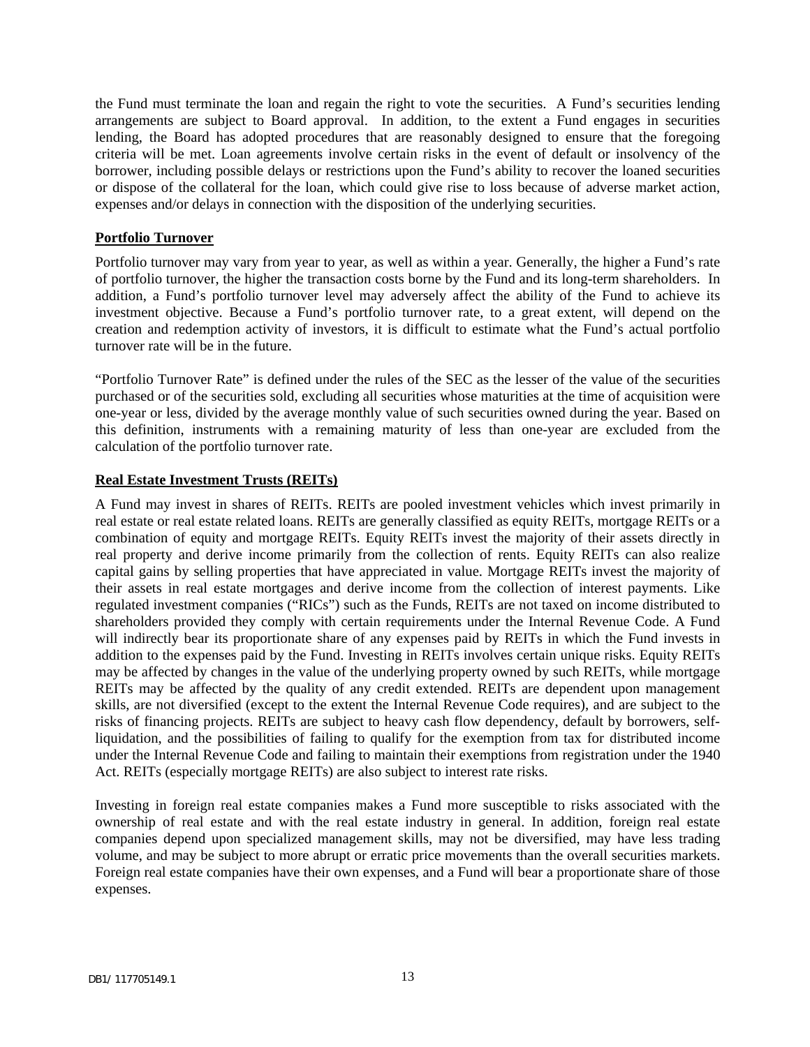the Fund must terminate the loan and regain the right to vote the securities. A Fund's securities lending arrangements are subject to Board approval. In addition, to the extent a Fund engages in securities lending, the Board has adopted procedures that are reasonably designed to ensure that the foregoing criteria will be met. Loan agreements involve certain risks in the event of default or insolvency of the borrower, including possible delays or restrictions upon the Fund's ability to recover the loaned securities or dispose of the collateral for the loan, which could give rise to loss because of adverse market action, expenses and/or delays in connection with the disposition of the underlying securities.

**Portfolio Turnover**

Portfolio turnover may vary from year to year, as well as within a year. Generally, the higher a Fund's rate of portfolio turnover, the higher the transaction costs borne by the Fund and its long-term shareholders. In addition, a Fund's portfolio turnover level may adversely affect the ability of the Fund to achieve its investment objective. Because a Fund's portfolio turnover rate, to a great extent, will depend on the creation and redemption activity of investors, it is difficult to estimate what the Fund's actual portfolio turnover rate will be in the future.

"Portfolio Turnover Rate" is defined under the rules of the SEC as the lesser of the value of the securities purchased or of the securities sold, excluding all securities whose maturities at the time of acquisition were one-year or less, divided by the average monthly value of such securities owned during the year. Based on this definition, instruments with a remaining maturity of less than one-year are excluded from the calculation of the portfolio turnover rate.

**Real Estate Investment Trusts (REITs)**

A Fund may invest in shares of REITs. REITs are pooled investment vehicles which invest primarily in real estate or real estate related loans. REITs are generally classified as equity REITs, mortgage REITs or a combination of equity and mortgage REITs. Equity REITs invest the majority of their assets directly in real property and derive income primarily from the collection of rents. Equity REITs can also realize capital gains by selling properties that have appreciated in value. Mortgage REITs invest the majority of their assets in real estate mortgages and derive income from the collection of interest payments. Like regulated investment companies ("RICs") such as the Funds, REITs are not taxed on income distributed to shareholders provided they comply with certain requirements under the Internal Revenue Code. A Fund will indirectly bear its proportionate share of any expenses paid by REITs in which the Fund invests in addition to the expenses paid by the Fund. Investing in REITs involves certain unique risks. Equity REITs may be affected by changes in the value of the underlying property owned by such REITs, while mortgage REITs may be affected by the quality of any credit extended. REITs are dependent upon management skills, are not diversified (except to the extent the Internal Revenue Code requires), and are subject to the risks of financing projects. REITs are subject to heavy cash flow dependency, default by borrowers, self-liquidation, and the possibilities of failing to qualify for the exemption from tax for distributed income under the Internal Revenue Code and failing to maintain their exemptions from registration under the 1940 Act. REITs (especially mortgage REITs) are also subject to interest rate risks.

Investing in foreign real estate companies makes a Fund more susceptible to risks associated with the ownership of real estate and with the real estate industry in general. In addition, foreign real estate companies depend upon specialized management skills, may not be diversified, may have less trading volume, and may be subject to more abrupt or erratic price movements than the overall securities markets. Foreign real estate companies have their own expenses, and a Fund will bear a proportionate share of those expenses.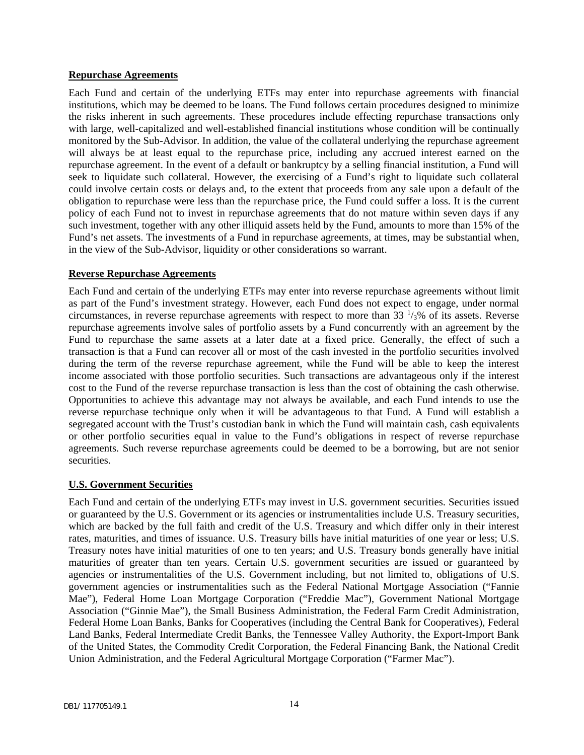**Repurchase Agreements**

Each Fund and certain of the underlying ETFs may enter into repurchase agreements with financial institutions, which may be deemed to be loans. The Fund follows certain procedures designed to minimize the risks inherent in such agreements. These procedures include effecting repurchase transactions only with large, well-capitalized and well-established financial institutions whose condition will be continually monitored by the Sub-Advisor. In addition, the value of the collateral underlying the repurchase agreement will always be at least equal to the repurchase price, including any accrued interest earned on the repurchase agreement. In the event of a default or bankruptcy by a selling financial institution, a Fund will seek to liquidate such collateral. However, the exercising of a Fund's right to liquidate such collateral could involve certain costs or delays and, to the extent that proceeds from any sale upon a default of the obligation to repurchase were less than the repurchase price, the Fund could suffer a loss. It is the current policy of each Fund not to invest in repurchase agreements that do not mature within seven days if any such investment, together with any other illiquid assets held by the Fund, amounts to more than 15% of the Fund's net assets. The investments of a Fund in repurchase agreements, at times, may be substantial when, in the view of the Sub-Advisor, liquidity or other considerations so warrant.

**Reverse Repurchase Agreements**

Each Fund and certain of the underlying ETFs may enter into reverse repurchase agreements without limit as part of the Fund's investment strategy. However, each Fund does not expect to engage, under normal circumstances, in reverse repurchase agreements with respect to more than 33 $^{1}/_{3}$% of its assets. Reverse repurchase agreements involve sales of portfolio assets by a Fund concurrently with an agreement by the Fund to repurchase the same assets at a later date at a fixed price. Generally, the effect of such a transaction is that a Fund can recover all or most of the cash invested in the portfolio securities involved during the term of the reverse repurchase agreement, while the Fund will be able to keep the interest income associated with those portfolio securities. Such transactions are advantageous only if the interest cost to the Fund of the reverse repurchase transaction is less than the cost of obtaining the cash otherwise. Opportunities to achieve this advantage may not always be available, and each Fund intends to use the reverse repurchase technique only when it will be advantageous to that Fund. A Fund will establish a segregated account with the Trust's custodian bank in which the Fund will maintain cash, cash equivalents or other portfolio securities equal in value to the Fund's obligations in respect of reverse repurchase agreements. Such reverse repurchase agreements could be deemed to be a borrowing, but are not senior securities.

**U.S. Government Securities**

Each Fund and certain of the underlying ETFs may invest in U.S. government securities. Securities issued or guaranteed by the U.S. Government or its agencies or instrumentalities include U.S. Treasury securities, which are backed by the full faith and credit of the U.S. Treasury and which differ only in their interest rates, maturities, and times of issuance. U.S. Treasury bills have initial maturities of one year or less; U.S. Treasury notes have initial maturities of one to ten years; and U.S. Treasury bonds generally have initial maturities of greater than ten years. Certain U.S. government securities are issued or guaranteed by agencies or instrumentalities of the U.S. Government including, but not limited to, obligations of U.S. government agencies or instrumentalities such as the Federal National Mortgage Association ("Fannie Mae"), Federal Home Loan Mortgage Corporation ("Freddie Mac"), Government National Mortgage Association ("Ginnie Mae"), the Small Business Administration, the Federal Farm Credit Administration, Federal Home Loan Banks, Banks for Cooperatives (including the Central Bank for Cooperatives), Federal Land Banks, Federal Intermediate Credit Banks, the Tennessee Valley Authority, the Export-Import Bank of the United States, the Commodity Credit Corporation, the Federal Financing Bank, the National Credit Union Administration, and the Federal Agricultural Mortgage Corporation ("Farmer Mac").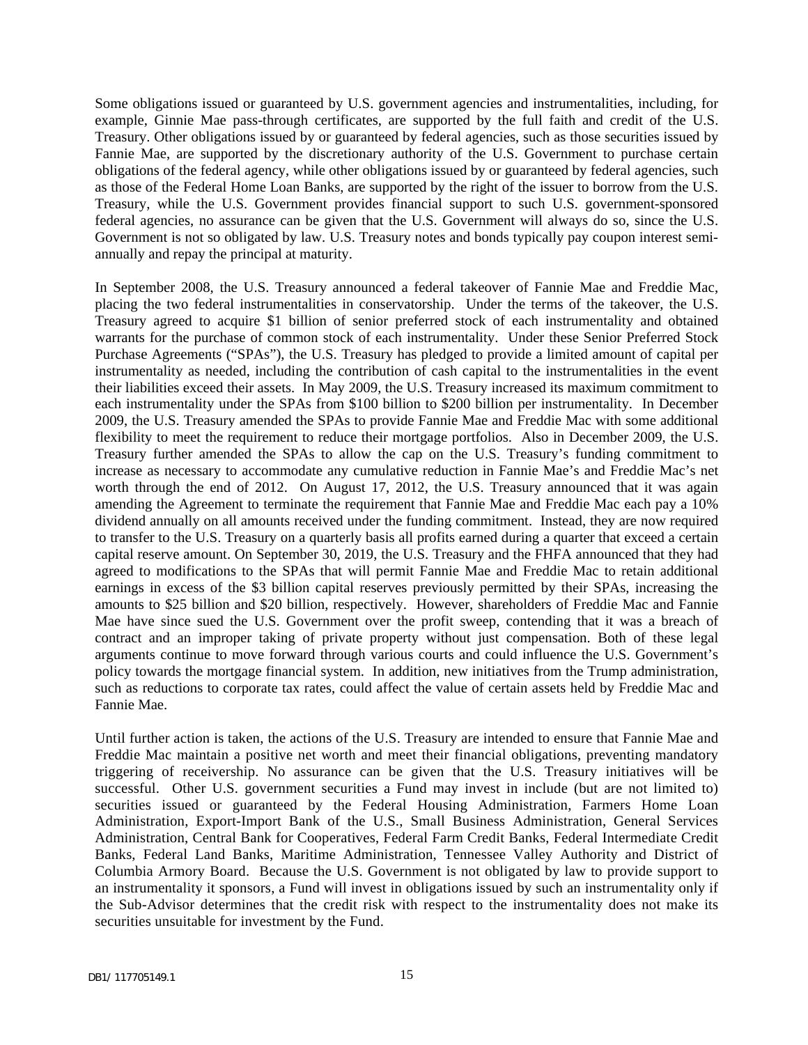Some obligations issued or guaranteed by U.S. government agencies and instrumentalities, including, for example, Ginnie Mae pass-through certificates, are supported by the full faith and credit of the U.S. Treasury. Other obligations issued by or guaranteed by federal agencies, such as those securities issued by Fannie Mae, are supported by the discretionary authority of the U.S. Government to purchase certain obligations of the federal agency, while other obligations issued by or guaranteed by federal agencies, such as those of the Federal Home Loan Banks, are supported by the right of the issuer to borrow from the U.S. Treasury, while the U.S. Government provides financial support to such U.S. government-sponsored federal agencies, no assurance can be given that the U.S. Government will always do so, since the U.S. Government is not so obligated by law. U.S. Treasury notes and bonds typically pay coupon interest semi-annually and repay the principal at maturity.

In September 2008, the U.S. Treasury announced a federal takeover of Fannie Mae and Freddie Mac, placing the two federal instrumentalities in conservatorship. Under the terms of the takeover, the U.S. Treasury agreed to acquire $1 billion of senior preferred stock of each instrumentality and obtained warrants for the purchase of common stock of each instrumentality. Under these Senior Preferred Stock Purchase Agreements ("SPAs"), the U.S. Treasury has pledged to provide a limited amount of capital per instrumentality as needed, including the contribution of cash capital to the instrumentalities in the event their liabilities exceed their assets. In May 2009, the U.S. Treasury increased its maximum commitment to each instrumentality under the SPAs from $100 billion to $200 billion per instrumentality. In December 2009, the U.S. Treasury amended the SPAs to provide Fannie Mae and Freddie Mac with some additional flexibility to meet the requirement to reduce their mortgage portfolios. Also in December 2009, the U.S. Treasury further amended the SPAs to allow the cap on the U.S. Treasury's funding commitment to increase as necessary to accommodate any cumulative reduction in Fannie Mae's and Freddie Mac's net worth through the end of 2012. On August 17, 2012, the U.S. Treasury announced that it was again amending the Agreement to terminate the requirement that Fannie Mae and Freddie Mac each pay a 10% dividend annually on all amounts received under the funding commitment. Instead, they are now required to transfer to the U.S. Treasury on a quarterly basis all profits earned during a quarter that exceed a certain capital reserve amount. On September 30, 2019, the U.S. Treasury and the FHFA announced that they had agreed to modifications to the SPAs that will permit Fannie Mae and Freddie Mac to retain additional earnings in excess of the $3 billion capital reserves previously permitted by their SPAs, increasing the amounts to $25 billion and $20 billion, respectively. However, shareholders of Freddie Mac and Fannie Mae have since sued the U.S. Government over the profit sweep, contending that it was a breach of contract and an improper taking of private property without just compensation. Both of these legal arguments continue to move forward through various courts and could influence the U.S. Government's policy towards the mortgage financial system. In addition, new initiatives from the Trump administration, such as reductions to corporate tax rates, could affect the value of certain assets held by Freddie Mac and Fannie Mae.

Until further action is taken, the actions of the U.S. Treasury are intended to ensure that Fannie Mae and Freddie Mac maintain a positive net worth and meet their financial obligations, preventing mandatory triggering of receivership. No assurance can be given that the U.S. Treasury initiatives will be successful. Other U.S. government securities a Fund may invest in include (but are not limited to) securities issued or guaranteed by the Federal Housing Administration, Farmers Home Loan Administration, Export-Import Bank of the U.S., Small Business Administration, General Services Administration, Central Bank for Cooperatives, Federal Farm Credit Banks, Federal Intermediate Credit Banks, Federal Land Banks, Maritime Administration, Tennessee Valley Authority and District of Columbia Armory Board. Because the U.S. Government is not obligated by law to provide support to an instrumentality it sponsors, a Fund will invest in obligations issued by such an instrumentality only if the Sub-Advisor determines that the credit risk with respect to the instrumentality does not make its securities unsuitable for investment by the Fund.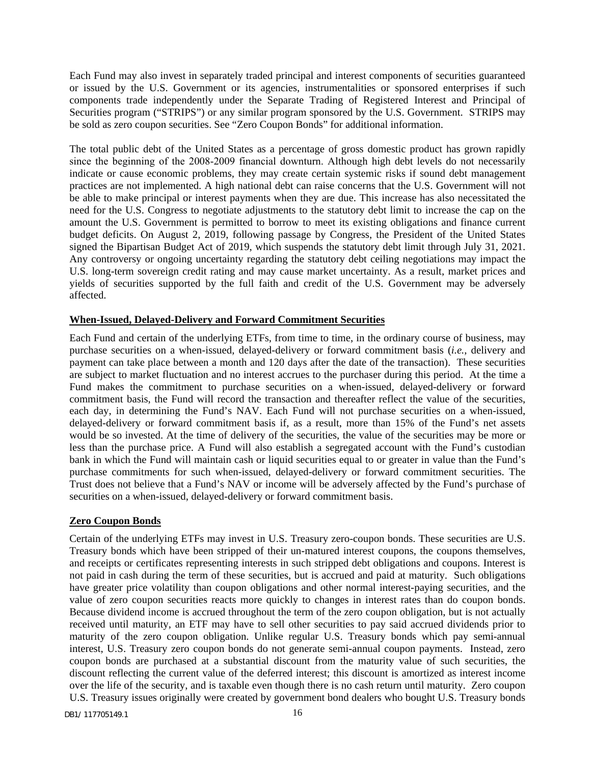Each Fund may also invest in separately traded principal and interest components of securities guaranteed or issued by the U.S. Government or its agencies, instrumentalities or sponsored enterprises if such components trade independently under the Separate Trading of Registered Interest and Principal of Securities program ("STRIPS") or any similar program sponsored by the U.S. Government. STRIPS may be sold as zero coupon securities. See "Zero Coupon Bonds" for additional information.

The total public debt of the United States as a percentage of gross domestic product has grown rapidly since the beginning of the 2008-2009 financial downturn. Although high debt levels do not necessarily indicate or cause economic problems, they may create certain systemic risks if sound debt management practices are not implemented. A high national debt can raise concerns that the U.S. Government will not be able to make principal or interest payments when they are due. This increase has also necessitated the need for the U.S. Congress to negotiate adjustments to the statutory debt limit to increase the cap on the amount the U.S. Government is permitted to borrow to meet its existing obligations and finance current budget deficits. On August 2, 2019, following passage by Congress, the President of the United States signed the Bipartisan Budget Act of 2019, which suspends the statutory debt limit through July 31, 2021. Any controversy or ongoing uncertainty regarding the statutory debt ceiling negotiations may impact the U.S. long-term sovereign credit rating and may cause market uncertainty. As a result, market prices and yields of securities supported by the full faith and credit of the U.S. Government may be adversely affected.

**When-Issued, Delayed-Delivery and Forward Commitment Securities**

Each Fund and certain of the underlying ETFs, from time to time, in the ordinary course of business, may purchase securities on a when-issued, delayed-delivery or forward commitment basis (*i.e.*, delivery and payment can take place between a month and 120 days after the date of the transaction). These securities are subject to market fluctuation and no interest accrues to the purchaser during this period. At the time a Fund makes the commitment to purchase securities on a when-issued, delayed-delivery or forward commitment basis, the Fund will record the transaction and thereafter reflect the value of the securities, each day, in determining the Fund's NAV. Each Fund will not purchase securities on a when-issued, delayed-delivery or forward commitment basis if, as a result, more than 15% of the Fund's net assets would be so invested. At the time of delivery of the securities, the value of the securities may be more or less than the purchase price. A Fund will also establish a segregated account with the Fund's custodian bank in which the Fund will maintain cash or liquid securities equal to or greater in value than the Fund's purchase commitments for such when-issued, delayed-delivery or forward commitment securities. The Trust does not believe that a Fund's NAV or income will be adversely affected by the Fund's purchase of securities on a when-issued, delayed-delivery or forward commitment basis.

**Zero Coupon Bonds**

Certain of the underlying ETFs may invest in U.S. Treasury zero-coupon bonds. These securities are U.S. Treasury bonds which have been stripped of their un-matured interest coupons, the coupons themselves, and receipts or certificates representing interests in such stripped debt obligations and coupons. Interest is not paid in cash during the term of these securities, but is accrued and paid at maturity. Such obligations have greater price volatility than coupon obligations and other normal interest-paying securities, and the value of zero coupon securities reacts more quickly to changes in interest rates than do coupon bonds. Because dividend income is accrued throughout the term of the zero coupon obligation, but is not actually received until maturity, an ETF may have to sell other securities to pay said accrued dividends prior to maturity of the zero coupon obligation. Unlike regular U.S. Treasury bonds which pay semi-annual interest, U.S. Treasury zero coupon bonds do not generate semi-annual coupon payments. Instead, zero coupon bonds are purchased at a substantial discount from the maturity value of such securities, the discount reflecting the current value of the deferred interest; this discount is amortized as interest income over the life of the security, and is taxable even though there is no cash return until maturity. Zero coupon U.S. Treasury issues originally were created by government bond dealers who bought U.S. Treasury bonds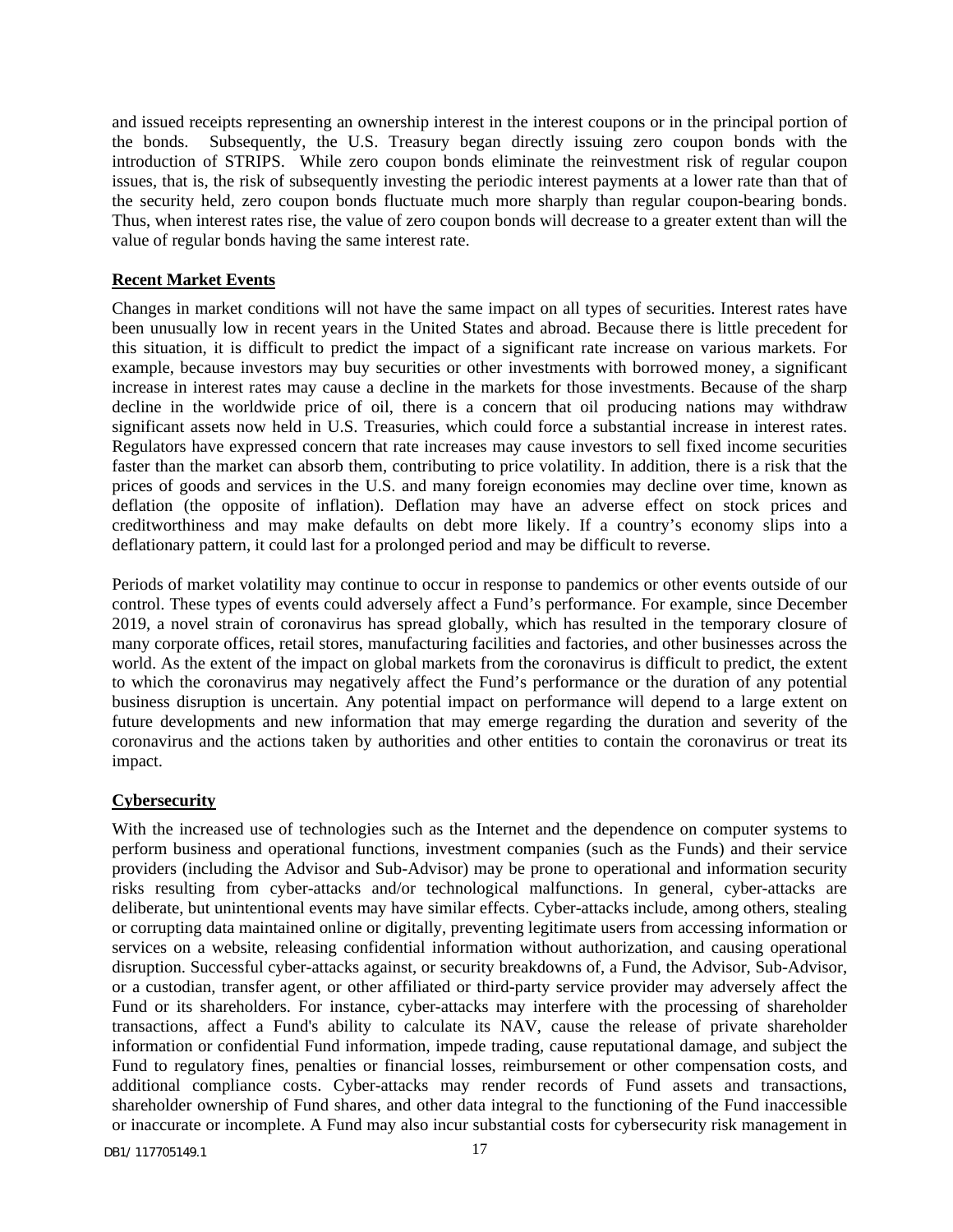and issued receipts representing an ownership interest in the interest coupons or in the principal portion of the bonds. Subsequently, the U.S. Treasury began directly issuing zero coupon bonds with the introduction of STRIPS. While zero coupon bonds eliminate the reinvestment risk of regular coupon issues, that is, the risk of subsequently investing the periodic interest payments at a lower rate than that of the security held, zero coupon bonds fluctuate much more sharply than regular coupon-bearing bonds. Thus, when interest rates rise, the value of zero coupon bonds will decrease to a greater extent than will the value of regular bonds having the same interest rate.

**Recent Market Events**

Changes in market conditions will not have the same impact on all types of securities. Interest rates have been unusually low in recent years in the United States and abroad. Because there is little precedent for this situation, it is difficult to predict the impact of a significant rate increase on various markets. For example, because investors may buy securities or other investments with borrowed money, a significant increase in interest rates may cause a decline in the markets for those investments. Because of the sharp decline in the worldwide price of oil, there is a concern that oil producing nations may withdraw significant assets now held in U.S. Treasuries, which could force a substantial increase in interest rates. Regulators have expressed concern that rate increases may cause investors to sell fixed income securities faster than the market can absorb them, contributing to price volatility. In addition, there is a risk that the prices of goods and services in the U.S. and many foreign economies may decline over time, known as deflation (the opposite of inflation). Deflation may have an adverse effect on stock prices and creditworthiness and may make defaults on debt more likely. If a country's economy slips into a deflationary pattern, it could last for a prolonged period and may be difficult to reverse.

Periods of market volatility may continue to occur in response to pandemics or other events outside of our control. These types of events could adversely affect a Fund's performance. For example, since December 2019, a novel strain of coronavirus has spread globally, which has resulted in the temporary closure of many corporate offices, retail stores, manufacturing facilities and factories, and other businesses across the world. As the extent of the impact on global markets from the coronavirus is difficult to predict, the extent to which the coronavirus may negatively affect the Fund's performance or the duration of any potential business disruption is uncertain. Any potential impact on performance will depend to a large extent on future developments and new information that may emerge regarding the duration and severity of the coronavirus and the actions taken by authorities and other entities to contain the coronavirus or treat its impact.

**Cybersecurity**

With the increased use of technologies such as the Internet and the dependence on computer systems to perform business and operational functions, investment companies (such as the Funds) and their service providers (including the Advisor and Sub-Advisor) may be prone to operational and information security risks resulting from cyber-attacks and/or technological malfunctions. In general, cyber-attacks are deliberate, but unintentional events may have similar effects. Cyber-attacks include, among others, stealing or corrupting data maintained online or digitally, preventing legitimate users from accessing information or services on a website, releasing confidential information without authorization, and causing operational disruption. Successful cyber-attacks against, or security breakdowns of, a Fund, the Advisor, Sub-Advisor, or a custodian, transfer agent, or other affiliated or third-party service provider may adversely affect the Fund or its shareholders. For instance, cyber-attacks may interfere with the processing of shareholder transactions, affect a Fund's ability to calculate its NAV, cause the release of private shareholder information or confidential Fund information, impede trading, cause reputational damage, and subject the Fund to regulatory fines, penalties or financial losses, reimbursement or other compensation costs, and additional compliance costs. Cyber-attacks may render records of Fund assets and transactions, shareholder ownership of Fund shares, and other data integral to the functioning of the Fund inaccessible or inaccurate or incomplete. A Fund may also incur substantial costs for cybersecurity risk management in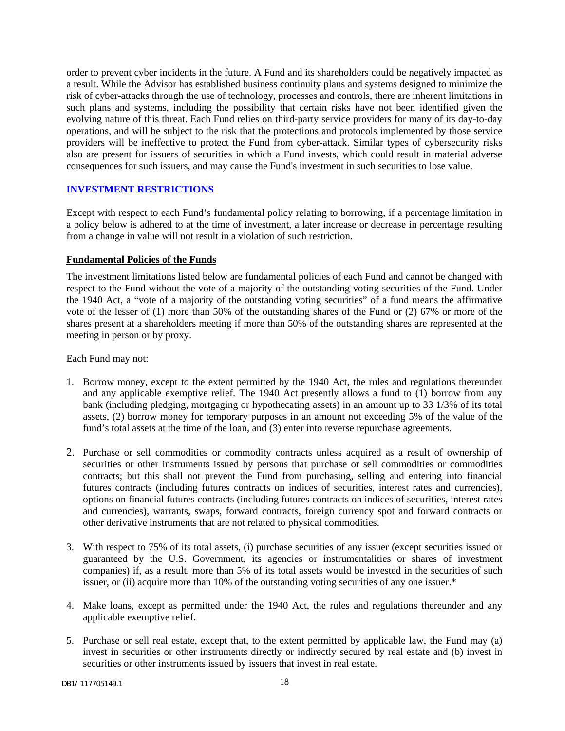order to prevent cyber incidents in the future. A Fund and its shareholders could be negatively impacted as a result. While the Advisor has established business continuity plans and systems designed to minimize the risk of cyber-attacks through the use of technology, processes and controls, there are inherent limitations in such plans and systems, including the possibility that certain risks have not been identified given the evolving nature of this threat. Each Fund relies on third-party service providers for many of its day-to-day operations, and will be subject to the risk that the protections and protocols implemented by those service providers will be ineffective to protect the Fund from cyber-attack. Similar types of cybersecurity risks also are present for issuers of securities in which a Fund invests, which could result in material adverse consequences for such issuers, and may cause the Fund's investment in such securities to lose value.

## INVESTMENT RESTRICTIONS

Except with respect to each Fund's fundamental policy relating to borrowing, if a percentage limitation in a policy below is adhered to at the time of investment, a later increase or decrease in percentage resulting from a change in value will not result in a violation of such restriction.

### Fundamental Policies of the Funds

The investment limitations listed below are fundamental policies of each Fund and cannot be changed with respect to the Fund without the vote of a majority of the outstanding voting securities of the Fund. Under the 1940 Act, a "vote of a majority of the outstanding voting securities" of a fund means the affirmative vote of the lesser of (1) more than 50% of the outstanding shares of the Fund or (2) 67% or more of the shares present at a shareholders meeting if more than 50% of the outstanding shares are represented at the meeting in person or by proxy.

Each Fund may not:

1. Borrow money, except to the extent permitted by the 1940 Act, the rules and regulations thereunder and any applicable exemptive relief. The 1940 Act presently allows a fund to (1) borrow from any bank (including pledging, mortgaging or hypothecating assets) in an amount up to 33 1/3% of its total assets, (2) borrow money for temporary purposes in an amount not exceeding 5% of the value of the fund's total assets at the time of the loan, and (3) enter into reverse repurchase agreements.

2. Purchase or sell commodities or commodity contracts unless acquired as a result of ownership of securities or other instruments issued by persons that purchase or sell commodities or commodities contracts; but this shall not prevent the Fund from purchasing, selling and entering into financial futures contracts (including futures contracts on indices of securities, interest rates and currencies), options on financial futures contracts (including futures contracts on indices of securities, interest rates and currencies), warrants, swaps, forward contracts, foreign currency spot and forward contracts or other derivative instruments that are not related to physical commodities.

3. With respect to 75% of its total assets, (i) purchase securities of any issuer (except securities issued or guaranteed by the U.S. Government, its agencies or instrumentalities or shares of investment companies) if, as a result, more than 5% of its total assets would be invested in the securities of such issuer, or (ii) acquire more than 10% of the outstanding voting securities of any one issuer.*

4. Make loans, except as permitted under the 1940 Act, the rules and regulations thereunder and any applicable exemptive relief.

5. Purchase or sell real estate, except that, to the extent permitted by applicable law, the Fund may (a) invest in securities or other instruments directly or indirectly secured by real estate and (b) invest in securities or other instruments issued by issuers that invest in real estate.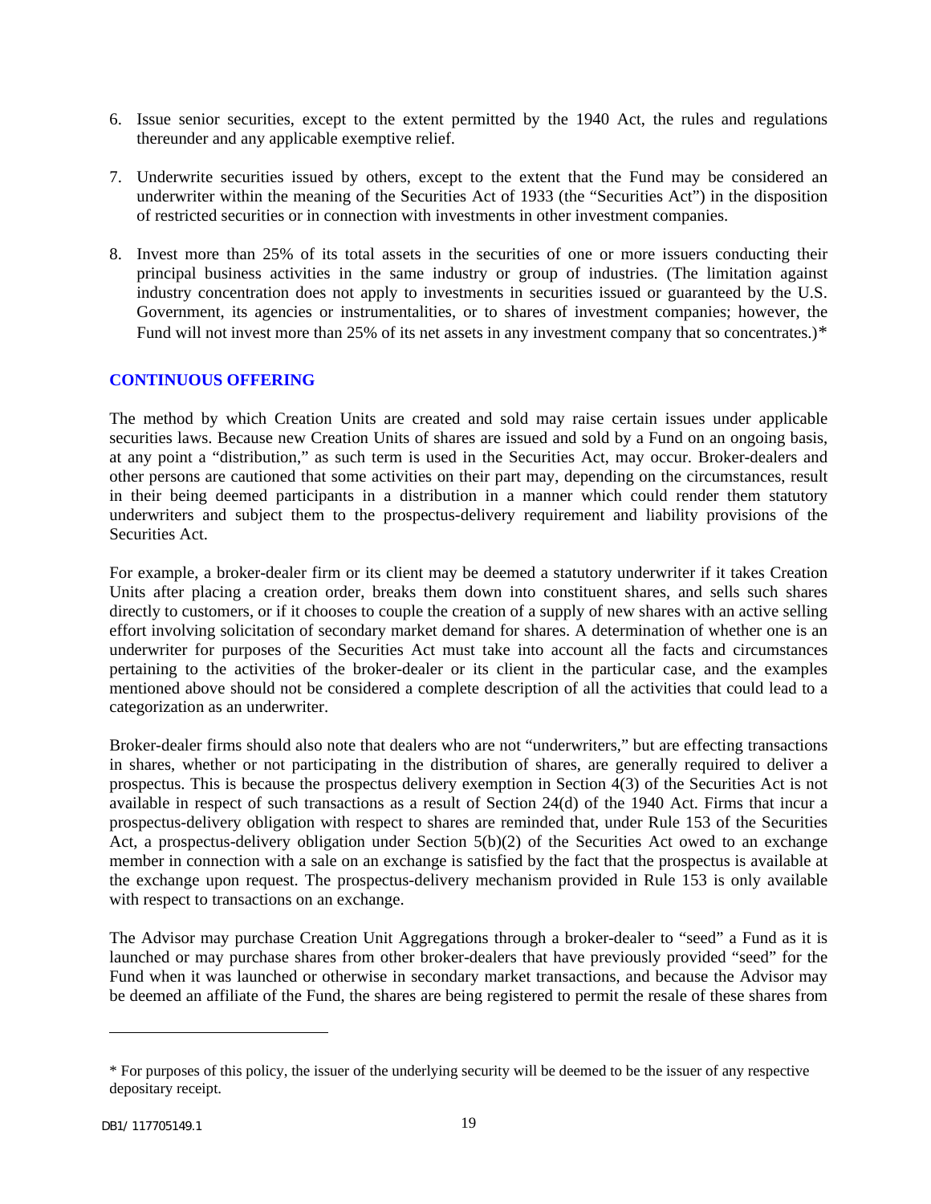6. Issue senior securities, except to the extent permitted by the 1940 Act, the rules and regulations thereunder and any applicable exemptive relief.

7. Underwrite securities issued by others, except to the extent that the Fund may be considered an underwriter within the meaning of the Securities Act of 1933 (the "Securities Act") in the disposition of restricted securities or in connection with investments in other investment companies.

8. Invest more than 25% of its total assets in the securities of one or more issuers conducting their principal business activities in the same industry or group of industries. (The limitation against industry concentration does not apply to investments in securities issued or guaranteed by the U.S. Government, its agencies or instrumentalities, or to shares of investment companies; however, the Fund will not invest more than 25% of its net assets in any investment company that so concentrates.)*

## CONTINUOUS OFFERING

The method by which Creation Units are created and sold may raise certain issues under applicable securities laws. Because new Creation Units of shares are issued and sold by a Fund on an ongoing basis, at any point a "distribution," as such term is used in the Securities Act, may occur. Broker-dealers and other persons are cautioned that some activities on their part may, depending on the circumstances, result in their being deemed participants in a distribution in a manner which could render them statutory underwriters and subject them to the prospectus-delivery requirement and liability provisions of the Securities Act.

For example, a broker-dealer firm or its client may be deemed a statutory underwriter if it takes Creation Units after placing a creation order, breaks them down into constituent shares, and sells such shares directly to customers, or if it chooses to couple the creation of a supply of new shares with an active selling effort involving solicitation of secondary market demand for shares. A determination of whether one is an underwriter for purposes of the Securities Act must take into account all the facts and circumstances pertaining to the activities of the broker-dealer or its client in the particular case, and the examples mentioned above should not be considered a complete description of all the activities that could lead to a categorization as an underwriter.

Broker-dealer firms should also note that dealers who are not "underwriters," but are effecting transactions in shares, whether or not participating in the distribution of shares, are generally required to deliver a prospectus. This is because the prospectus delivery exemption in Section 4(3) of the Securities Act is not available in respect of such transactions as a result of Section 24(d) of the 1940 Act. Firms that incur a prospectus-delivery obligation with respect to shares are reminded that, under Rule 153 of the Securities Act, a prospectus-delivery obligation under Section 5(b)(2) of the Securities Act owed to an exchange member in connection with a sale on an exchange is satisfied by the fact that the prospectus is available at the exchange upon request. The prospectus-delivery mechanism provided in Rule 153 is only available with respect to transactions on an exchange.

The Advisor may purchase Creation Unit Aggregations through a broker-dealer to "seed" a Fund as it is launched or may purchase shares from other broker-dealers that have previously provided "seed" for the Fund when it was launched or otherwise in secondary market transactions, and because the Advisor may be deemed an affiliate of the Fund, the shares are being registered to permit the resale of these shares from

---

* For purposes of this policy, the issuer of the underlying security will be deemed to be the issuer of any respective depositary receipt.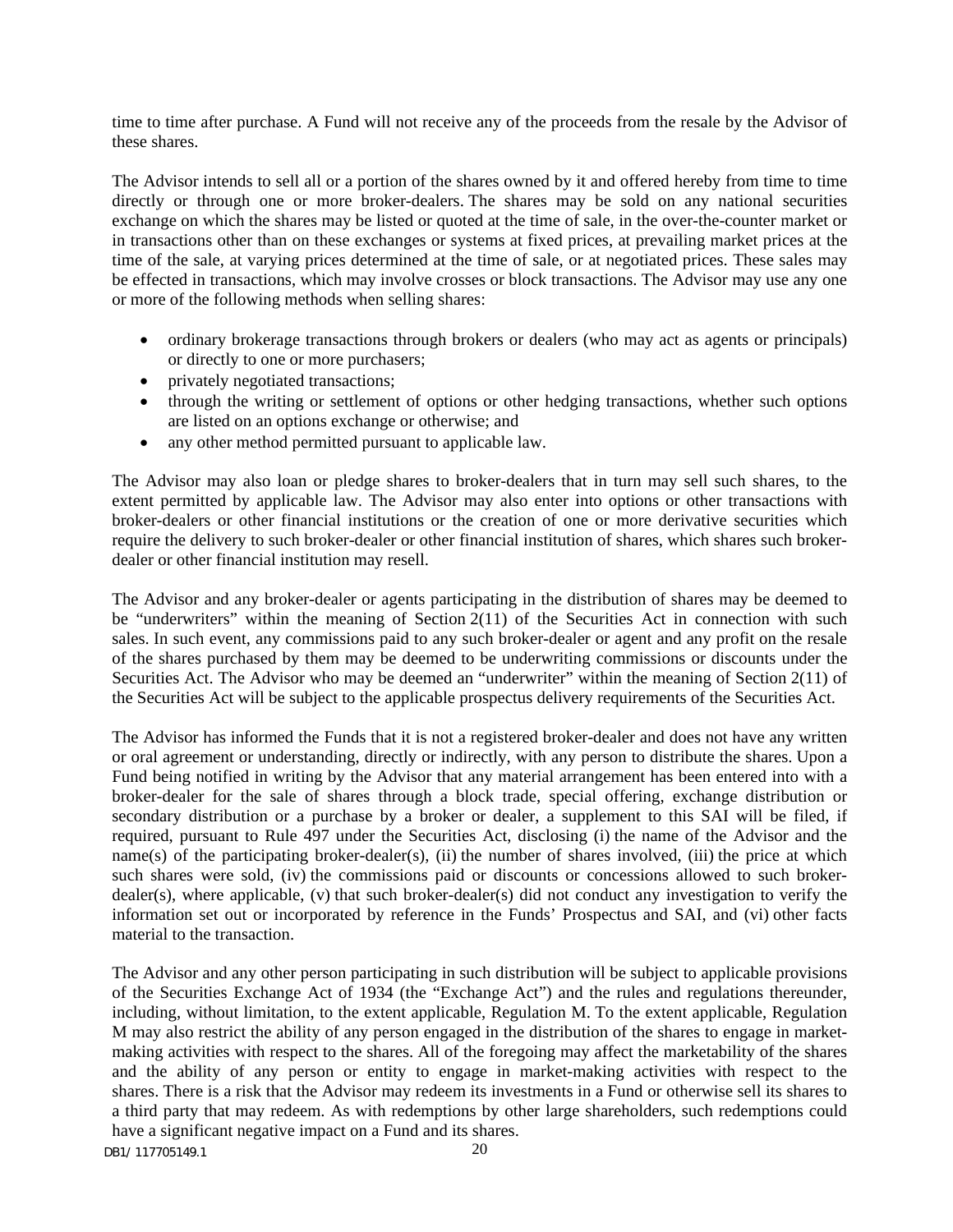time to time after purchase. A Fund will not receive any of the proceeds from the resale by the Advisor of these shares.

The Advisor intends to sell all or a portion of the shares owned by it and offered hereby from time to time directly or through one or more broker-dealers. The shares may be sold on any national securities exchange on which the shares may be listed or quoted at the time of sale, in the over-the-counter market or in transactions other than on these exchanges or systems at fixed prices, at prevailing market prices at the time of the sale, at varying prices determined at the time of sale, or at negotiated prices. These sales may be effected in transactions, which may involve crosses or block transactions. The Advisor may use any one or more of the following methods when selling shares:

- ordinary brokerage transactions through brokers or dealers (who may act as agents or principals) or directly to one or more purchasers;
- privately negotiated transactions;
- through the writing or settlement of options or other hedging transactions, whether such options are listed on an options exchange or otherwise; and
- any other method permitted pursuant to applicable law.

The Advisor may also loan or pledge shares to broker-dealers that in turn may sell such shares, to the extent permitted by applicable law. The Advisor may also enter into options or other transactions with broker-dealers or other financial institutions or the creation of one or more derivative securities which require the delivery to such broker-dealer or other financial institution of shares, which shares such broker-dealer or other financial institution may resell.

The Advisor and any broker-dealer or agents participating in the distribution of shares may be deemed to be "underwriters" within the meaning of Section 2(11) of the Securities Act in connection with such sales. In such event, any commissions paid to any such broker-dealer or agent and any profit on the resale of the shares purchased by them may be deemed to be underwriting commissions or discounts under the Securities Act. The Advisor who may be deemed an "underwriter" within the meaning of Section 2(11) of the Securities Act will be subject to the applicable prospectus delivery requirements of the Securities Act.

The Advisor has informed the Funds that it is not a registered broker-dealer and does not have any written or oral agreement or understanding, directly or indirectly, with any person to distribute the shares. Upon a Fund being notified in writing by the Advisor that any material arrangement has been entered into with a broker-dealer for the sale of shares through a block trade, special offering, exchange distribution or secondary distribution or a purchase by a broker or dealer, a supplement to this SAI will be filed, if required, pursuant to Rule 497 under the Securities Act, disclosing (i) the name of the Advisor and the name(s) of the participating broker-dealer(s), (ii) the number of shares involved, (iii) the price at which such shares were sold, (iv) the commissions paid or discounts or concessions allowed to such broker-dealer(s), where applicable, (v) that such broker-dealer(s) did not conduct any investigation to verify the information set out or incorporated by reference in the Funds' Prospectus and SAI, and (vi) other facts material to the transaction.

The Advisor and any other person participating in such distribution will be subject to applicable provisions of the Securities Exchange Act of 1934 (the "Exchange Act") and the rules and regulations thereunder, including, without limitation, to the extent applicable, Regulation M. To the extent applicable, Regulation M may also restrict the ability of any person engaged in the distribution of the shares to engage in market-making activities with respect to the shares. All of the foregoing may affect the marketability of the shares and the ability of any person or entity to engage in market-making activities with respect to the shares. There is a risk that the Advisor may redeem its investments in a Fund or otherwise sell its shares to a third party that may redeem. As with redemptions by other large shareholders, such redemptions could have a significant negative impact on a Fund and its shares.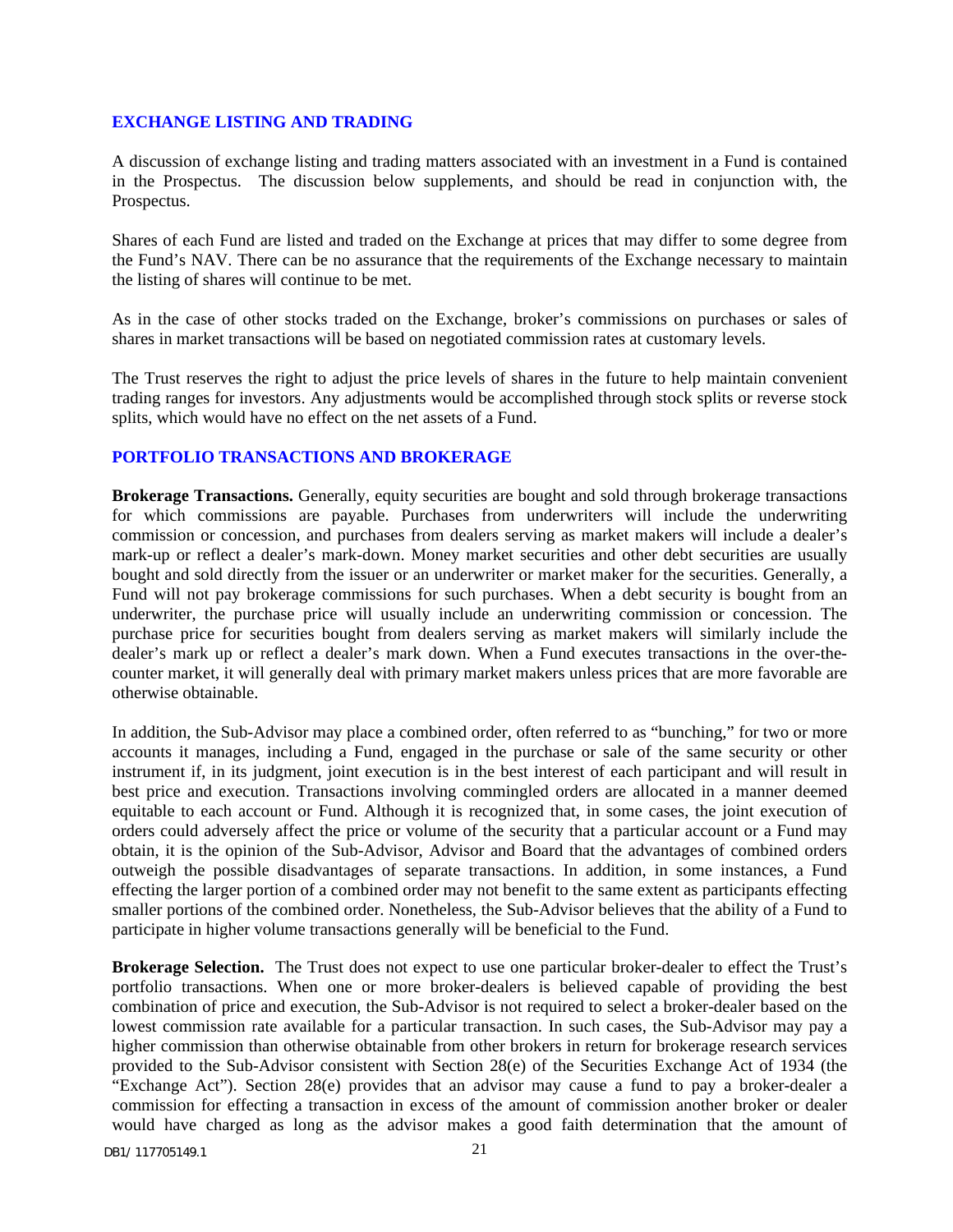## EXCHANGE LISTING AND TRADING

A discussion of exchange listing and trading matters associated with an investment in a Fund is contained in the Prospectus. The discussion below supplements, and should be read in conjunction with, the Prospectus.

Shares of each Fund are listed and traded on the Exchange at prices that may differ to some degree from the Fund's NAV. There can be no assurance that the requirements of the Exchange necessary to maintain the listing of shares will continue to be met.

As in the case of other stocks traded on the Exchange, broker's commissions on purchases or sales of shares in market transactions will be based on negotiated commission rates at customary levels.

The Trust reserves the right to adjust the price levels of shares in the future to help maintain convenient trading ranges for investors. Any adjustments would be accomplished through stock splits or reverse stock splits, which would have no effect on the net assets of a Fund.

## PORTFOLIO TRANSACTIONS AND BROKERAGE

**Brokerage Transactions.** Generally, equity securities are bought and sold through brokerage transactions for which commissions are payable. Purchases from underwriters will include the underwriting commission or concession, and purchases from dealers serving as market makers will include a dealer's mark-up or reflect a dealer's mark-down. Money market securities and other debt securities are usually bought and sold directly from the issuer or an underwriter or market maker for the securities. Generally, a Fund will not pay brokerage commissions for such purchases. When a debt security is bought from an underwriter, the purchase price will usually include an underwriting commission or concession. The purchase price for securities bought from dealers serving as market makers will similarly include the dealer's mark up or reflect a dealer's mark down. When a Fund executes transactions in the over-the-counter market, it will generally deal with primary market makers unless prices that are more favorable are otherwise obtainable.

In addition, the Sub-Advisor may place a combined order, often referred to as "bunching," for two or more accounts it manages, including a Fund, engaged in the purchase or sale of the same security or other instrument if, in its judgment, joint execution is in the best interest of each participant and will result in best price and execution. Transactions involving commingled orders are allocated in a manner deemed equitable to each account or Fund. Although it is recognized that, in some cases, the joint execution of orders could adversely affect the price or volume of the security that a particular account or a Fund may obtain, it is the opinion of the Sub-Advisor, Advisor and Board that the advantages of combined orders outweigh the possible disadvantages of separate transactions. In addition, in some instances, a Fund effecting the larger portion of a combined order may not benefit to the same extent as participants effecting smaller portions of the combined order. Nonetheless, the Sub-Advisor believes that the ability of a Fund to participate in higher volume transactions generally will be beneficial to the Fund.

**Brokerage Selection.** The Trust does not expect to use one particular broker-dealer to effect the Trust's portfolio transactions. When one or more broker-dealers is believed capable of providing the best combination of price and execution, the Sub-Advisor is not required to select a broker-dealer based on the lowest commission rate available for a particular transaction. In such cases, the Sub-Advisor may pay a higher commission than otherwise obtainable from other brokers in return for brokerage research services provided to the Sub-Advisor consistent with Section 28(e) of the Securities Exchange Act of 1934 (the "Exchange Act"). Section 28(e) provides that an advisor may cause a fund to pay a broker-dealer a commission for effecting a transaction in excess of the amount of commission another broker or dealer would have charged as long as the advisor makes a good faith determination that the amount of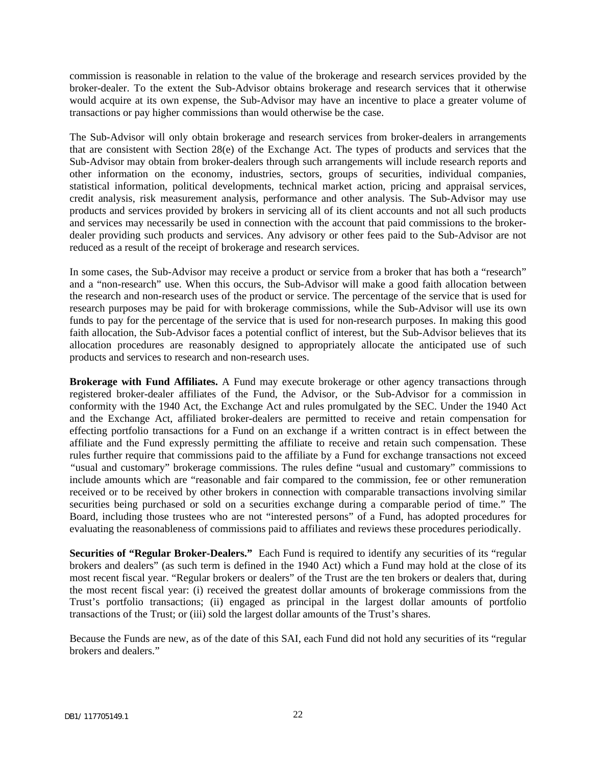commission is reasonable in relation to the value of the brokerage and research services provided by the broker-dealer. To the extent the Sub-Advisor obtains brokerage and research services that it otherwise would acquire at its own expense, the Sub-Advisor may have an incentive to place a greater volume of transactions or pay higher commissions than would otherwise be the case.

The Sub-Advisor will only obtain brokerage and research services from broker-dealers in arrangements that are consistent with Section 28(e) of the Exchange Act. The types of products and services that the Sub-Advisor may obtain from broker-dealers through such arrangements will include research reports and other information on the economy, industries, sectors, groups of securities, individual companies, statistical information, political developments, technical market action, pricing and appraisal services, credit analysis, risk measurement analysis, performance and other analysis. The Sub-Advisor may use products and services provided by brokers in servicing all of its client accounts and not all such products and services may necessarily be used in connection with the account that paid commissions to the broker-dealer providing such products and services. Any advisory or other fees paid to the Sub-Advisor are not reduced as a result of the receipt of brokerage and research services.

In some cases, the Sub-Advisor may receive a product or service from a broker that has both a "research" and a "non-research" use. When this occurs, the Sub-Advisor will make a good faith allocation between the research and non-research uses of the product or service. The percentage of the service that is used for research purposes may be paid for with brokerage commissions, while the Sub-Advisor will use its own funds to pay for the percentage of the service that is used for non-research purposes. In making this good faith allocation, the Sub-Advisor faces a potential conflict of interest, but the Sub-Advisor believes that its allocation procedures are reasonably designed to appropriately allocate the anticipated use of such products and services to research and non-research uses.

**Brokerage with Fund Affiliates.** A Fund may execute brokerage or other agency transactions through registered broker-dealer affiliates of the Fund, the Advisor, or the Sub-Advisor for a commission in conformity with the 1940 Act, the Exchange Act and rules promulgated by the SEC. Under the 1940 Act and the Exchange Act, affiliated broker-dealers are permitted to receive and retain compensation for effecting portfolio transactions for a Fund on an exchange if a written contract is in effect between the affiliate and the Fund expressly permitting the affiliate to receive and retain such compensation. These rules further require that commissions paid to the affiliate by a Fund for exchange transactions not exceed "usual and customary" brokerage commissions. The rules define "usual and customary" commissions to include amounts which are "reasonable and fair compared to the commission, fee or other remuneration received or to be received by other brokers in connection with comparable transactions involving similar securities being purchased or sold on a securities exchange during a comparable period of time." The Board, including those trustees who are not "interested persons" of a Fund, has adopted procedures for evaluating the reasonableness of commissions paid to affiliates and reviews these procedures periodically.

**Securities of "Regular Broker-Dealers."** Each Fund is required to identify any securities of its "regular brokers and dealers" (as such term is defined in the 1940 Act) which a Fund may hold at the close of its most recent fiscal year. "Regular brokers or dealers" of the Trust are the ten brokers or dealers that, during the most recent fiscal year: (i) received the greatest dollar amounts of brokerage commissions from the Trust's portfolio transactions; (ii) engaged as principal in the largest dollar amounts of portfolio transactions of the Trust; or (iii) sold the largest dollar amounts of the Trust's shares.

Because the Funds are new, as of the date of this SAI, each Fund did not hold any securities of its "regular brokers and dealers."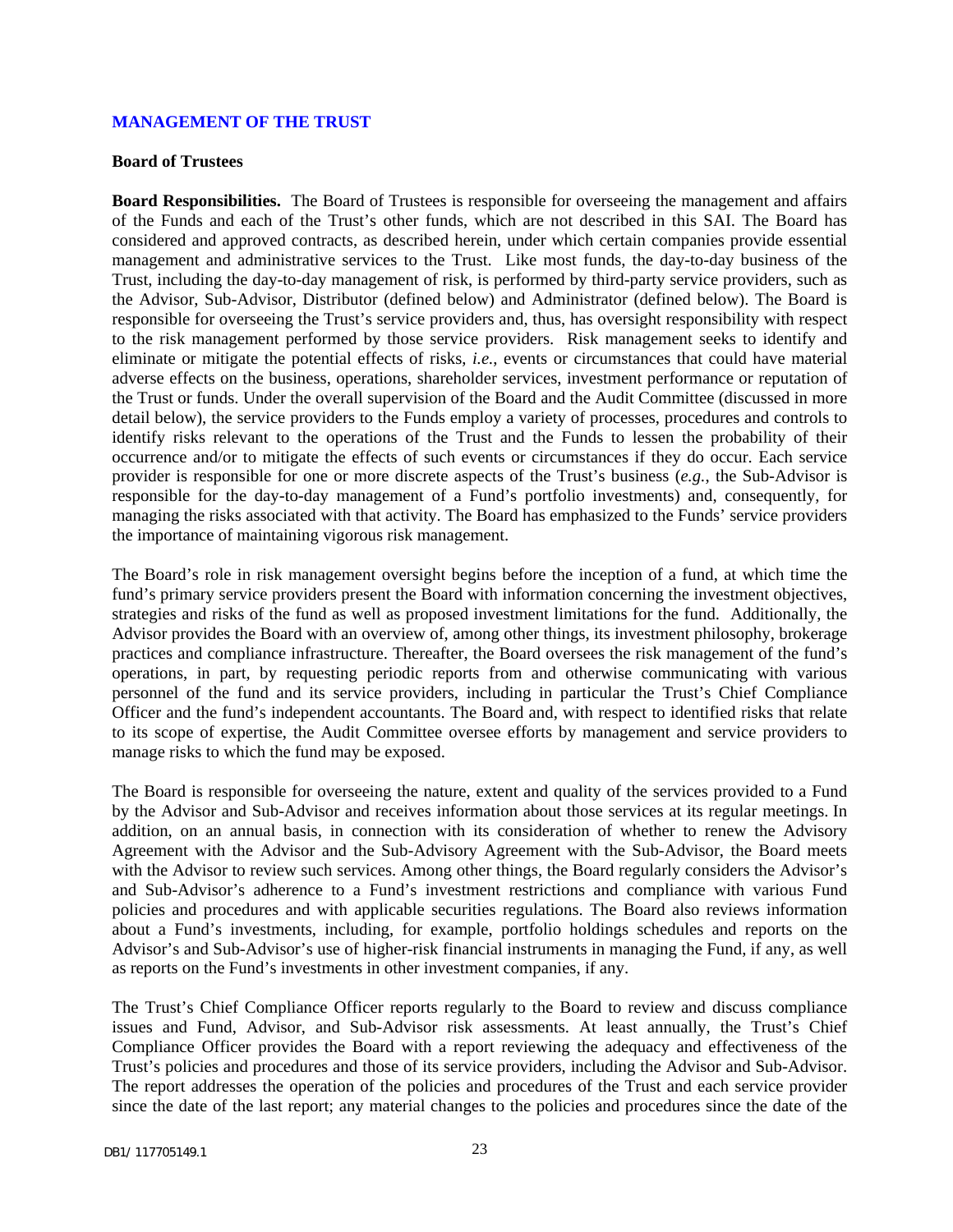## MANAGEMENT OF THE TRUST

### Board of Trustees

**Board Responsibilities.** The Board of Trustees is responsible for overseeing the management and affairs of the Funds and each of the Trust's other funds, which are not described in this SAI. The Board has considered and approved contracts, as described herein, under which certain companies provide essential management and administrative services to the Trust. Like most funds, the day-to-day business of the Trust, including the day-to-day management of risk, is performed by third-party service providers, such as the Advisor, Sub-Advisor, Distributor (defined below) and Administrator (defined below). The Board is responsible for overseeing the Trust's service providers and, thus, has oversight responsibility with respect to the risk management performed by those service providers. Risk management seeks to identify and eliminate or mitigate the potential effects of risks, *i.e.*, events or circumstances that could have material adverse effects on the business, operations, shareholder services, investment performance or reputation of the Trust or funds. Under the overall supervision of the Board and the Audit Committee (discussed in more detail below), the service providers to the Funds employ a variety of processes, procedures and controls to identify risks relevant to the operations of the Trust and the Funds to lessen the probability of their occurrence and/or to mitigate the effects of such events or circumstances if they do occur. Each service provider is responsible for one or more discrete aspects of the Trust's business (*e.g.*, the Sub-Advisor is responsible for the day-to-day management of a Fund's portfolio investments) and, consequently, for managing the risks associated with that activity. The Board has emphasized to the Funds' service providers the importance of maintaining vigorous risk management.

The Board's role in risk management oversight begins before the inception of a fund, at which time the fund's primary service providers present the Board with information concerning the investment objectives, strategies and risks of the fund as well as proposed investment limitations for the fund. Additionally, the Advisor provides the Board with an overview of, among other things, its investment philosophy, brokerage practices and compliance infrastructure. Thereafter, the Board oversees the risk management of the fund's operations, in part, by requesting periodic reports from and otherwise communicating with various personnel of the fund and its service providers, including in particular the Trust's Chief Compliance Officer and the fund's independent accountants. The Board and, with respect to identified risks that relate to its scope of expertise, the Audit Committee oversee efforts by management and service providers to manage risks to which the fund may be exposed.

The Board is responsible for overseeing the nature, extent and quality of the services provided to a Fund by the Advisor and Sub-Advisor and receives information about those services at its regular meetings. In addition, on an annual basis, in connection with its consideration of whether to renew the Advisory Agreement with the Advisor and the Sub-Advisory Agreement with the Sub-Advisor, the Board meets with the Advisor to review such services. Among other things, the Board regularly considers the Advisor's and Sub-Advisor's adherence to a Fund's investment restrictions and compliance with various Fund policies and procedures and with applicable securities regulations. The Board also reviews information about a Fund's investments, including, for example, portfolio holdings schedules and reports on the Advisor's and Sub-Advisor's use of higher-risk financial instruments in managing the Fund, if any, as well as reports on the Fund's investments in other investment companies, if any.

The Trust's Chief Compliance Officer reports regularly to the Board to review and discuss compliance issues and Fund, Advisor, and Sub-Advisor risk assessments. At least annually, the Trust's Chief Compliance Officer provides the Board with a report reviewing the adequacy and effectiveness of the Trust's policies and procedures and those of its service providers, including the Advisor and Sub-Advisor. The report addresses the operation of the policies and procedures of the Trust and each service provider since the date of the last report; any material changes to the policies and procedures since the date of the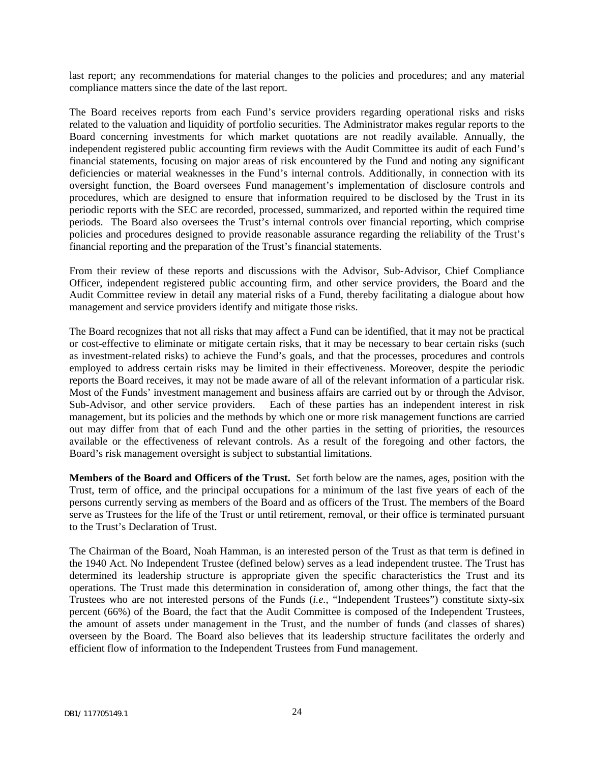last report; any recommendations for material changes to the policies and procedures; and any material compliance matters since the date of the last report.

The Board receives reports from each Fund's service providers regarding operational risks and risks related to the valuation and liquidity of portfolio securities. The Administrator makes regular reports to the Board concerning investments for which market quotations are not readily available. Annually, the independent registered public accounting firm reviews with the Audit Committee its audit of each Fund's financial statements, focusing on major areas of risk encountered by the Fund and noting any significant deficiencies or material weaknesses in the Fund's internal controls. Additionally, in connection with its oversight function, the Board oversees Fund management's implementation of disclosure controls and procedures, which are designed to ensure that information required to be disclosed by the Trust in its periodic reports with the SEC are recorded, processed, summarized, and reported within the required time periods. The Board also oversees the Trust's internal controls over financial reporting, which comprise policies and procedures designed to provide reasonable assurance regarding the reliability of the Trust's financial reporting and the preparation of the Trust's financial statements.

From their review of these reports and discussions with the Advisor, Sub-Advisor, Chief Compliance Officer, independent registered public accounting firm, and other service providers, the Board and the Audit Committee review in detail any material risks of a Fund, thereby facilitating a dialogue about how management and service providers identify and mitigate those risks.

The Board recognizes that not all risks that may affect a Fund can be identified, that it may not be practical or cost-effective to eliminate or mitigate certain risks, that it may be necessary to bear certain risks (such as investment-related risks) to achieve the Fund's goals, and that the processes, procedures and controls employed to address certain risks may be limited in their effectiveness. Moreover, despite the periodic reports the Board receives, it may not be made aware of all of the relevant information of a particular risk. Most of the Funds' investment management and business affairs are carried out by or through the Advisor, Sub-Advisor, and other service providers. Each of these parties has an independent interest in risk management, but its policies and the methods by which one or more risk management functions are carried out may differ from that of each Fund and the other parties in the setting of priorities, the resources available or the effectiveness of relevant controls. As a result of the foregoing and other factors, the Board's risk management oversight is subject to substantial limitations.

**Members of the Board and Officers of the Trust.** Set forth below are the names, ages, position with the Trust, term of office, and the principal occupations for a minimum of the last five years of each of the persons currently serving as members of the Board and as officers of the Trust. The members of the Board serve as Trustees for the life of the Trust or until retirement, removal, or their office is terminated pursuant to the Trust's Declaration of Trust.

The Chairman of the Board, Noah Hamman, is an interested person of the Trust as that term is defined in the 1940 Act. No Independent Trustee (defined below) serves as a lead independent trustee. The Trust has determined its leadership structure is appropriate given the specific characteristics the Trust and its operations. The Trust made this determination in consideration of, among other things, the fact that the Trustees who are not interested persons of the Funds (*i.e.*, "Independent Trustees") constitute sixty-six percent (66%) of the Board, the fact that the Audit Committee is composed of the Independent Trustees, the amount of assets under management in the Trust, and the number of funds (and classes of shares) overseen by the Board. The Board also believes that its leadership structure facilitates the orderly and efficient flow of information to the Independent Trustees from Fund management.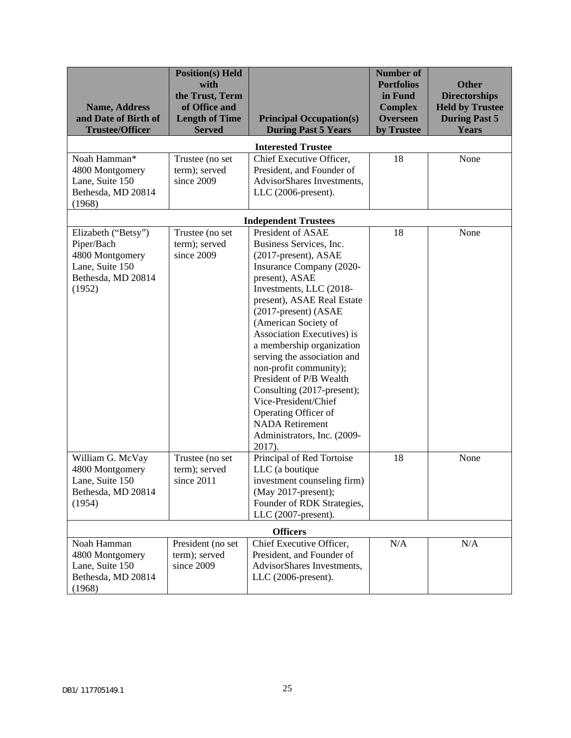| Name, Address and Date of Birth of Trustee/Officer | Position(s) Held with the Trust, Term of Office and Length of Time Served | Principal Occupation(s) During Past 5 Years | Number of Portfolios in Fund Complex Overseen by Trustee | Other Directorships Held by Trustee During Past 5 Years |
|---|---|---|---|---|
| **Interested Trustee** | | | | |
| Noah Hamman* 4800 Montgomery Lane, Suite 150 Bethesda, MD 20814 (1968) | Trustee (no set term); served since 2009 | Chief Executive Officer, President, and Founder of AdvisorShares Investments, LLC (2006-present). | 18 | None |
| **Independent Trustees** | | | | |
| Elizabeth ("Betsy") Piper/Bach 4800 Montgomery Lane, Suite 150 Bethesda, MD 20814 (1952) | Trustee (no set term); served since 2009 | President of ASAE Business Services, Inc. (2017-present), ASAE Insurance Company (2020-present), ASAE Investments, LLC (2018-present), ASAE Real Estate (2017-present) (ASAE (American Society of Association Executives) is a membership organization serving the association and non-profit community); President of P/B Wealth Consulting (2017-present); Vice-President/Chief Operating Officer of NADA Retirement Administrators, Inc. (2009-2017). | 18 | None |
| William G. McVay 4800 Montgomery Lane, Suite 150 Bethesda, MD 20814 (1954) | Trustee (no set term); served since 2011 | Principal of Red Tortoise LLC (a boutique investment counseling firm) (May 2017-present); Founder of RDK Strategies, LLC (2007-present). | 18 | None |
| **Officers** | | | | |
| Noah Hamman 4800 Montgomery Lane, Suite 150 Bethesda, MD 20814 (1968) | President (no set term); served since 2009 | Chief Executive Officer, President, and Founder of AdvisorShares Investments, LLC (2006-present). | N/A | N/A |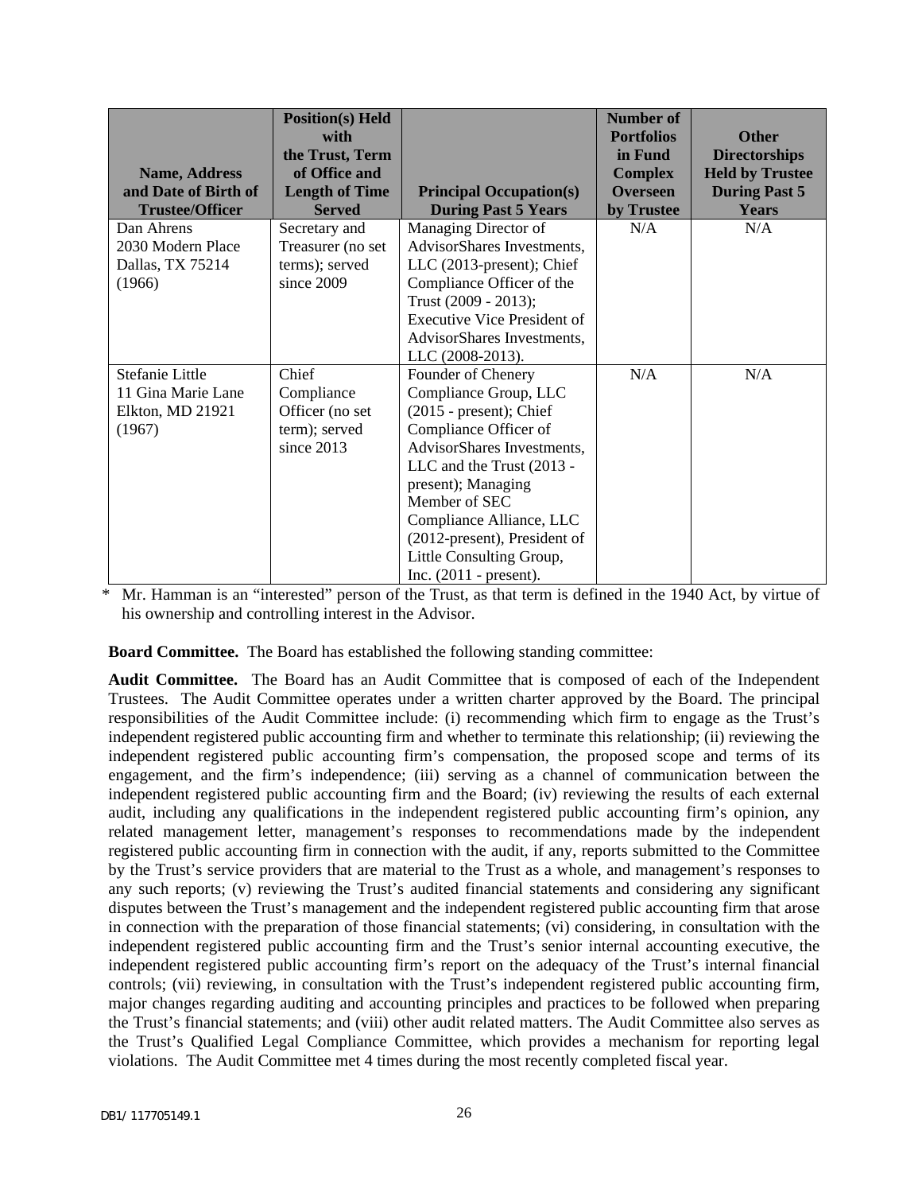| Name, Address and Date of Birth of Trustee/Officer | Position(s) Held with the Trust, Term of Office and Length of Time Served | Principal Occupation(s) During Past 5 Years | Number of Portfolios in Fund Complex Overseen by Trustee | Other Directorships Held by Trustee During Past 5 Years |
|---|---|---|---|---|
| Dan Ahrens 2030 Modern Place Dallas, TX 75214 (1966) | Secretary and Treasurer (no set terms); served since 2009 | Managing Director of AdvisorShares Investments, LLC (2013-present); Chief Compliance Officer of the Trust (2009 - 2013); Executive Vice President of AdvisorShares Investments, LLC (2008-2013). | N/A | N/A |
| Stefanie Little 11 Gina Marie Lane Elkton, MD 21921 (1967) | Chief Compliance Officer (no set term); served since 2013 | Founder of Chenery Compliance Group, LLC (2015 - present); Chief Compliance Officer of AdvisorShares Investments, LLC and the Trust (2013 - present); Managing Member of SEC Compliance Alliance, LLC (2012-present), President of Little Consulting Group, Inc. (2011 - present). | N/A | N/A |

* Mr. Hamman is an "interested" person of the Trust, as that term is defined in the 1940 Act, by virtue of his ownership and controlling interest in the Advisor.

**Board Committee.** The Board has established the following standing committee:

**Audit Committee.** The Board has an Audit Committee that is composed of each of the Independent Trustees. The Audit Committee operates under a written charter approved by the Board. The principal responsibilities of the Audit Committee include: (i) recommending which firm to engage as the Trust's independent registered public accounting firm and whether to terminate this relationship; (ii) reviewing the independent registered public accounting firm's compensation, the proposed scope and terms of its engagement, and the firm's independence; (iii) serving as a channel of communication between the independent registered public accounting firm and the Board; (iv) reviewing the results of each external audit, including any qualifications in the independent registered public accounting firm's opinion, any related management letter, management's responses to recommendations made by the independent registered public accounting firm in connection with the audit, if any, reports submitted to the Committee by the Trust's service providers that are material to the Trust as a whole, and management's responses to any such reports; (v) reviewing the Trust's audited financial statements and considering any significant disputes between the Trust's management and the independent registered public accounting firm that arose in connection with the preparation of those financial statements; (vi) considering, in consultation with the independent registered public accounting firm and the Trust's senior internal accounting executive, the independent registered public accounting firm's report on the adequacy of the Trust's internal financial controls; (vii) reviewing, in consultation with the Trust's independent registered public accounting firm, major changes regarding auditing and accounting principles and practices to be followed when preparing the Trust's financial statements; and (viii) other audit related matters. The Audit Committee also serves as the Trust's Qualified Legal Compliance Committee, which provides a mechanism for reporting legal violations. The Audit Committee met 4 times during the most recently completed fiscal year.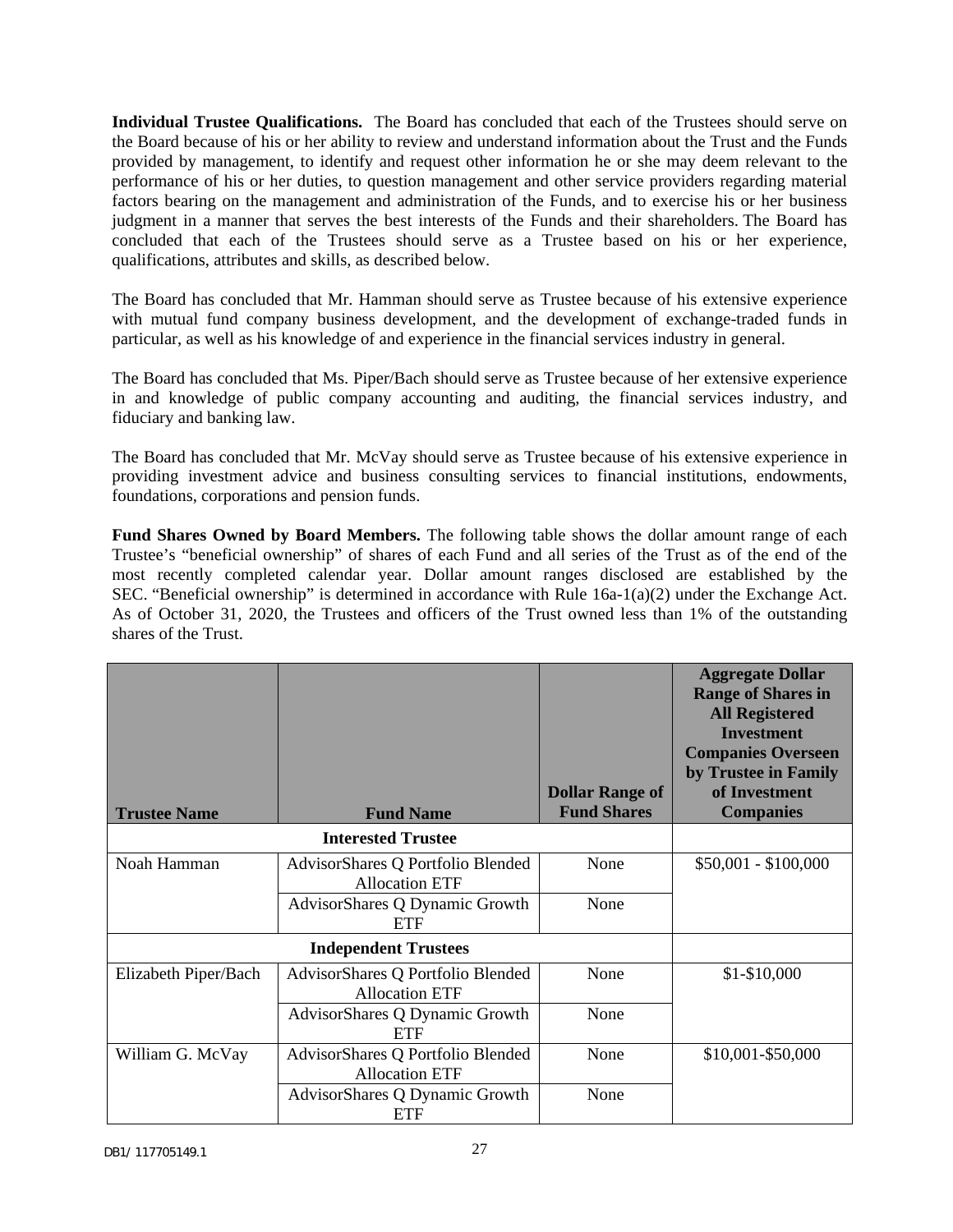**Individual Trustee Qualifications.** The Board has concluded that each of the Trustees should serve on the Board because of his or her ability to review and understand information about the Trust and the Funds provided by management, to identify and request other information he or she may deem relevant to the performance of his or her duties, to question management and other service providers regarding material factors bearing on the management and administration of the Funds, and to exercise his or her business judgment in a manner that serves the best interests of the Funds and their shareholders. The Board has concluded that each of the Trustees should serve as a Trustee based on his or her experience, qualifications, attributes and skills, as described below.

The Board has concluded that Mr. Hamman should serve as Trustee because of his extensive experience with mutual fund company business development, and the development of exchange-traded funds in particular, as well as his knowledge of and experience in the financial services industry in general.

The Board has concluded that Ms. Piper/Bach should serve as Trustee because of her extensive experience in and knowledge of public company accounting and auditing, the financial services industry, and fiduciary and banking law.

The Board has concluded that Mr. McVay should serve as Trustee because of his extensive experience in providing investment advice and business consulting services to financial institutions, endowments, foundations, corporations and pension funds.

**Fund Shares Owned by Board Members.** The following table shows the dollar amount range of each Trustee's "beneficial ownership" of shares of each Fund and all series of the Trust as of the end of the most recently completed calendar year. Dollar amount ranges disclosed are established by the SEC. "Beneficial ownership" is determined in accordance with Rule 16a-1(a)(2) under the Exchange Act. As of October 31, 2020, the Trustees and officers of the Trust owned less than 1% of the outstanding shares of the Trust.

| Trustee Name | Fund Name | Dollar Range of Fund Shares | Aggregate Dollar Range of Shares in All Registered Investment Companies Overseen by Trustee in Family of Investment Companies |
|---|---|---|---|
| **Interested Trustee** | | | |
| Noah Hamman | AdvisorShares Q Portfolio Blended Allocation ETF | None | $50,001 - $100,000 |
| | AdvisorShares Q Dynamic Growth ETF | None | |
| **Independent Trustees** | | | |
| Elizabeth Piper/Bach | AdvisorShares Q Portfolio Blended Allocation ETF | None | $1-$10,000 |
| | AdvisorShares Q Dynamic Growth ETF | None | |
| William G. McVay | AdvisorShares Q Portfolio Blended Allocation ETF | None | $10,001-$50,000 |
| | AdvisorShares Q Dynamic Growth ETF | None | |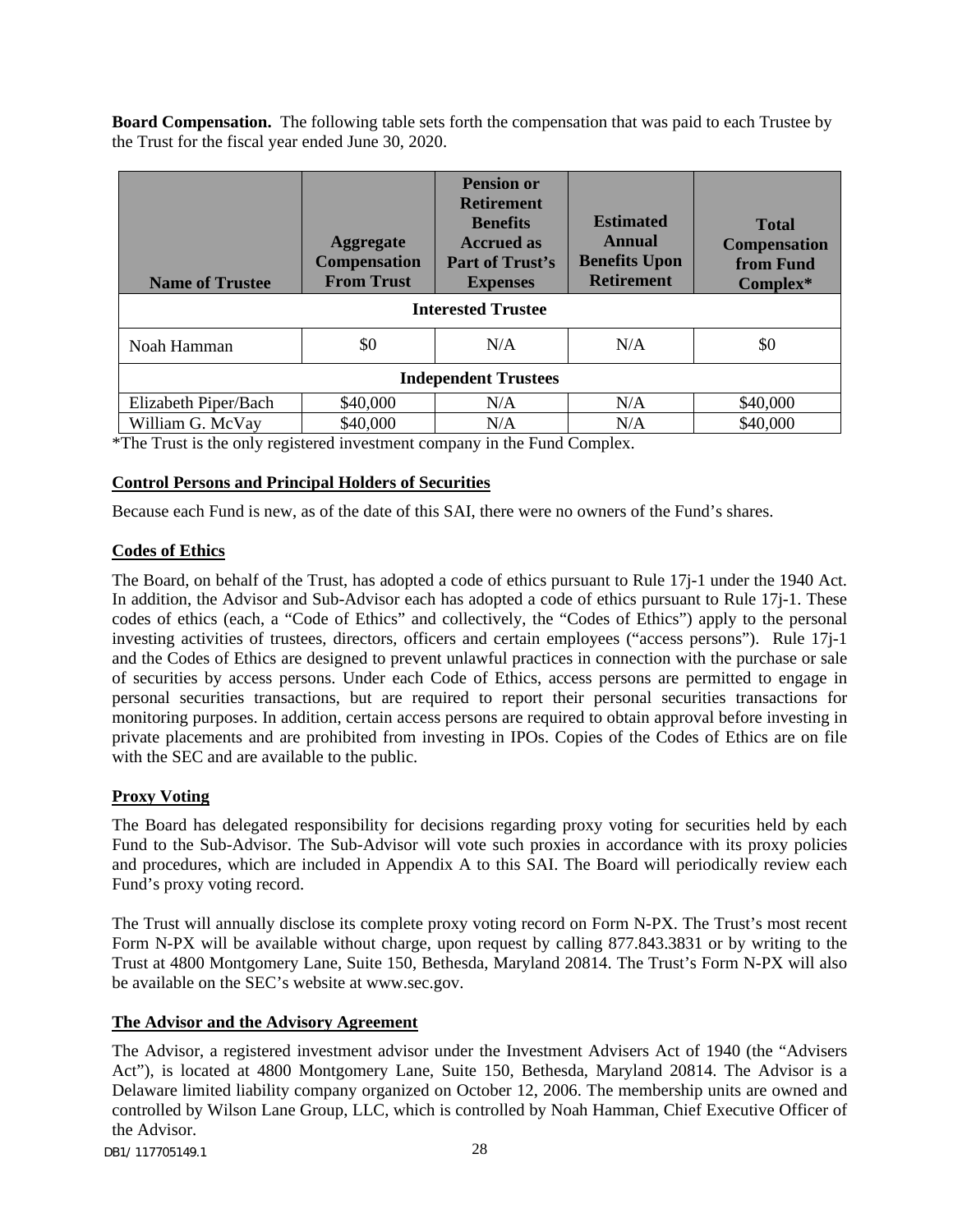**Board Compensation.** The following table sets forth the compensation that was paid to each Trustee by the Trust for the fiscal year ended June 30, 2020.

| Name of Trustee | Aggregate Compensation From Trust | Pension or Retirement Benefits Accrued as Part of Trust's Expenses | Estimated Annual Benefits Upon Retirement | Total Compensation from Fund Complex* |
|---|---|---|---|---|
| **Interested Trustee** | | | | |
| Noah Hamman | $0 | N/A | N/A | $0 |
| **Independent Trustees** | | | | |
| Elizabeth Piper/Bach | $40,000 | N/A | N/A | $40,000 |
| William G. McVay | $40,000 | N/A | N/A | $40,000 |

*The Trust is the only registered investment company in the Fund Complex.

## Control Persons and Principal Holders of Securities

Because each Fund is new, as of the date of this SAI, there were no owners of the Fund's shares.

## Codes of Ethics

The Board, on behalf of the Trust, has adopted a code of ethics pursuant to Rule 17j-1 under the 1940 Act. In addition, the Advisor and Sub-Advisor each has adopted a code of ethics pursuant to Rule 17j-1. These codes of ethics (each, a "Code of Ethics" and collectively, the "Codes of Ethics") apply to the personal investing activities of trustees, directors, officers and certain employees ("access persons"). Rule 17j-1 and the Codes of Ethics are designed to prevent unlawful practices in connection with the purchase or sale of securities by access persons. Under each Code of Ethics, access persons are permitted to engage in personal securities transactions, but are required to report their personal securities transactions for monitoring purposes. In addition, certain access persons are required to obtain approval before investing in private placements and are prohibited from investing in IPOs. Copies of the Codes of Ethics are on file with the SEC and are available to the public.

## Proxy Voting

The Board has delegated responsibility for decisions regarding proxy voting for securities held by each Fund to the Sub-Advisor. The Sub-Advisor will vote such proxies in accordance with its proxy policies and procedures, which are included in Appendix A to this SAI. The Board will periodically review each Fund's proxy voting record.

The Trust will annually disclose its complete proxy voting record on Form N-PX. The Trust's most recent Form N-PX will be available without charge, upon request by calling 877.843.3831 or by writing to the Trust at 4800 Montgomery Lane, Suite 150, Bethesda, Maryland 20814. The Trust's Form N-PX will also be available on the SEC's website at www.sec.gov.

## The Advisor and the Advisory Agreement

The Advisor, a registered investment advisor under the Investment Advisers Act of 1940 (the "Advisers Act"), is located at 4800 Montgomery Lane, Suite 150, Bethesda, Maryland 20814. The Advisor is a Delaware limited liability company organized on October 12, 2006. The membership units are owned and controlled by Wilson Lane Group, LLC, which is controlled by Noah Hamman, Chief Executive Officer of the Advisor.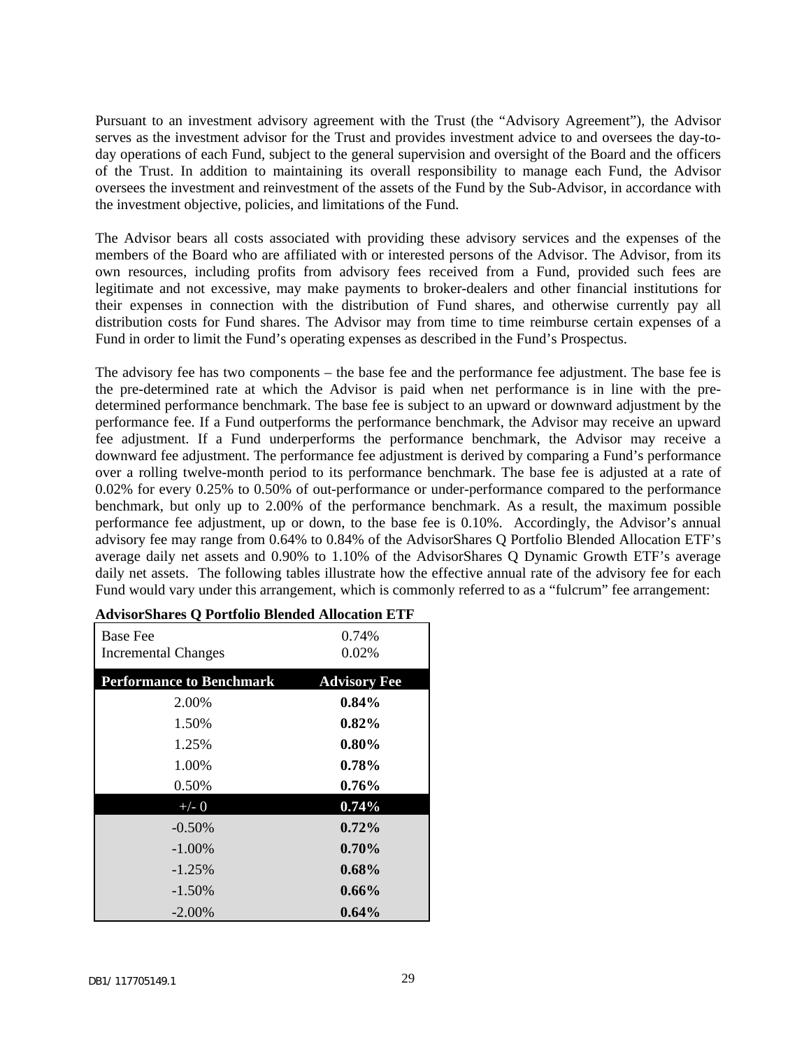Pursuant to an investment advisory agreement with the Trust (the "Advisory Agreement"), the Advisor serves as the investment advisor for the Trust and provides investment advice to and oversees the day-to-day operations of each Fund, subject to the general supervision and oversight of the Board and the officers of the Trust. In addition to maintaining its overall responsibility to manage each Fund, the Advisor oversees the investment and reinvestment of the assets of the Fund by the Sub-Advisor, in accordance with the investment objective, policies, and limitations of the Fund.

The Advisor bears all costs associated with providing these advisory services and the expenses of the members of the Board who are affiliated with or interested persons of the Advisor. The Advisor, from its own resources, including profits from advisory fees received from a Fund, provided such fees are legitimate and not excessive, may make payments to broker-dealers and other financial institutions for their expenses in connection with the distribution of Fund shares, and otherwise currently pay all distribution costs for Fund shares. The Advisor may from time to time reimburse certain expenses of a Fund in order to limit the Fund's operating expenses as described in the Fund's Prospectus.

The advisory fee has two components – the base fee and the performance fee adjustment. The base fee is the pre-determined rate at which the Advisor is paid when net performance is in line with the pre-determined performance benchmark. The base fee is subject to an upward or downward adjustment by the performance fee. If a Fund outperforms the performance benchmark, the Advisor may receive an upward fee adjustment. If a Fund underperforms the performance benchmark, the Advisor may receive a downward fee adjustment. The performance fee adjustment is derived by comparing a Fund's performance over a rolling twelve-month period to its performance benchmark. The base fee is adjusted at a rate of 0.02% for every 0.25% to 0.50% of out-performance or under-performance compared to the performance benchmark, but only up to 2.00% of the performance benchmark. As a result, the maximum possible performance fee adjustment, up or down, to the base fee is 0.10%. Accordingly, the Advisor's annual advisory fee may range from 0.64% to 0.84% of the AdvisorShares Q Portfolio Blended Allocation ETF's average daily net assets and 0.90% to 1.10% of the AdvisorShares Q Dynamic Growth ETF's average daily net assets. The following tables illustrate how the effective annual rate of the advisory fee for each Fund would vary under this arrangement, which is commonly referred to as a "fulcrum" fee arrangement:

**AdvisorShares Q Portfolio Blended Allocation ETF**

| Base Fee | 0.74% |
|---|---|
| Incremental Changes | 0.02% |
| **Performance to Benchmark** | **Advisory Fee** |
| 2.00% | **0.84%** |
| 1.50% | **0.82%** |
| 1.25% | **0.80%** |
| 1.00% | **0.78%** |
| 0.50% | **0.76%** |
| +/- 0 | **0.74%** |
| -0.50% | **0.72%** |
| -1.00% | **0.70%** |
| -1.25% | **0.68%** |
| -1.50% | **0.66%** |
| -2.00% | **0.64%** |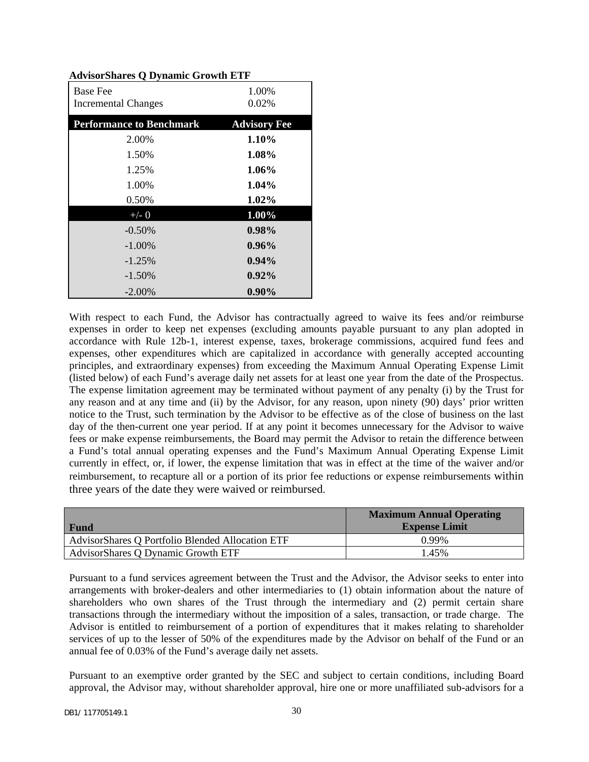**AdvisorShares Q Dynamic Growth ETF**

| Base Fee | 1.00% |
|---|---|
| Incremental Changes | 0.02% |
| **Performance to Benchmark** | **Advisory Fee** |
| 2.00% | **1.10%** |
| 1.50% | **1.08%** |
| 1.25% | **1.06%** |
| 1.00% | **1.04%** |
| 0.50% | **1.02%** |
| +/- 0 | **1.00%** |
| -0.50% | **0.98%** |
| -1.00% | **0.96%** |
| -1.25% | **0.94%** |
| -1.50% | **0.92%** |
| -2.00% | **0.90%** |

With respect to each Fund, the Advisor has contractually agreed to waive its fees and/or reimburse expenses in order to keep net expenses (excluding amounts payable pursuant to any plan adopted in accordance with Rule 12b-1, interest expense, taxes, brokerage commissions, acquired fund fees and expenses, other expenditures which are capitalized in accordance with generally accepted accounting principles, and extraordinary expenses) from exceeding the Maximum Annual Operating Expense Limit (listed below) of each Fund's average daily net assets for at least one year from the date of the Prospectus. The expense limitation agreement may be terminated without payment of any penalty (i) by the Trust for any reason and at any time and (ii) by the Advisor, for any reason, upon ninety (90) days' prior written notice to the Trust, such termination by the Advisor to be effective as of the close of business on the last day of the then-current one year period. If at any point it becomes unnecessary for the Advisor to waive fees or make expense reimbursements, the Board may permit the Advisor to retain the difference between a Fund's total annual operating expenses and the Fund's Maximum Annual Operating Expense Limit currently in effect, or, if lower, the expense limitation that was in effect at the time of the waiver and/or reimbursement, to recapture all or a portion of its prior fee reductions or expense reimbursements within three years of the date they were waived or reimbursed.

| Fund | Maximum Annual Operating Expense Limit |
|---|---|
| AdvisorShares Q Portfolio Blended Allocation ETF | 0.99% |
| AdvisorShares Q Dynamic Growth ETF | 1.45% |

Pursuant to a fund services agreement between the Trust and the Advisor, the Advisor seeks to enter into arrangements with broker-dealers and other intermediaries to (1) obtain information about the nature of shareholders who own shares of the Trust through the intermediary and (2) permit certain share transactions through the intermediary without the imposition of a sales, transaction, or trade charge. The Advisor is entitled to reimbursement of a portion of expenditures that it makes relating to shareholder services of up to the lesser of 50% of the expenditures made by the Advisor on behalf of the Fund or an annual fee of 0.03% of the Fund's average daily net assets.

Pursuant to an exemptive order granted by the SEC and subject to certain conditions, including Board approval, the Advisor may, without shareholder approval, hire one or more unaffiliated sub-advisors for a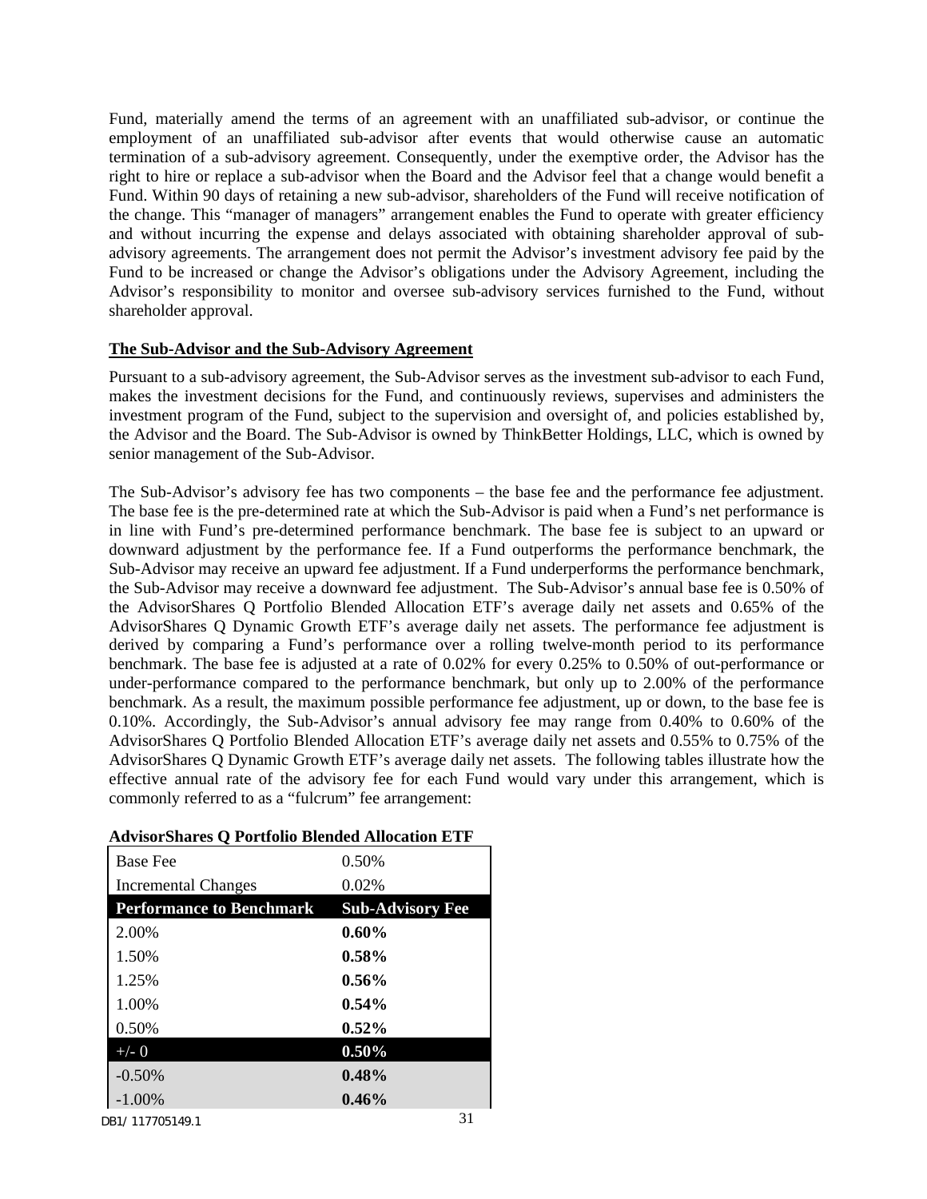Fund, materially amend the terms of an agreement with an unaffiliated sub-advisor, or continue the employment of an unaffiliated sub-advisor after events that would otherwise cause an automatic termination of a sub-advisory agreement. Consequently, under the exemptive order, the Advisor has the right to hire or replace a sub-advisor when the Board and the Advisor feel that a change would benefit a Fund. Within 90 days of retaining a new sub-advisor, shareholders of the Fund will receive notification of the change. This "manager of managers" arrangement enables the Fund to operate with greater efficiency and without incurring the expense and delays associated with obtaining shareholder approval of sub-advisory agreements. The arrangement does not permit the Advisor's investment advisory fee paid by the Fund to be increased or change the Advisor's obligations under the Advisory Agreement, including the Advisor's responsibility to monitor and oversee sub-advisory services furnished to the Fund, without shareholder approval.

**The Sub-Advisor and the Sub-Advisory Agreement**

Pursuant to a sub-advisory agreement, the Sub-Advisor serves as the investment sub-advisor to each Fund, makes the investment decisions for the Fund, and continuously reviews, supervises and administers the investment program of the Fund, subject to the supervision and oversight of, and policies established by, the Advisor and the Board. The Sub-Advisor is owned by ThinkBetter Holdings, LLC, which is owned by senior management of the Sub-Advisor.

The Sub-Advisor's advisory fee has two components – the base fee and the performance fee adjustment. The base fee is the pre-determined rate at which the Sub-Advisor is paid when a Fund's net performance is in line with Fund's pre-determined performance benchmark. The base fee is subject to an upward or downward adjustment by the performance fee. If a Fund outperforms the performance benchmark, the Sub-Advisor may receive an upward fee adjustment. If a Fund underperforms the performance benchmark, the Sub-Advisor may receive a downward fee adjustment. The Sub-Advisor's annual base fee is 0.50% of the AdvisorShares Q Portfolio Blended Allocation ETF's average daily net assets and 0.65% of the AdvisorShares Q Dynamic Growth ETF's average daily net assets. The performance fee adjustment is derived by comparing a Fund's performance over a rolling twelve-month period to its performance benchmark. The base fee is adjusted at a rate of 0.02% for every 0.25% to 0.50% of out-performance or under-performance compared to the performance benchmark, but only up to 2.00% of the performance benchmark. As a result, the maximum possible performance fee adjustment, up or down, to the base fee is 0.10%. Accordingly, the Sub-Advisor's annual advisory fee may range from 0.40% to 0.60% of the AdvisorShares Q Portfolio Blended Allocation ETF's average daily net assets and 0.55% to 0.75% of the AdvisorShares Q Dynamic Growth ETF's average daily net assets. The following tables illustrate how the effective annual rate of the advisory fee for each Fund would vary under this arrangement, which is commonly referred to as a "fulcrum" fee arrangement:

**AdvisorShares Q Portfolio Blended Allocation ETF**

| Base Fee | 0.50% |
|---|---|
| Incremental Changes | 0.02% |
| **Performance to Benchmark** | **Sub-Advisory Fee** |
| 2.00% | **0.60%** |
| 1.50% | **0.58%** |
| 1.25% | **0.56%** |
| 1.00% | **0.54%** |
| 0.50% | **0.52%** |
| +/- 0 | **0.50%** |
| -0.50% | **0.48%** |
| -1.00% | **0.46%** |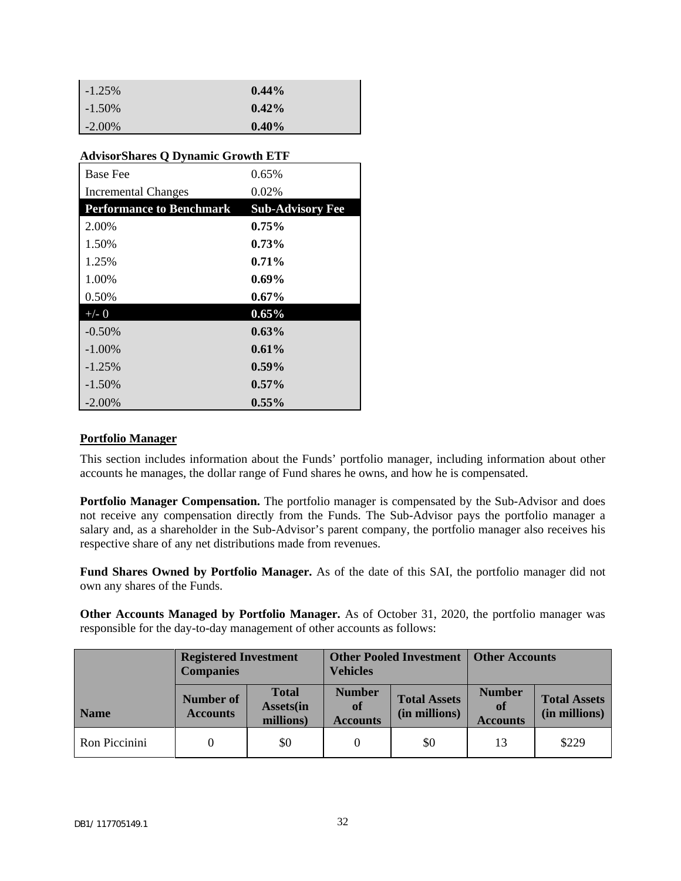| | |
|---|---|
| -1.25% | **0.44%** |
| -1.50% | **0.42%** |
| -2.00% | **0.40%** |

**AdvisorShares Q Dynamic Growth ETF**

| | |
|---|---|
| Base Fee | 0.65% |
| Incremental Changes | 0.02% |
| **Performance to Benchmark** | **Sub-Advisory Fee** |
| 2.00% | **0.75%** |
| 1.50% | **0.73%** |
| 1.25% | **0.71%** |
| 1.00% | **0.69%** |
| 0.50% | **0.67%** |
| +/- 0 | **0.65%** |
| -0.50% | **0.63%** |
| -1.00% | **0.61%** |
| -1.25% | **0.59%** |
| -1.50% | **0.57%** |
| -2.00% | **0.55%** |

**Portfolio Manager**

This section includes information about the Funds' portfolio manager, including information about other accounts he manages, the dollar range of Fund shares he owns, and how he is compensated.

**Portfolio Manager Compensation.** The portfolio manager is compensated by the Sub-Advisor and does not receive any compensation directly from the Funds. The Sub-Advisor pays the portfolio manager a salary and, as a shareholder in the Sub-Advisor's parent company, the portfolio manager also receives his respective share of any net distributions made from revenues.

**Fund Shares Owned by Portfolio Manager.** As of the date of this SAI, the portfolio manager did not own any shares of the Funds.

**Other Accounts Managed by Portfolio Manager.** As of October 31, 2020, the portfolio manager was responsible for the day-to-day management of other accounts as follows:

| | Registered Investment Companies | | Other Pooled Investment Vehicles | | Other Accounts | |
|---|---|---|---|---|---|---|
| **Name** | **Number of Accounts** | **Total Assets(in millions)** | **Number of Accounts** | **Total Assets (in millions)** | **Number of Accounts** | **Total Assets (in millions)** |
| Ron Piccinini | 0 | $0 | 0 | $0 | 13 | $229 |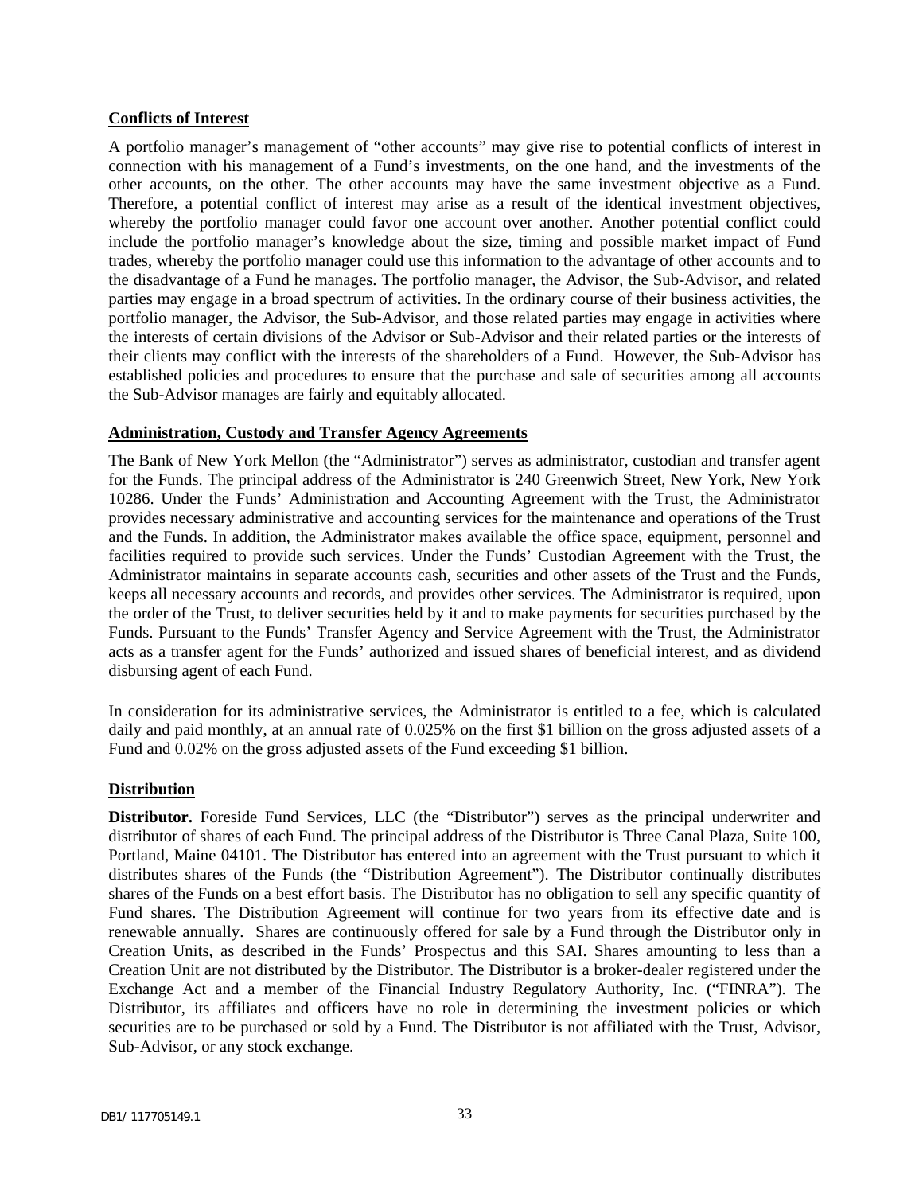**Conflicts of Interest**

A portfolio manager's management of "other accounts" may give rise to potential conflicts of interest in connection with his management of a Fund's investments, on the one hand, and the investments of the other accounts, on the other. The other accounts may have the same investment objective as a Fund. Therefore, a potential conflict of interest may arise as a result of the identical investment objectives, whereby the portfolio manager could favor one account over another. Another potential conflict could include the portfolio manager's knowledge about the size, timing and possible market impact of Fund trades, whereby the portfolio manager could use this information to the advantage of other accounts and to the disadvantage of a Fund he manages. The portfolio manager, the Advisor, the Sub-Advisor, and related parties may engage in a broad spectrum of activities. In the ordinary course of their business activities, the portfolio manager, the Advisor, the Sub-Advisor, and those related parties may engage in activities where the interests of certain divisions of the Advisor or Sub-Advisor and their related parties or the interests of their clients may conflict with the interests of the shareholders of a Fund. However, the Sub-Advisor has established policies and procedures to ensure that the purchase and sale of securities among all accounts the Sub-Advisor manages are fairly and equitably allocated.

**Administration, Custody and Transfer Agency Agreements**

The Bank of New York Mellon (the "Administrator") serves as administrator, custodian and transfer agent for the Funds. The principal address of the Administrator is 240 Greenwich Street, New York, New York 10286. Under the Funds' Administration and Accounting Agreement with the Trust, the Administrator provides necessary administrative and accounting services for the maintenance and operations of the Trust and the Funds. In addition, the Administrator makes available the office space, equipment, personnel and facilities required to provide such services. Under the Funds' Custodian Agreement with the Trust, the Administrator maintains in separate accounts cash, securities and other assets of the Trust and the Funds, keeps all necessary accounts and records, and provides other services. The Administrator is required, upon the order of the Trust, to deliver securities held by it and to make payments for securities purchased by the Funds. Pursuant to the Funds' Transfer Agency and Service Agreement with the Trust, the Administrator acts as a transfer agent for the Funds' authorized and issued shares of beneficial interest, and as dividend disbursing agent of each Fund.

In consideration for its administrative services, the Administrator is entitled to a fee, which is calculated daily and paid monthly, at an annual rate of 0.025% on the first $1 billion on the gross adjusted assets of a Fund and 0.02% on the gross adjusted assets of the Fund exceeding $1 billion.

**Distribution**

**Distributor.** Foreside Fund Services, LLC (the "Distributor") serves as the principal underwriter and distributor of shares of each Fund. The principal address of the Distributor is Three Canal Plaza, Suite 100, Portland, Maine 04101. The Distributor has entered into an agreement with the Trust pursuant to which it distributes shares of the Funds (the "Distribution Agreement"). The Distributor continually distributes shares of the Funds on a best effort basis. The Distributor has no obligation to sell any specific quantity of Fund shares. The Distribution Agreement will continue for two years from its effective date and is renewable annually. Shares are continuously offered for sale by a Fund through the Distributor only in Creation Units, as described in the Funds' Prospectus and this SAI. Shares amounting to less than a Creation Unit are not distributed by the Distributor. The Distributor is a broker-dealer registered under the Exchange Act and a member of the Financial Industry Regulatory Authority, Inc. ("FINRA"). The Distributor, its affiliates and officers have no role in determining the investment policies or which securities are to be purchased or sold by a Fund. The Distributor is not affiliated with the Trust, Advisor, Sub-Advisor, or any stock exchange.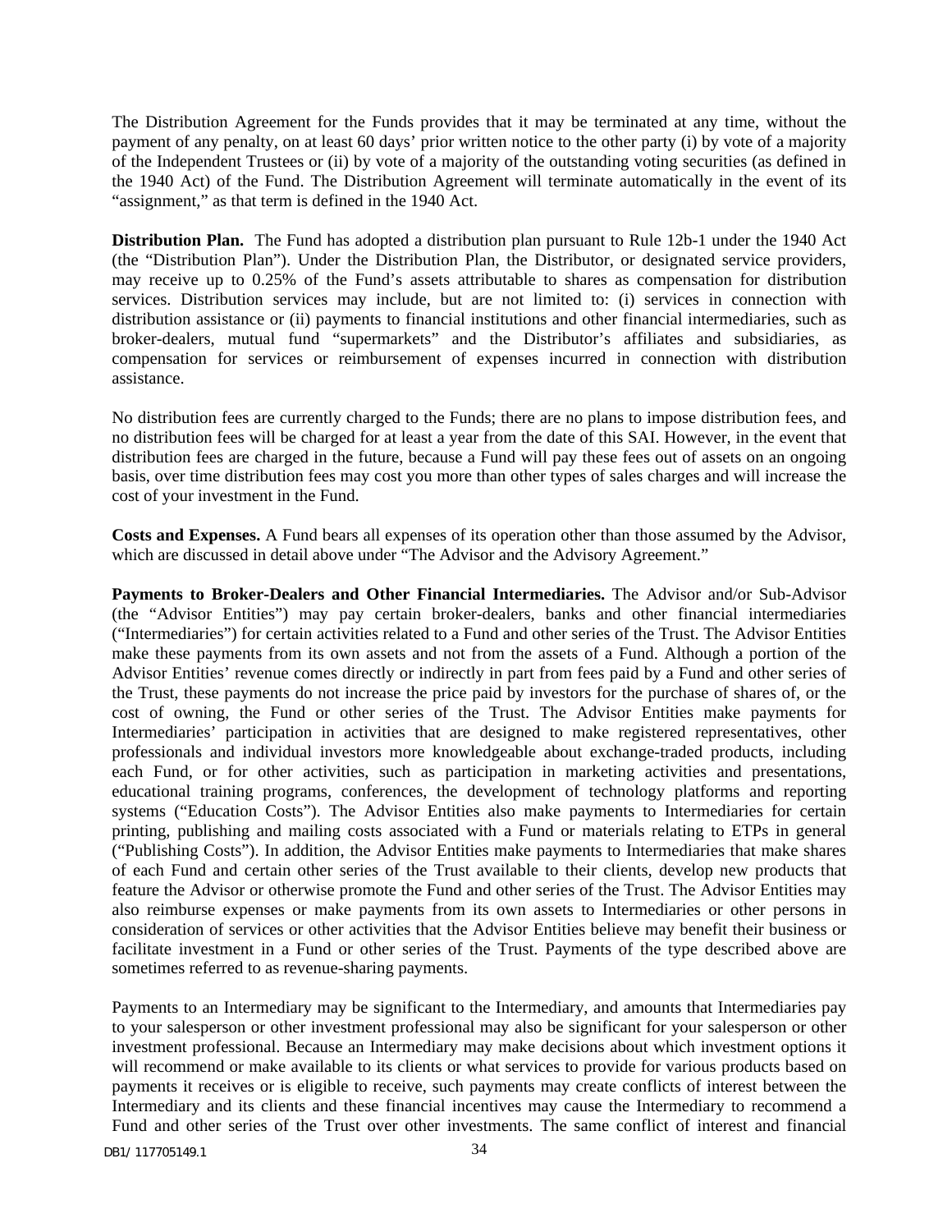The Distribution Agreement for the Funds provides that it may be terminated at any time, without the payment of any penalty, on at least 60 days' prior written notice to the other party (i) by vote of a majority of the Independent Trustees or (ii) by vote of a majority of the outstanding voting securities (as defined in the 1940 Act) of the Fund. The Distribution Agreement will terminate automatically in the event of its "assignment," as that term is defined in the 1940 Act.

**Distribution Plan.** The Fund has adopted a distribution plan pursuant to Rule 12b-1 under the 1940 Act (the "Distribution Plan"). Under the Distribution Plan, the Distributor, or designated service providers, may receive up to 0.25% of the Fund's assets attributable to shares as compensation for distribution services. Distribution services may include, but are not limited to: (i) services in connection with distribution assistance or (ii) payments to financial institutions and other financial intermediaries, such as broker-dealers, mutual fund "supermarkets" and the Distributor's affiliates and subsidiaries, as compensation for services or reimbursement of expenses incurred in connection with distribution assistance.

No distribution fees are currently charged to the Funds; there are no plans to impose distribution fees, and no distribution fees will be charged for at least a year from the date of this SAI. However, in the event that distribution fees are charged in the future, because a Fund will pay these fees out of assets on an ongoing basis, over time distribution fees may cost you more than other types of sales charges and will increase the cost of your investment in the Fund.

**Costs and Expenses.** A Fund bears all expenses of its operation other than those assumed by the Advisor, which are discussed in detail above under "The Advisor and the Advisory Agreement."

**Payments to Broker-Dealers and Other Financial Intermediaries.** The Advisor and/or Sub-Advisor (the "Advisor Entities") may pay certain broker-dealers, banks and other financial intermediaries ("Intermediaries") for certain activities related to a Fund and other series of the Trust. The Advisor Entities make these payments from its own assets and not from the assets of a Fund. Although a portion of the Advisor Entities' revenue comes directly or indirectly in part from fees paid by a Fund and other series of the Trust, these payments do not increase the price paid by investors for the purchase of shares of, or the cost of owning, the Fund or other series of the Trust. The Advisor Entities make payments for Intermediaries' participation in activities that are designed to make registered representatives, other professionals and individual investors more knowledgeable about exchange-traded products, including each Fund, or for other activities, such as participation in marketing activities and presentations, educational training programs, conferences, the development of technology platforms and reporting systems ("Education Costs"). The Advisor Entities also make payments to Intermediaries for certain printing, publishing and mailing costs associated with a Fund or materials relating to ETPs in general ("Publishing Costs"). In addition, the Advisor Entities make payments to Intermediaries that make shares of each Fund and certain other series of the Trust available to their clients, develop new products that feature the Advisor or otherwise promote the Fund and other series of the Trust. The Advisor Entities may also reimburse expenses or make payments from its own assets to Intermediaries or other persons in consideration of services or other activities that the Advisor Entities believe may benefit their business or facilitate investment in a Fund or other series of the Trust. Payments of the type described above are sometimes referred to as revenue-sharing payments.

Payments to an Intermediary may be significant to the Intermediary, and amounts that Intermediaries pay to your salesperson or other investment professional may also be significant for your salesperson or other investment professional. Because an Intermediary may make decisions about which investment options it will recommend or make available to its clients or what services to provide for various products based on payments it receives or is eligible to receive, such payments may create conflicts of interest between the Intermediary and its clients and these financial incentives may cause the Intermediary to recommend a Fund and other series of the Trust over other investments. The same conflict of interest and financial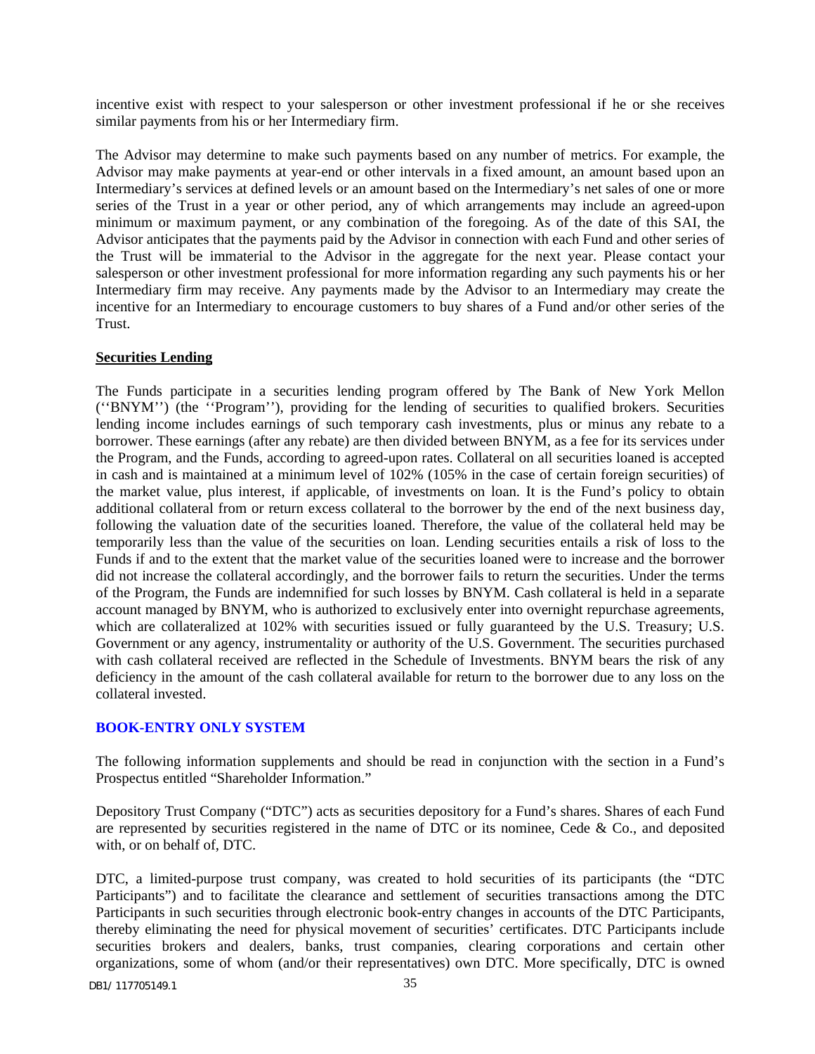incentive exist with respect to your salesperson or other investment professional if he or she receives similar payments from his or her Intermediary firm.

The Advisor may determine to make such payments based on any number of metrics. For example, the Advisor may make payments at year-end or other intervals in a fixed amount, an amount based upon an Intermediary's services at defined levels or an amount based on the Intermediary's net sales of one or more series of the Trust in a year or other period, any of which arrangements may include an agreed-upon minimum or maximum payment, or any combination of the foregoing. As of the date of this SAI, the Advisor anticipates that the payments paid by the Advisor in connection with each Fund and other series of the Trust will be immaterial to the Advisor in the aggregate for the next year. Please contact your salesperson or other investment professional for more information regarding any such payments his or her Intermediary firm may receive. Any payments made by the Advisor to an Intermediary may create the incentive for an Intermediary to encourage customers to buy shares of a Fund and/or other series of the Trust.

**Securities Lending**

The Funds participate in a securities lending program offered by The Bank of New York Mellon (''BNYM'') (the ''Program''), providing for the lending of securities to qualified brokers. Securities lending income includes earnings of such temporary cash investments, plus or minus any rebate to a borrower. These earnings (after any rebate) are then divided between BNYM, as a fee for its services under the Program, and the Funds, according to agreed-upon rates. Collateral on all securities loaned is accepted in cash and is maintained at a minimum level of 102% (105% in the case of certain foreign securities) of the market value, plus interest, if applicable, of investments on loan. It is the Fund's policy to obtain additional collateral from or return excess collateral to the borrower by the end of the next business day, following the valuation date of the securities loaned. Therefore, the value of the collateral held may be temporarily less than the value of the securities on loan. Lending securities entails a risk of loss to the Funds if and to the extent that the market value of the securities loaned were to increase and the borrower did not increase the collateral accordingly, and the borrower fails to return the securities. Under the terms of the Program, the Funds are indemnified for such losses by BNYM. Cash collateral is held in a separate account managed by BNYM, who is authorized to exclusively enter into overnight repurchase agreements, which are collateralized at 102% with securities issued or fully guaranteed by the U.S. Treasury; U.S. Government or any agency, instrumentality or authority of the U.S. Government. The securities purchased with cash collateral received are reflected in the Schedule of Investments. BNYM bears the risk of any deficiency in the amount of the cash collateral available for return to the borrower due to any loss on the collateral invested.

## BOOK-ENTRY ONLY SYSTEM

The following information supplements and should be read in conjunction with the section in a Fund's Prospectus entitled "Shareholder Information."

Depository Trust Company ("DTC") acts as securities depository for a Fund's shares. Shares of each Fund are represented by securities registered in the name of DTC or its nominee, Cede & Co., and deposited with, or on behalf of, DTC.

DTC, a limited-purpose trust company, was created to hold securities of its participants (the "DTC Participants") and to facilitate the clearance and settlement of securities transactions among the DTC Participants in such securities through electronic book-entry changes in accounts of the DTC Participants, thereby eliminating the need for physical movement of securities' certificates. DTC Participants include securities brokers and dealers, banks, trust companies, clearing corporations and certain other organizations, some of whom (and/or their representatives) own DTC. More specifically, DTC is owned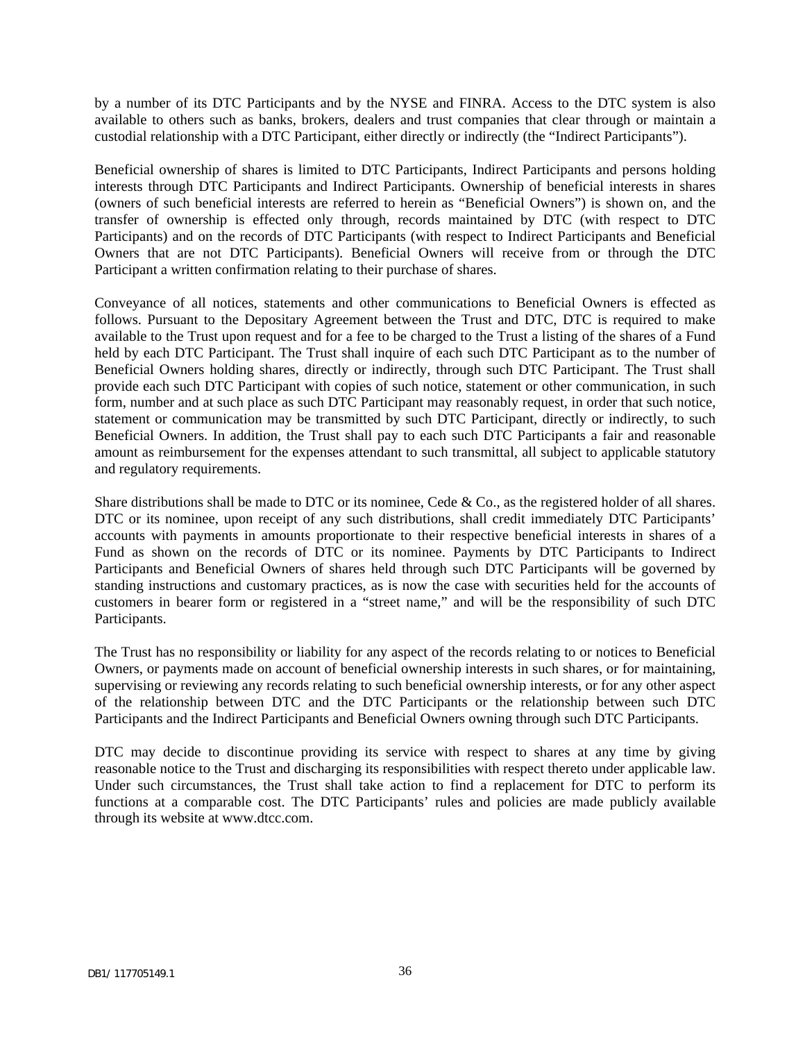by a number of its DTC Participants and by the NYSE and FINRA. Access to the DTC system is also available to others such as banks, brokers, dealers and trust companies that clear through or maintain a custodial relationship with a DTC Participant, either directly or indirectly (the "Indirect Participants").

Beneficial ownership of shares is limited to DTC Participants, Indirect Participants and persons holding interests through DTC Participants and Indirect Participants. Ownership of beneficial interests in shares (owners of such beneficial interests are referred to herein as "Beneficial Owners") is shown on, and the transfer of ownership is effected only through, records maintained by DTC (with respect to DTC Participants) and on the records of DTC Participants (with respect to Indirect Participants and Beneficial Owners that are not DTC Participants). Beneficial Owners will receive from or through the DTC Participant a written confirmation relating to their purchase of shares.

Conveyance of all notices, statements and other communications to Beneficial Owners is effected as follows. Pursuant to the Depositary Agreement between the Trust and DTC, DTC is required to make available to the Trust upon request and for a fee to be charged to the Trust a listing of the shares of a Fund held by each DTC Participant. The Trust shall inquire of each such DTC Participant as to the number of Beneficial Owners holding shares, directly or indirectly, through such DTC Participant. The Trust shall provide each such DTC Participant with copies of such notice, statement or other communication, in such form, number and at such place as such DTC Participant may reasonably request, in order that such notice, statement or communication may be transmitted by such DTC Participant, directly or indirectly, to such Beneficial Owners. In addition, the Trust shall pay to each such DTC Participants a fair and reasonable amount as reimbursement for the expenses attendant to such transmittal, all subject to applicable statutory and regulatory requirements.

Share distributions shall be made to DTC or its nominee, Cede & Co., as the registered holder of all shares. DTC or its nominee, upon receipt of any such distributions, shall credit immediately DTC Participants' accounts with payments in amounts proportionate to their respective beneficial interests in shares of a Fund as shown on the records of DTC or its nominee. Payments by DTC Participants to Indirect Participants and Beneficial Owners of shares held through such DTC Participants will be governed by standing instructions and customary practices, as is now the case with securities held for the accounts of customers in bearer form or registered in a "street name," and will be the responsibility of such DTC Participants.

The Trust has no responsibility or liability for any aspect of the records relating to or notices to Beneficial Owners, or payments made on account of beneficial ownership interests in such shares, or for maintaining, supervising or reviewing any records relating to such beneficial ownership interests, or for any other aspect of the relationship between DTC and the DTC Participants or the relationship between such DTC Participants and the Indirect Participants and Beneficial Owners owning through such DTC Participants.

DTC may decide to discontinue providing its service with respect to shares at any time by giving reasonable notice to the Trust and discharging its responsibilities with respect thereto under applicable law. Under such circumstances, the Trust shall take action to find a replacement for DTC to perform its functions at a comparable cost. The DTC Participants' rules and policies are made publicly available through its website at www.dtcc.com.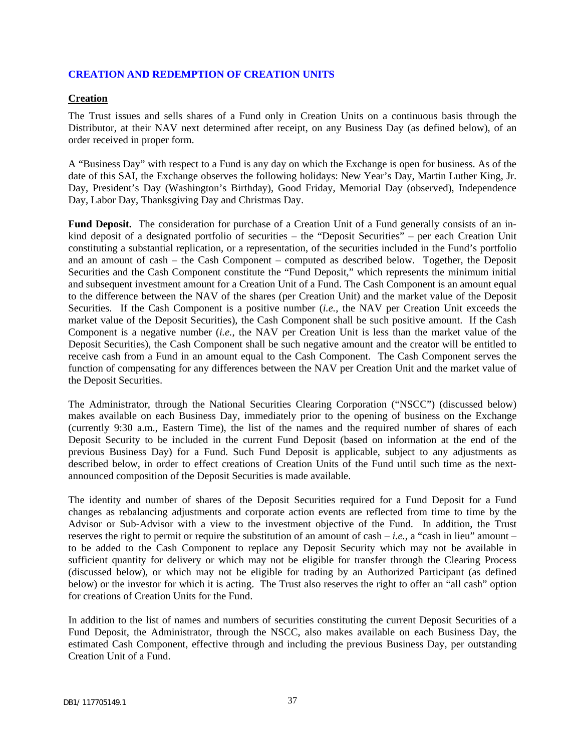## CREATION AND REDEMPTION OF CREATION UNITS

### Creation

The Trust issues and sells shares of a Fund only in Creation Units on a continuous basis through the Distributor, at their NAV next determined after receipt, on any Business Day (as defined below), of an order received in proper form.

A "Business Day" with respect to a Fund is any day on which the Exchange is open for business. As of the date of this SAI, the Exchange observes the following holidays: New Year's Day, Martin Luther King, Jr. Day, President's Day (Washington's Birthday), Good Friday, Memorial Day (observed), Independence Day, Labor Day, Thanksgiving Day and Christmas Day.

**Fund Deposit.** The consideration for purchase of a Creation Unit of a Fund generally consists of an in-kind deposit of a designated portfolio of securities – the "Deposit Securities" – per each Creation Unit constituting a substantial replication, or a representation, of the securities included in the Fund's portfolio and an amount of cash – the Cash Component – computed as described below. Together, the Deposit Securities and the Cash Component constitute the "Fund Deposit," which represents the minimum initial and subsequent investment amount for a Creation Unit of a Fund. The Cash Component is an amount equal to the difference between the NAV of the shares (per Creation Unit) and the market value of the Deposit Securities. If the Cash Component is a positive number (*i.e.,* the NAV per Creation Unit exceeds the market value of the Deposit Securities), the Cash Component shall be such positive amount. If the Cash Component is a negative number (*i.e.*, the NAV per Creation Unit is less than the market value of the Deposit Securities), the Cash Component shall be such negative amount and the creator will be entitled to receive cash from a Fund in an amount equal to the Cash Component. The Cash Component serves the function of compensating for any differences between the NAV per Creation Unit and the market value of the Deposit Securities.

The Administrator, through the National Securities Clearing Corporation ("NSCC") (discussed below) makes available on each Business Day, immediately prior to the opening of business on the Exchange (currently 9:30 a.m., Eastern Time), the list of the names and the required number of shares of each Deposit Security to be included in the current Fund Deposit (based on information at the end of the previous Business Day) for a Fund. Such Fund Deposit is applicable, subject to any adjustments as described below, in order to effect creations of Creation Units of the Fund until such time as the next-announced composition of the Deposit Securities is made available.

The identity and number of shares of the Deposit Securities required for a Fund Deposit for a Fund changes as rebalancing adjustments and corporate action events are reflected from time to time by the Advisor or Sub-Advisor with a view to the investment objective of the Fund. In addition, the Trust reserves the right to permit or require the substitution of an amount of cash – *i.e.*, a "cash in lieu" amount – to be added to the Cash Component to replace any Deposit Security which may not be available in sufficient quantity for delivery or which may not be eligible for transfer through the Clearing Process (discussed below), or which may not be eligible for trading by an Authorized Participant (as defined below) or the investor for which it is acting. The Trust also reserves the right to offer an "all cash" option for creations of Creation Units for the Fund.

In addition to the list of names and numbers of securities constituting the current Deposit Securities of a Fund Deposit, the Administrator, through the NSCC, also makes available on each Business Day, the estimated Cash Component, effective through and including the previous Business Day, per outstanding Creation Unit of a Fund.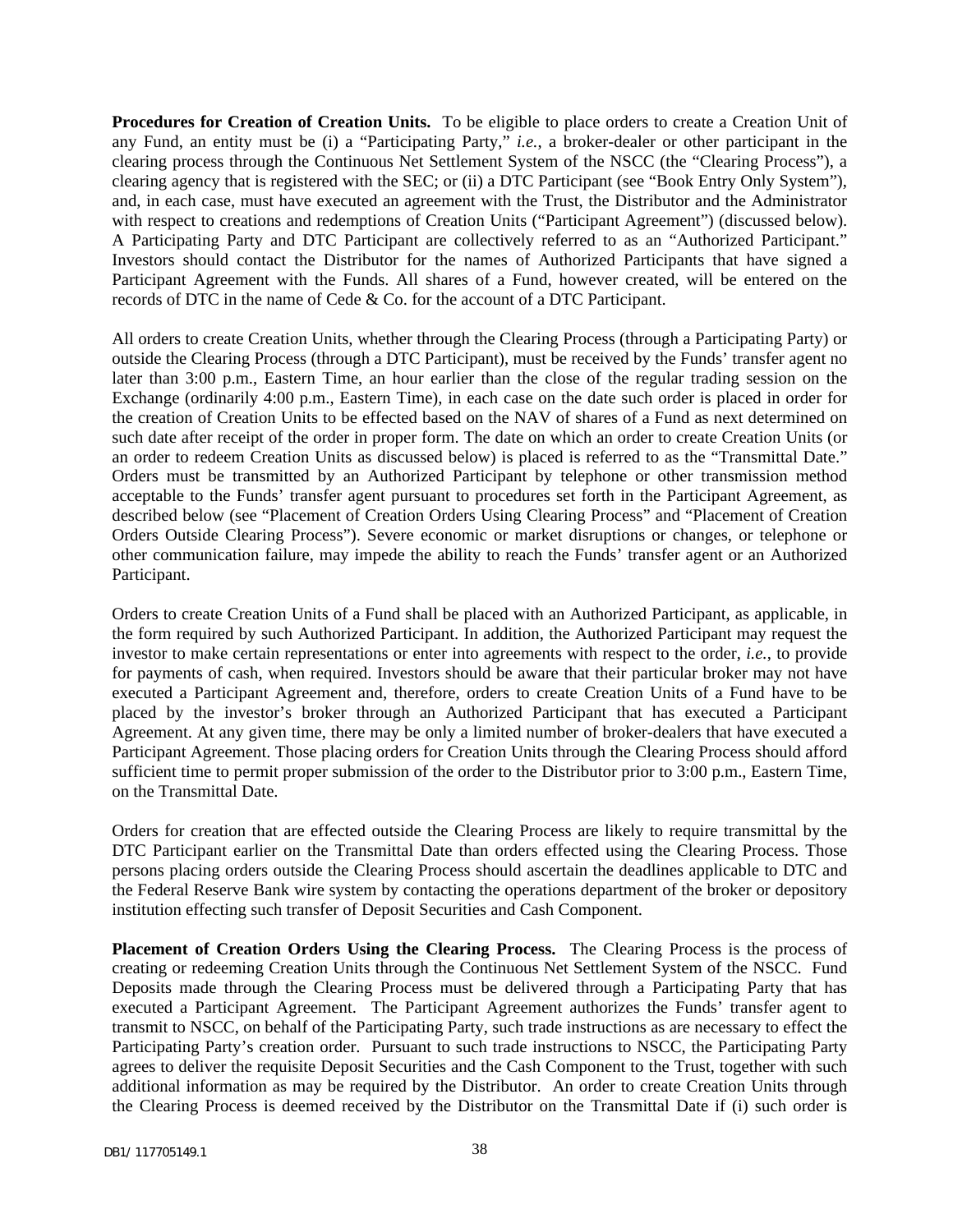**Procedures for Creation of Creation Units.** To be eligible to place orders to create a Creation Unit of any Fund, an entity must be (i) a "Participating Party," *i.e.*, a broker-dealer or other participant in the clearing process through the Continuous Net Settlement System of the NSCC (the "Clearing Process"), a clearing agency that is registered with the SEC; or (ii) a DTC Participant (see "Book Entry Only System"), and, in each case, must have executed an agreement with the Trust, the Distributor and the Administrator with respect to creations and redemptions of Creation Units ("Participant Agreement") (discussed below). A Participating Party and DTC Participant are collectively referred to as an "Authorized Participant." Investors should contact the Distributor for the names of Authorized Participants that have signed a Participant Agreement with the Funds. All shares of a Fund, however created, will be entered on the records of DTC in the name of Cede & Co. for the account of a DTC Participant.

All orders to create Creation Units, whether through the Clearing Process (through a Participating Party) or outside the Clearing Process (through a DTC Participant), must be received by the Funds' transfer agent no later than 3:00 p.m., Eastern Time, an hour earlier than the close of the regular trading session on the Exchange (ordinarily 4:00 p.m., Eastern Time), in each case on the date such order is placed in order for the creation of Creation Units to be effected based on the NAV of shares of a Fund as next determined on such date after receipt of the order in proper form. The date on which an order to create Creation Units (or an order to redeem Creation Units as discussed below) is placed is referred to as the "Transmittal Date." Orders must be transmitted by an Authorized Participant by telephone or other transmission method acceptable to the Funds' transfer agent pursuant to procedures set forth in the Participant Agreement, as described below (see "Placement of Creation Orders Using Clearing Process" and "Placement of Creation Orders Outside Clearing Process"). Severe economic or market disruptions or changes, or telephone or other communication failure, may impede the ability to reach the Funds' transfer agent or an Authorized Participant.

Orders to create Creation Units of a Fund shall be placed with an Authorized Participant, as applicable, in the form required by such Authorized Participant. In addition, the Authorized Participant may request the investor to make certain representations or enter into agreements with respect to the order, *i.e.*, to provide for payments of cash, when required. Investors should be aware that their particular broker may not have executed a Participant Agreement and, therefore, orders to create Creation Units of a Fund have to be placed by the investor's broker through an Authorized Participant that has executed a Participant Agreement. At any given time, there may be only a limited number of broker-dealers that have executed a Participant Agreement. Those placing orders for Creation Units through the Clearing Process should afford sufficient time to permit proper submission of the order to the Distributor prior to 3:00 p.m., Eastern Time, on the Transmittal Date.

Orders for creation that are effected outside the Clearing Process are likely to require transmittal by the DTC Participant earlier on the Transmittal Date than orders effected using the Clearing Process. Those persons placing orders outside the Clearing Process should ascertain the deadlines applicable to DTC and the Federal Reserve Bank wire system by contacting the operations department of the broker or depository institution effecting such transfer of Deposit Securities and Cash Component.

**Placement of Creation Orders Using the Clearing Process.** The Clearing Process is the process of creating or redeeming Creation Units through the Continuous Net Settlement System of the NSCC. Fund Deposits made through the Clearing Process must be delivered through a Participating Party that has executed a Participant Agreement. The Participant Agreement authorizes the Funds' transfer agent to transmit to NSCC, on behalf of the Participating Party, such trade instructions as are necessary to effect the Participating Party's creation order. Pursuant to such trade instructions to NSCC, the Participating Party agrees to deliver the requisite Deposit Securities and the Cash Component to the Trust, together with such additional information as may be required by the Distributor. An order to create Creation Units through the Clearing Process is deemed received by the Distributor on the Transmittal Date if (i) such order is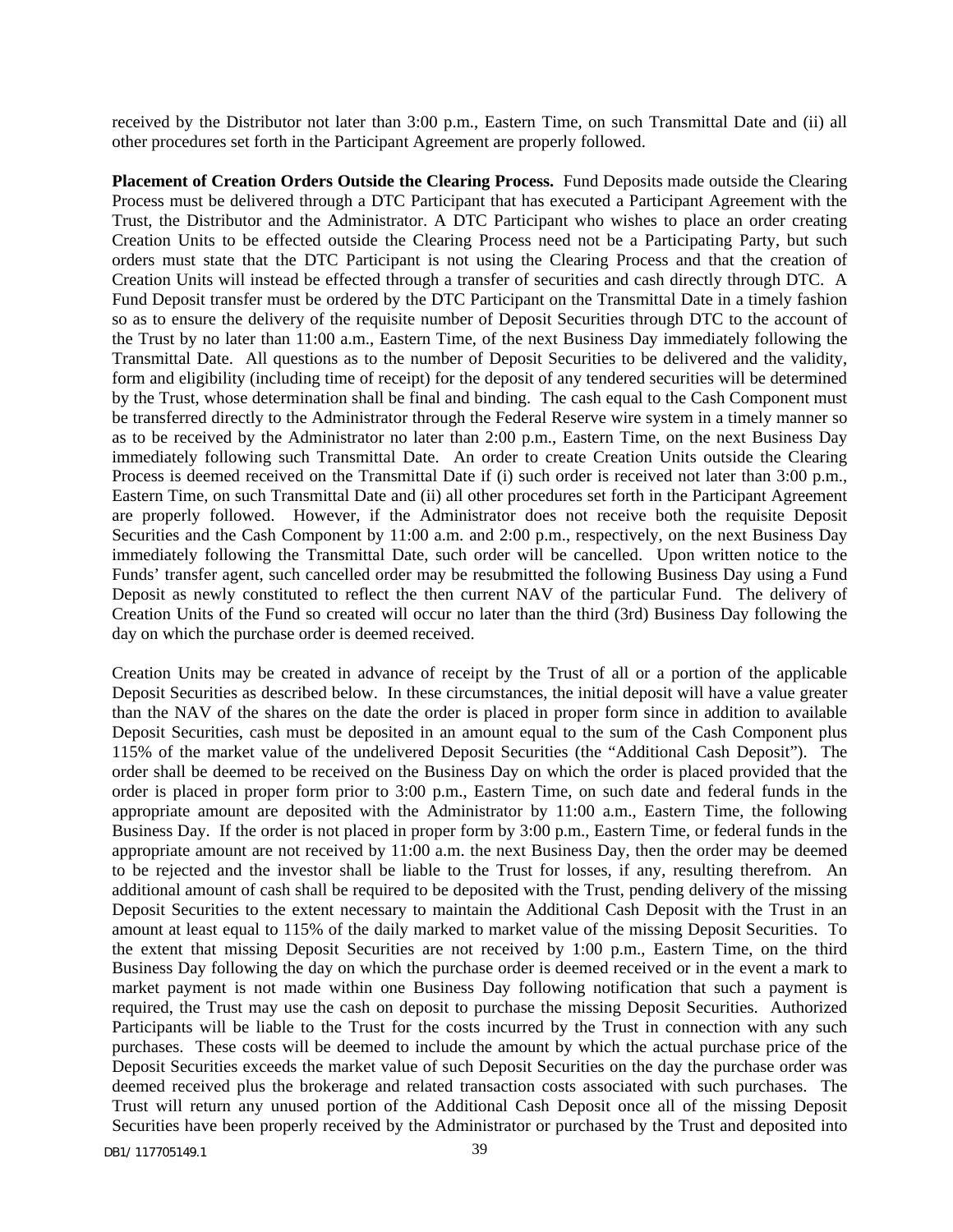received by the Distributor not later than 3:00 p.m., Eastern Time, on such Transmittal Date and (ii) all other procedures set forth in the Participant Agreement are properly followed.

**Placement of Creation Orders Outside the Clearing Process.** Fund Deposits made outside the Clearing Process must be delivered through a DTC Participant that has executed a Participant Agreement with the Trust, the Distributor and the Administrator. A DTC Participant who wishes to place an order creating Creation Units to be effected outside the Clearing Process need not be a Participating Party, but such orders must state that the DTC Participant is not using the Clearing Process and that the creation of Creation Units will instead be effected through a transfer of securities and cash directly through DTC. A Fund Deposit transfer must be ordered by the DTC Participant on the Transmittal Date in a timely fashion so as to ensure the delivery of the requisite number of Deposit Securities through DTC to the account of the Trust by no later than 11:00 a.m., Eastern Time, of the next Business Day immediately following the Transmittal Date. All questions as to the number of Deposit Securities to be delivered and the validity, form and eligibility (including time of receipt) for the deposit of any tendered securities will be determined by the Trust, whose determination shall be final and binding. The cash equal to the Cash Component must be transferred directly to the Administrator through the Federal Reserve wire system in a timely manner so as to be received by the Administrator no later than 2:00 p.m., Eastern Time, on the next Business Day immediately following such Transmittal Date. An order to create Creation Units outside the Clearing Process is deemed received on the Transmittal Date if (i) such order is received not later than 3:00 p.m., Eastern Time, on such Transmittal Date and (ii) all other procedures set forth in the Participant Agreement are properly followed. However, if the Administrator does not receive both the requisite Deposit Securities and the Cash Component by 11:00 a.m. and 2:00 p.m., respectively, on the next Business Day immediately following the Transmittal Date, such order will be cancelled. Upon written notice to the Funds' transfer agent, such cancelled order may be resubmitted the following Business Day using a Fund Deposit as newly constituted to reflect the then current NAV of the particular Fund. The delivery of Creation Units of the Fund so created will occur no later than the third (3rd) Business Day following the day on which the purchase order is deemed received.

Creation Units may be created in advance of receipt by the Trust of all or a portion of the applicable Deposit Securities as described below. In these circumstances, the initial deposit will have a value greater than the NAV of the shares on the date the order is placed in proper form since in addition to available Deposit Securities, cash must be deposited in an amount equal to the sum of the Cash Component plus 115% of the market value of the undelivered Deposit Securities (the "Additional Cash Deposit"). The order shall be deemed to be received on the Business Day on which the order is placed provided that the order is placed in proper form prior to 3:00 p.m., Eastern Time, on such date and federal funds in the appropriate amount are deposited with the Administrator by 11:00 a.m., Eastern Time, the following Business Day. If the order is not placed in proper form by 3:00 p.m., Eastern Time, or federal funds in the appropriate amount are not received by 11:00 a.m. the next Business Day, then the order may be deemed to be rejected and the investor shall be liable to the Trust for losses, if any, resulting therefrom. An additional amount of cash shall be required to be deposited with the Trust, pending delivery of the missing Deposit Securities to the extent necessary to maintain the Additional Cash Deposit with the Trust in an amount at least equal to 115% of the daily marked to market value of the missing Deposit Securities. To the extent that missing Deposit Securities are not received by 1:00 p.m., Eastern Time, on the third Business Day following the day on which the purchase order is deemed received or in the event a mark to market payment is not made within one Business Day following notification that such a payment is required, the Trust may use the cash on deposit to purchase the missing Deposit Securities. Authorized Participants will be liable to the Trust for the costs incurred by the Trust in connection with any such purchases. These costs will be deemed to include the amount by which the actual purchase price of the Deposit Securities exceeds the market value of such Deposit Securities on the day the purchase order was deemed received plus the brokerage and related transaction costs associated with such purchases. The Trust will return any unused portion of the Additional Cash Deposit once all of the missing Deposit Securities have been properly received by the Administrator or purchased by the Trust and deposited into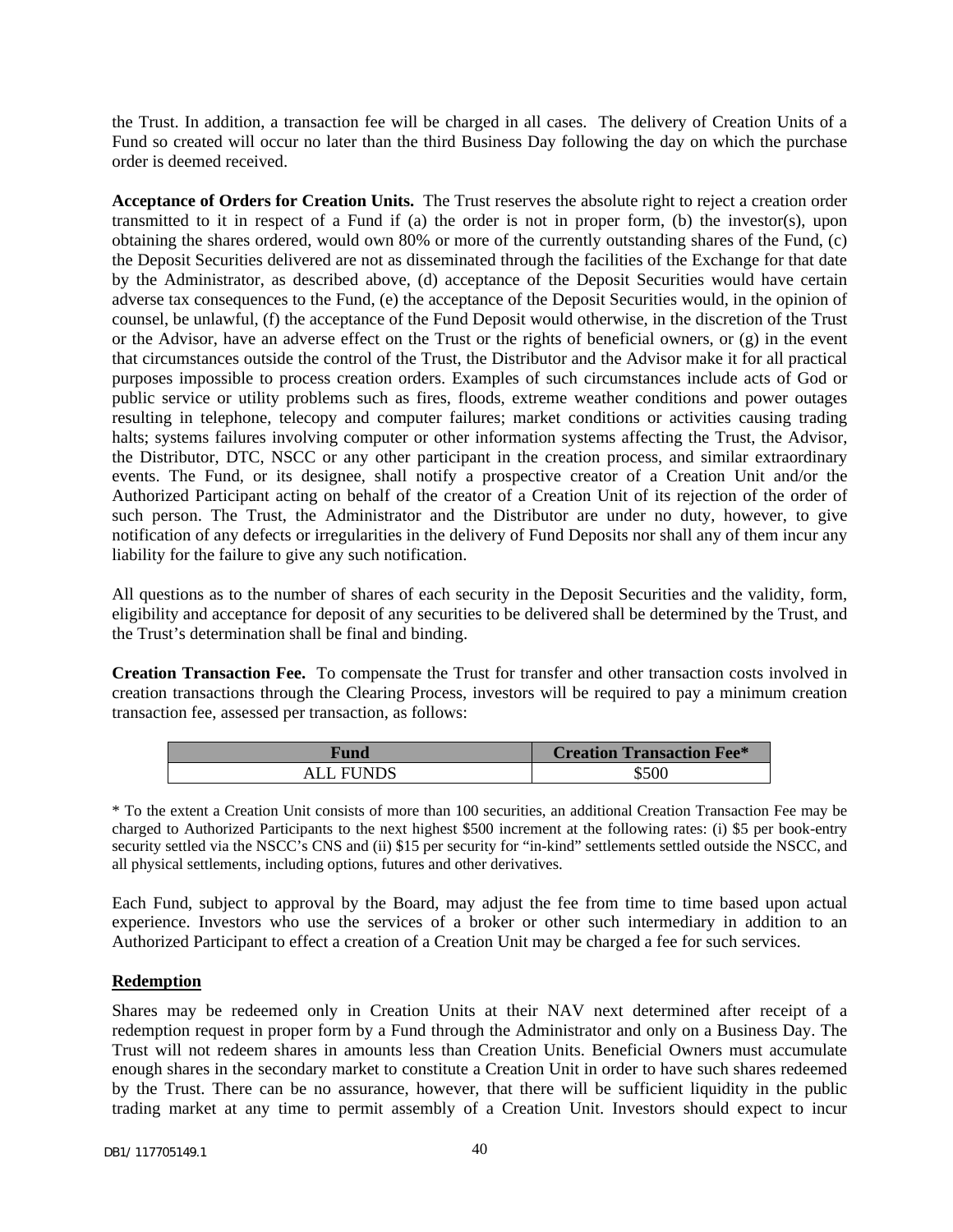the Trust. In addition, a transaction fee will be charged in all cases. The delivery of Creation Units of a Fund so created will occur no later than the third Business Day following the day on which the purchase order is deemed received.

**Acceptance of Orders for Creation Units.** The Trust reserves the absolute right to reject a creation order transmitted to it in respect of a Fund if (a) the order is not in proper form, (b) the investor(s), upon obtaining the shares ordered, would own 80% or more of the currently outstanding shares of the Fund, (c) the Deposit Securities delivered are not as disseminated through the facilities of the Exchange for that date by the Administrator, as described above, (d) acceptance of the Deposit Securities would have certain adverse tax consequences to the Fund, (e) the acceptance of the Deposit Securities would, in the opinion of counsel, be unlawful, (f) the acceptance of the Fund Deposit would otherwise, in the discretion of the Trust or the Advisor, have an adverse effect on the Trust or the rights of beneficial owners, or (g) in the event that circumstances outside the control of the Trust, the Distributor and the Advisor make it for all practical purposes impossible to process creation orders. Examples of such circumstances include acts of God or public service or utility problems such as fires, floods, extreme weather conditions and power outages resulting in telephone, telecopy and computer failures; market conditions or activities causing trading halts; systems failures involving computer or other information systems affecting the Trust, the Advisor, the Distributor, DTC, NSCC or any other participant in the creation process, and similar extraordinary events. The Fund, or its designee, shall notify a prospective creator of a Creation Unit and/or the Authorized Participant acting on behalf of the creator of a Creation Unit of its rejection of the order of such person. The Trust, the Administrator and the Distributor are under no duty, however, to give notification of any defects or irregularities in the delivery of Fund Deposits nor shall any of them incur any liability for the failure to give any such notification.

All questions as to the number of shares of each security in the Deposit Securities and the validity, form, eligibility and acceptance for deposit of any securities to be delivered shall be determined by the Trust, and the Trust's determination shall be final and binding.

**Creation Transaction Fee.** To compensate the Trust for transfer and other transaction costs involved in creation transactions through the Clearing Process, investors will be required to pay a minimum creation transaction fee, assessed per transaction, as follows:

| Fund | Creation Transaction Fee* |
|---|---|
| ALL FUNDS | $500 |

* To the extent a Creation Unit consists of more than 100 securities, an additional Creation Transaction Fee may be charged to Authorized Participants to the next highest $500 increment at the following rates: (i) $5 per book-entry security settled via the NSCC's CNS and (ii) $15 per security for "in-kind" settlements settled outside the NSCC, and all physical settlements, including options, futures and other derivatives.

Each Fund, subject to approval by the Board, may adjust the fee from time to time based upon actual experience. Investors who use the services of a broker or other such intermediary in addition to an Authorized Participant to effect a creation of a Creation Unit may be charged a fee for such services.

**Redemption**

Shares may be redeemed only in Creation Units at their NAV next determined after receipt of a redemption request in proper form by a Fund through the Administrator and only on a Business Day. The Trust will not redeem shares in amounts less than Creation Units. Beneficial Owners must accumulate enough shares in the secondary market to constitute a Creation Unit in order to have such shares redeemed by the Trust. There can be no assurance, however, that there will be sufficient liquidity in the public trading market at any time to permit assembly of a Creation Unit. Investors should expect to incur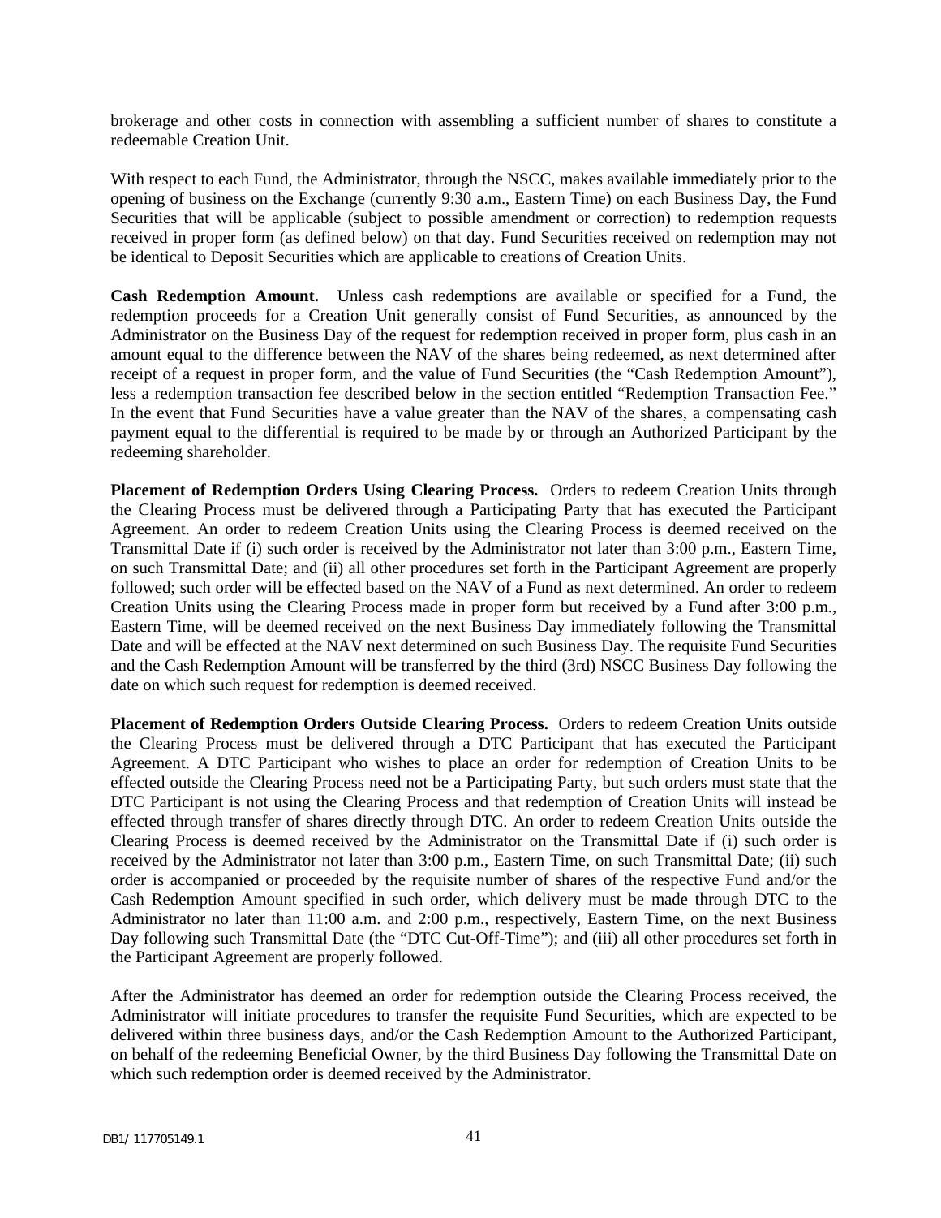brokerage and other costs in connection with assembling a sufficient number of shares to constitute a redeemable Creation Unit.

With respect to each Fund, the Administrator, through the NSCC, makes available immediately prior to the opening of business on the Exchange (currently 9:30 a.m., Eastern Time) on each Business Day, the Fund Securities that will be applicable (subject to possible amendment or correction) to redemption requests received in proper form (as defined below) on that day. Fund Securities received on redemption may not be identical to Deposit Securities which are applicable to creations of Creation Units.

**Cash Redemption Amount.** Unless cash redemptions are available or specified for a Fund, the redemption proceeds for a Creation Unit generally consist of Fund Securities, as announced by the Administrator on the Business Day of the request for redemption received in proper form, plus cash in an amount equal to the difference between the NAV of the shares being redeemed, as next determined after receipt of a request in proper form, and the value of Fund Securities (the "Cash Redemption Amount"), less a redemption transaction fee described below in the section entitled "Redemption Transaction Fee." In the event that Fund Securities have a value greater than the NAV of the shares, a compensating cash payment equal to the differential is required to be made by or through an Authorized Participant by the redeeming shareholder.

**Placement of Redemption Orders Using Clearing Process.** Orders to redeem Creation Units through the Clearing Process must be delivered through a Participating Party that has executed the Participant Agreement. An order to redeem Creation Units using the Clearing Process is deemed received on the Transmittal Date if (i) such order is received by the Administrator not later than 3:00 p.m., Eastern Time, on such Transmittal Date; and (ii) all other procedures set forth in the Participant Agreement are properly followed; such order will be effected based on the NAV of a Fund as next determined. An order to redeem Creation Units using the Clearing Process made in proper form but received by a Fund after 3:00 p.m., Eastern Time, will be deemed received on the next Business Day immediately following the Transmittal Date and will be effected at the NAV next determined on such Business Day. The requisite Fund Securities and the Cash Redemption Amount will be transferred by the third (3rd) NSCC Business Day following the date on which such request for redemption is deemed received.

**Placement of Redemption Orders Outside Clearing Process.** Orders to redeem Creation Units outside the Clearing Process must be delivered through a DTC Participant that has executed the Participant Agreement. A DTC Participant who wishes to place an order for redemption of Creation Units to be effected outside the Clearing Process need not be a Participating Party, but such orders must state that the DTC Participant is not using the Clearing Process and that redemption of Creation Units will instead be effected through transfer of shares directly through DTC. An order to redeem Creation Units outside the Clearing Process is deemed received by the Administrator on the Transmittal Date if (i) such order is received by the Administrator not later than 3:00 p.m., Eastern Time, on such Transmittal Date; (ii) such order is accompanied or proceeded by the requisite number of shares of the respective Fund and/or the Cash Redemption Amount specified in such order, which delivery must be made through DTC to the Administrator no later than 11:00 a.m. and 2:00 p.m., respectively, Eastern Time, on the next Business Day following such Transmittal Date (the "DTC Cut-Off-Time"); and (iii) all other procedures set forth in the Participant Agreement are properly followed.

After the Administrator has deemed an order for redemption outside the Clearing Process received, the Administrator will initiate procedures to transfer the requisite Fund Securities, which are expected to be delivered within three business days, and/or the Cash Redemption Amount to the Authorized Participant, on behalf of the redeeming Beneficial Owner, by the third Business Day following the Transmittal Date on which such redemption order is deemed received by the Administrator.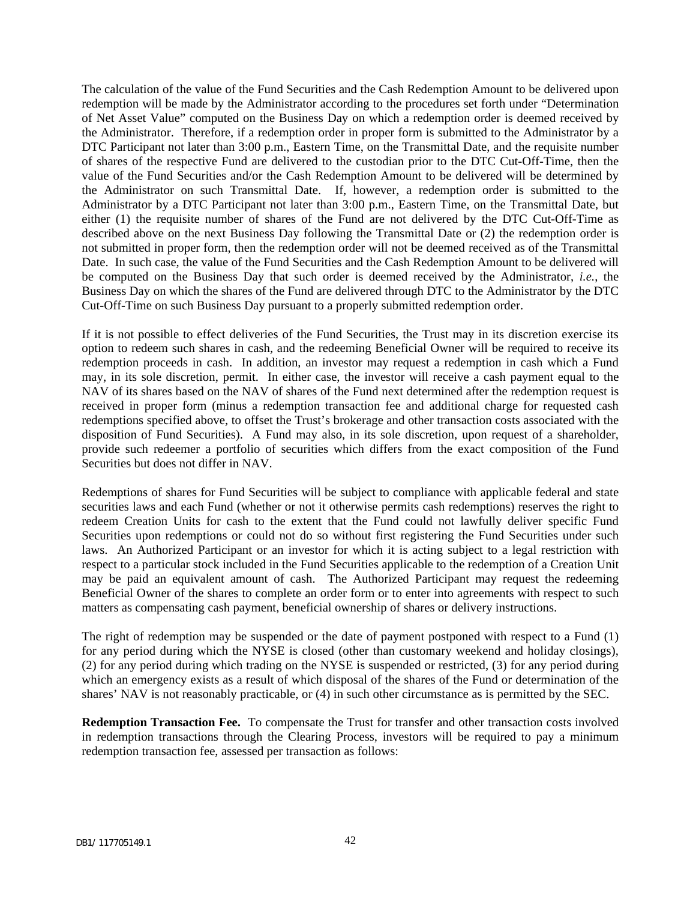The calculation of the value of the Fund Securities and the Cash Redemption Amount to be delivered upon redemption will be made by the Administrator according to the procedures set forth under "Determination of Net Asset Value" computed on the Business Day on which a redemption order is deemed received by the Administrator. Therefore, if a redemption order in proper form is submitted to the Administrator by a DTC Participant not later than 3:00 p.m., Eastern Time, on the Transmittal Date, and the requisite number of shares of the respective Fund are delivered to the custodian prior to the DTC Cut-Off-Time, then the value of the Fund Securities and/or the Cash Redemption Amount to be delivered will be determined by the Administrator on such Transmittal Date. If, however, a redemption order is submitted to the Administrator by a DTC Participant not later than 3:00 p.m., Eastern Time, on the Transmittal Date, but either (1) the requisite number of shares of the Fund are not delivered by the DTC Cut-Off-Time as described above on the next Business Day following the Transmittal Date or (2) the redemption order is not submitted in proper form, then the redemption order will not be deemed received as of the Transmittal Date. In such case, the value of the Fund Securities and the Cash Redemption Amount to be delivered will be computed on the Business Day that such order is deemed received by the Administrator, *i.e.*, the Business Day on which the shares of the Fund are delivered through DTC to the Administrator by the DTC Cut-Off-Time on such Business Day pursuant to a properly submitted redemption order.

If it is not possible to effect deliveries of the Fund Securities, the Trust may in its discretion exercise its option to redeem such shares in cash, and the redeeming Beneficial Owner will be required to receive its redemption proceeds in cash. In addition, an investor may request a redemption in cash which a Fund may, in its sole discretion, permit. In either case, the investor will receive a cash payment equal to the NAV of its shares based on the NAV of shares of the Fund next determined after the redemption request is received in proper form (minus a redemption transaction fee and additional charge for requested cash redemptions specified above, to offset the Trust's brokerage and other transaction costs associated with the disposition of Fund Securities). A Fund may also, in its sole discretion, upon request of a shareholder, provide such redeemer a portfolio of securities which differs from the exact composition of the Fund Securities but does not differ in NAV.

Redemptions of shares for Fund Securities will be subject to compliance with applicable federal and state securities laws and each Fund (whether or not it otherwise permits cash redemptions) reserves the right to redeem Creation Units for cash to the extent that the Fund could not lawfully deliver specific Fund Securities upon redemptions or could not do so without first registering the Fund Securities under such laws. An Authorized Participant or an investor for which it is acting subject to a legal restriction with respect to a particular stock included in the Fund Securities applicable to the redemption of a Creation Unit may be paid an equivalent amount of cash. The Authorized Participant may request the redeeming Beneficial Owner of the shares to complete an order form or to enter into agreements with respect to such matters as compensating cash payment, beneficial ownership of shares or delivery instructions.

The right of redemption may be suspended or the date of payment postponed with respect to a Fund (1) for any period during which the NYSE is closed (other than customary weekend and holiday closings), (2) for any period during which trading on the NYSE is suspended or restricted, (3) for any period during which an emergency exists as a result of which disposal of the shares of the Fund or determination of the shares' NAV is not reasonably practicable, or (4) in such other circumstance as is permitted by the SEC.

**Redemption Transaction Fee.** To compensate the Trust for transfer and other transaction costs involved in redemption transactions through the Clearing Process, investors will be required to pay a minimum redemption transaction fee, assessed per transaction as follows: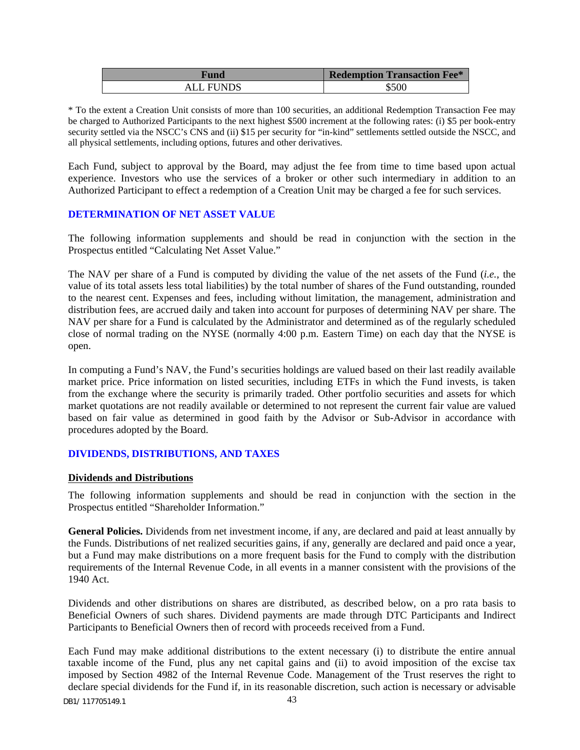| Fund | Redemption Transaction Fee* |
|---|---|
| ALL FUNDS | $500 |

* To the extent a Creation Unit consists of more than 100 securities, an additional Redemption Transaction Fee may be charged to Authorized Participants to the next highest $500 increment at the following rates: (i) $5 per book-entry security settled via the NSCC's CNS and (ii) $15 per security for "in-kind" settlements settled outside the NSCC, and all physical settlements, including options, futures and other derivatives.

Each Fund, subject to approval by the Board, may adjust the fee from time to time based upon actual experience. Investors who use the services of a broker or other such intermediary in addition to an Authorized Participant to effect a redemption of a Creation Unit may be charged a fee for such services.

## DETERMINATION OF NET ASSET VALUE

The following information supplements and should be read in conjunction with the section in the Prospectus entitled "Calculating Net Asset Value."

The NAV per share of a Fund is computed by dividing the value of the net assets of the Fund (*i.e.*, the value of its total assets less total liabilities) by the total number of shares of the Fund outstanding, rounded to the nearest cent. Expenses and fees, including without limitation, the management, administration and distribution fees, are accrued daily and taken into account for purposes of determining NAV per share. The NAV per share for a Fund is calculated by the Administrator and determined as of the regularly scheduled close of normal trading on the NYSE (normally 4:00 p.m. Eastern Time) on each day that the NYSE is open.

In computing a Fund's NAV, the Fund's securities holdings are valued based on their last readily available market price. Price information on listed securities, including ETFs in which the Fund invests, is taken from the exchange where the security is primarily traded. Other portfolio securities and assets for which market quotations are not readily available or determined to not represent the current fair value are valued based on fair value as determined in good faith by the Advisor or Sub-Advisor in accordance with procedures adopted by the Board.

## DIVIDENDS, DISTRIBUTIONS, AND TAXES

### Dividends and Distributions

The following information supplements and should be read in conjunction with the section in the Prospectus entitled "Shareholder Information."

**General Policies.** Dividends from net investment income, if any, are declared and paid at least annually by the Funds. Distributions of net realized securities gains, if any, generally are declared and paid once a year, but a Fund may make distributions on a more frequent basis for the Fund to comply with the distribution requirements of the Internal Revenue Code, in all events in a manner consistent with the provisions of the 1940 Act.

Dividends and other distributions on shares are distributed, as described below, on a pro rata basis to Beneficial Owners of such shares. Dividend payments are made through DTC Participants and Indirect Participants to Beneficial Owners then of record with proceeds received from a Fund.

Each Fund may make additional distributions to the extent necessary (i) to distribute the entire annual taxable income of the Fund, plus any net capital gains and (ii) to avoid imposition of the excise tax imposed by Section 4982 of the Internal Revenue Code. Management of the Trust reserves the right to declare special dividends for the Fund if, in its reasonable discretion, such action is necessary or advisable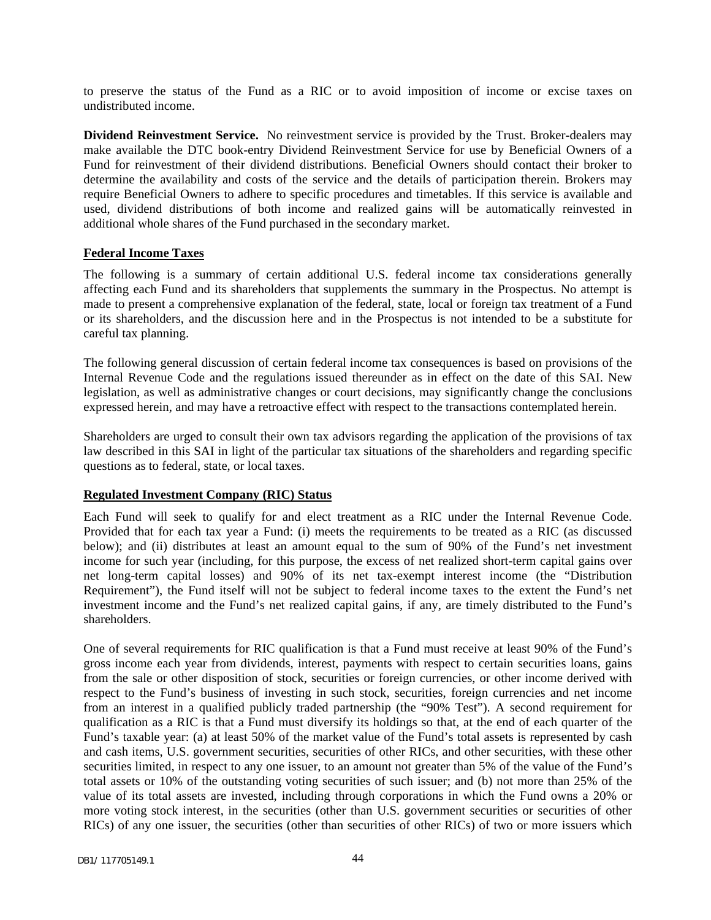to preserve the status of the Fund as a RIC or to avoid imposition of income or excise taxes on undistributed income.

**Dividend Reinvestment Service.** No reinvestment service is provided by the Trust. Broker-dealers may make available the DTC book-entry Dividend Reinvestment Service for use by Beneficial Owners of a Fund for reinvestment of their dividend distributions. Beneficial Owners should contact their broker to determine the availability and costs of the service and the details of participation therein. Brokers may require Beneficial Owners to adhere to specific procedures and timetables. If this service is available and used, dividend distributions of both income and realized gains will be automatically reinvested in additional whole shares of the Fund purchased in the secondary market.

## Federal Income Taxes

The following is a summary of certain additional U.S. federal income tax considerations generally affecting each Fund and its shareholders that supplements the summary in the Prospectus. No attempt is made to present a comprehensive explanation of the federal, state, local or foreign tax treatment of a Fund or its shareholders, and the discussion here and in the Prospectus is not intended to be a substitute for careful tax planning.

The following general discussion of certain federal income tax consequences is based on provisions of the Internal Revenue Code and the regulations issued thereunder as in effect on the date of this SAI. New legislation, as well as administrative changes or court decisions, may significantly change the conclusions expressed herein, and may have a retroactive effect with respect to the transactions contemplated herein.

Shareholders are urged to consult their own tax advisors regarding the application of the provisions of tax law described in this SAI in light of the particular tax situations of the shareholders and regarding specific questions as to federal, state, or local taxes.

## Regulated Investment Company (RIC) Status

Each Fund will seek to qualify for and elect treatment as a RIC under the Internal Revenue Code. Provided that for each tax year a Fund: (i) meets the requirements to be treated as a RIC (as discussed below); and (ii) distributes at least an amount equal to the sum of 90% of the Fund's net investment income for such year (including, for this purpose, the excess of net realized short-term capital gains over net long-term capital losses) and 90% of its net tax-exempt interest income (the "Distribution Requirement"), the Fund itself will not be subject to federal income taxes to the extent the Fund's net investment income and the Fund's net realized capital gains, if any, are timely distributed to the Fund's shareholders.

One of several requirements for RIC qualification is that a Fund must receive at least 90% of the Fund's gross income each year from dividends, interest, payments with respect to certain securities loans, gains from the sale or other disposition of stock, securities or foreign currencies, or other income derived with respect to the Fund's business of investing in such stock, securities, foreign currencies and net income from an interest in a qualified publicly traded partnership (the "90% Test"). A second requirement for qualification as a RIC is that a Fund must diversify its holdings so that, at the end of each quarter of the Fund's taxable year: (a) at least 50% of the market value of the Fund's total assets is represented by cash and cash items, U.S. government securities, securities of other RICs, and other securities, with these other securities limited, in respect to any one issuer, to an amount not greater than 5% of the value of the Fund's total assets or 10% of the outstanding voting securities of such issuer; and (b) not more than 25% of the value of its total assets are invested, including through corporations in which the Fund owns a 20% or more voting stock interest, in the securities (other than U.S. government securities or securities of other RICs) of any one issuer, the securities (other than securities of other RICs) of two or more issuers which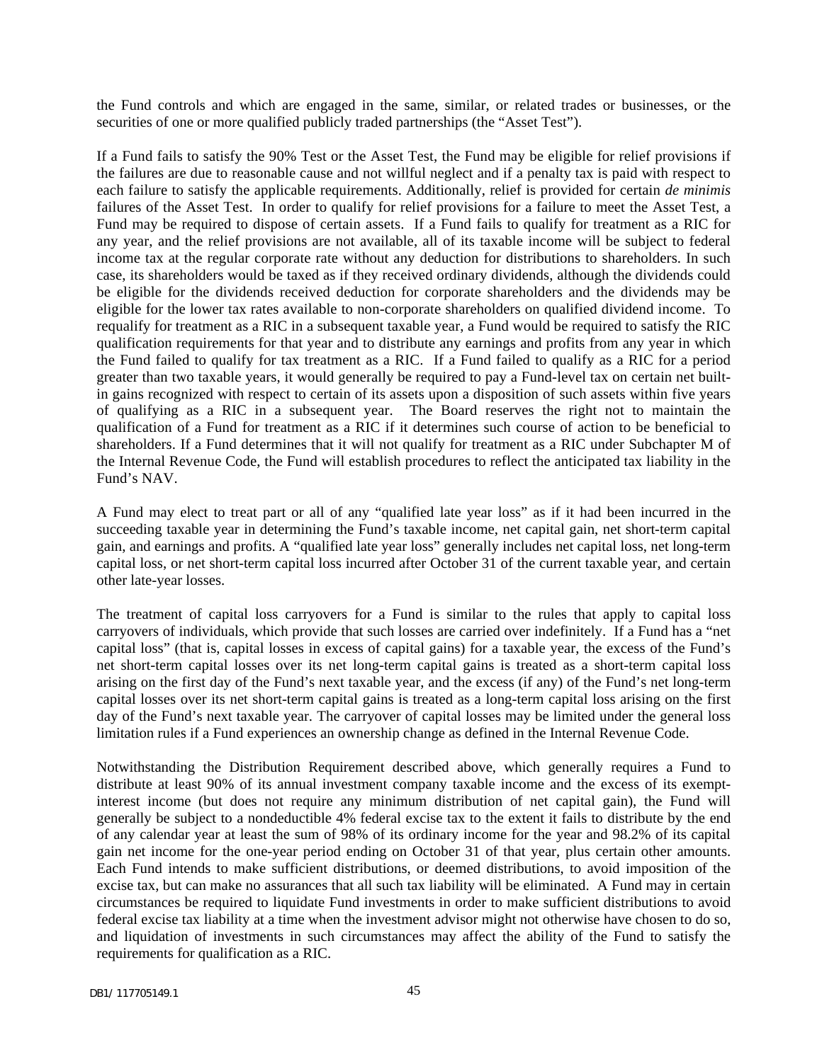the Fund controls and which are engaged in the same, similar, or related trades or businesses, or the securities of one or more qualified publicly traded partnerships (the "Asset Test").

If a Fund fails to satisfy the 90% Test or the Asset Test, the Fund may be eligible for relief provisions if the failures are due to reasonable cause and not willful neglect and if a penalty tax is paid with respect to each failure to satisfy the applicable requirements. Additionally, relief is provided for certain *de minimis* failures of the Asset Test. In order to qualify for relief provisions for a failure to meet the Asset Test, a Fund may be required to dispose of certain assets. If a Fund fails to qualify for treatment as a RIC for any year, and the relief provisions are not available, all of its taxable income will be subject to federal income tax at the regular corporate rate without any deduction for distributions to shareholders. In such case, its shareholders would be taxed as if they received ordinary dividends, although the dividends could be eligible for the dividends received deduction for corporate shareholders and the dividends may be eligible for the lower tax rates available to non-corporate shareholders on qualified dividend income. To requalify for treatment as a RIC in a subsequent taxable year, a Fund would be required to satisfy the RIC qualification requirements for that year and to distribute any earnings and profits from any year in which the Fund failed to qualify for tax treatment as a RIC. If a Fund failed to qualify as a RIC for a period greater than two taxable years, it would generally be required to pay a Fund-level tax on certain net built-in gains recognized with respect to certain of its assets upon a disposition of such assets within five years of qualifying as a RIC in a subsequent year. The Board reserves the right not to maintain the qualification of a Fund for treatment as a RIC if it determines such course of action to be beneficial to shareholders. If a Fund determines that it will not qualify for treatment as a RIC under Subchapter M of the Internal Revenue Code, the Fund will establish procedures to reflect the anticipated tax liability in the Fund's NAV.

A Fund may elect to treat part or all of any "qualified late year loss" as if it had been incurred in the succeeding taxable year in determining the Fund's taxable income, net capital gain, net short-term capital gain, and earnings and profits. A "qualified late year loss" generally includes net capital loss, net long-term capital loss, or net short-term capital loss incurred after October 31 of the current taxable year, and certain other late-year losses.

The treatment of capital loss carryovers for a Fund is similar to the rules that apply to capital loss carryovers of individuals, which provide that such losses are carried over indefinitely. If a Fund has a "net capital loss" (that is, capital losses in excess of capital gains) for a taxable year, the excess of the Fund's net short-term capital losses over its net long-term capital gains is treated as a short-term capital loss arising on the first day of the Fund's next taxable year, and the excess (if any) of the Fund's net long-term capital losses over its net short-term capital gains is treated as a long-term capital loss arising on the first day of the Fund's next taxable year. The carryover of capital losses may be limited under the general loss limitation rules if a Fund experiences an ownership change as defined in the Internal Revenue Code.

Notwithstanding the Distribution Requirement described above, which generally requires a Fund to distribute at least 90% of its annual investment company taxable income and the excess of its exempt-interest income (but does not require any minimum distribution of net capital gain), the Fund will generally be subject to a nondeductible 4% federal excise tax to the extent it fails to distribute by the end of any calendar year at least the sum of 98% of its ordinary income for the year and 98.2% of its capital gain net income for the one-year period ending on October 31 of that year, plus certain other amounts. Each Fund intends to make sufficient distributions, or deemed distributions, to avoid imposition of the excise tax, but can make no assurances that all such tax liability will be eliminated. A Fund may in certain circumstances be required to liquidate Fund investments in order to make sufficient distributions to avoid federal excise tax liability at a time when the investment advisor might not otherwise have chosen to do so, and liquidation of investments in such circumstances may affect the ability of the Fund to satisfy the requirements for qualification as a RIC.

DB1/ 117705149.1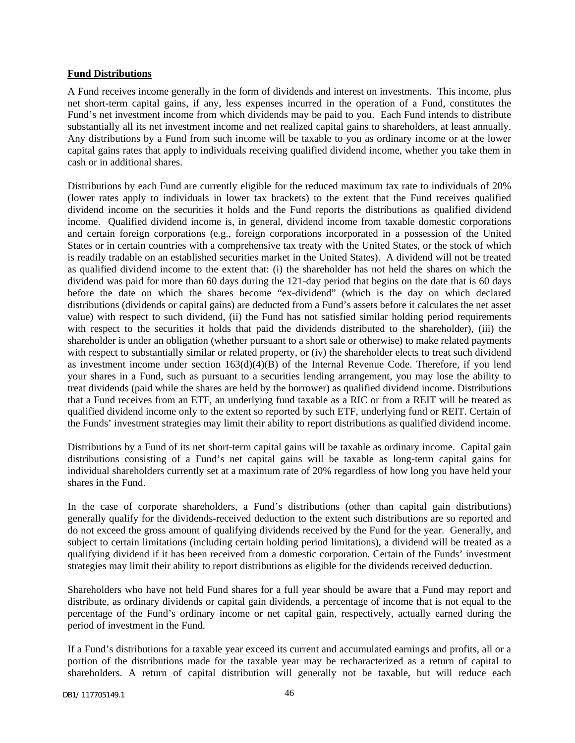**Fund Distributions**

A Fund receives income generally in the form of dividends and interest on investments. This income, plus net short-term capital gains, if any, less expenses incurred in the operation of a Fund, constitutes the Fund's net investment income from which dividends may be paid to you. Each Fund intends to distribute substantially all its net investment income and net realized capital gains to shareholders, at least annually. Any distributions by a Fund from such income will be taxable to you as ordinary income or at the lower capital gains rates that apply to individuals receiving qualified dividend income, whether you take them in cash or in additional shares.

Distributions by each Fund are currently eligible for the reduced maximum tax rate to individuals of 20% (lower rates apply to individuals in lower tax brackets) to the extent that the Fund receives qualified dividend income on the securities it holds and the Fund reports the distributions as qualified dividend income. Qualified dividend income is, in general, dividend income from taxable domestic corporations and certain foreign corporations (e.g., foreign corporations incorporated in a possession of the United States or in certain countries with a comprehensive tax treaty with the United States, or the stock of which is readily tradable on an established securities market in the United States). A dividend will not be treated as qualified dividend income to the extent that: (i) the shareholder has not held the shares on which the dividend was paid for more than 60 days during the 121-day period that begins on the date that is 60 days before the date on which the shares become "ex-dividend" (which is the day on which declared distributions (dividends or capital gains) are deducted from a Fund's assets before it calculates the net asset value) with respect to such dividend, (ii) the Fund has not satisfied similar holding period requirements with respect to the securities it holds that paid the dividends distributed to the shareholder), (iii) the shareholder is under an obligation (whether pursuant to a short sale or otherwise) to make related payments with respect to substantially similar or related property, or (iv) the shareholder elects to treat such dividend as investment income under section 163(d)(4)(B) of the Internal Revenue Code. Therefore, if you lend your shares in a Fund, such as pursuant to a securities lending arrangement, you may lose the ability to treat dividends (paid while the shares are held by the borrower) as qualified dividend income. Distributions that a Fund receives from an ETF, an underlying fund taxable as a RIC or from a REIT will be treated as qualified dividend income only to the extent so reported by such ETF, underlying fund or REIT. Certain of the Funds' investment strategies may limit their ability to report distributions as qualified dividend income.

Distributions by a Fund of its net short-term capital gains will be taxable as ordinary income. Capital gain distributions consisting of a Fund's net capital gains will be taxable as long-term capital gains for individual shareholders currently set at a maximum rate of 20% regardless of how long you have held your shares in the Fund.

In the case of corporate shareholders, a Fund's distributions (other than capital gain distributions) generally qualify for the dividends-received deduction to the extent such distributions are so reported and do not exceed the gross amount of qualifying dividends received by the Fund for the year. Generally, and subject to certain limitations (including certain holding period limitations), a dividend will be treated as a qualifying dividend if it has been received from a domestic corporation. Certain of the Funds' investment strategies may limit their ability to report distributions as eligible for the dividends received deduction.

Shareholders who have not held Fund shares for a full year should be aware that a Fund may report and distribute, as ordinary dividends or capital gain dividends, a percentage of income that is not equal to the percentage of the Fund's ordinary income or net capital gain, respectively, actually earned during the period of investment in the Fund.

If a Fund's distributions for a taxable year exceed its current and accumulated earnings and profits, all or a portion of the distributions made for the taxable year may be recharacterized as a return of capital to shareholders. A return of capital distribution will generally not be taxable, but will reduce each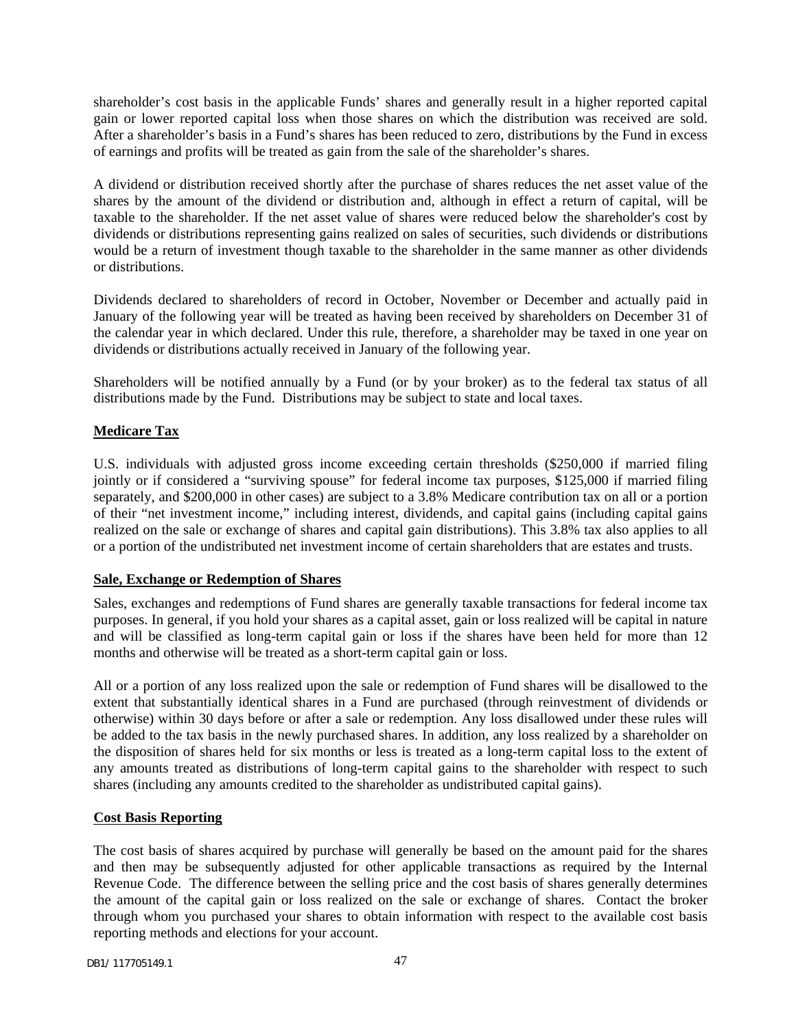shareholder's cost basis in the applicable Funds' shares and generally result in a higher reported capital gain or lower reported capital loss when those shares on which the distribution was received are sold. After a shareholder's basis in a Fund's shares has been reduced to zero, distributions by the Fund in excess of earnings and profits will be treated as gain from the sale of the shareholder's shares.

A dividend or distribution received shortly after the purchase of shares reduces the net asset value of the shares by the amount of the dividend or distribution and, although in effect a return of capital, will be taxable to the shareholder. If the net asset value of shares were reduced below the shareholder's cost by dividends or distributions representing gains realized on sales of securities, such dividends or distributions would be a return of investment though taxable to the shareholder in the same manner as other dividends or distributions.

Dividends declared to shareholders of record in October, November or December and actually paid in January of the following year will be treated as having been received by shareholders on December 31 of the calendar year in which declared. Under this rule, therefore, a shareholder may be taxed in one year on dividends or distributions actually received in January of the following year.

Shareholders will be notified annually by a Fund (or by your broker) as to the federal tax status of all distributions made by the Fund. Distributions may be subject to state and local taxes.

**Medicare Tax**

U.S. individuals with adjusted gross income exceeding certain thresholds ($250,000 if married filing jointly or if considered a "surviving spouse" for federal income tax purposes, $125,000 if married filing separately, and $200,000 in other cases) are subject to a 3.8% Medicare contribution tax on all or a portion of their "net investment income," including interest, dividends, and capital gains (including capital gains realized on the sale or exchange of shares and capital gain distributions). This 3.8% tax also applies to all or a portion of the undistributed net investment income of certain shareholders that are estates and trusts.

**Sale, Exchange or Redemption of Shares**

Sales, exchanges and redemptions of Fund shares are generally taxable transactions for federal income tax purposes. In general, if you hold your shares as a capital asset, gain or loss realized will be capital in nature and will be classified as long-term capital gain or loss if the shares have been held for more than 12 months and otherwise will be treated as a short-term capital gain or loss.

All or a portion of any loss realized upon the sale or redemption of Fund shares will be disallowed to the extent that substantially identical shares in a Fund are purchased (through reinvestment of dividends or otherwise) within 30 days before or after a sale or redemption. Any loss disallowed under these rules will be added to the tax basis in the newly purchased shares. In addition, any loss realized by a shareholder on the disposition of shares held for six months or less is treated as a long-term capital loss to the extent of any amounts treated as distributions of long-term capital gains to the shareholder with respect to such shares (including any amounts credited to the shareholder as undistributed capital gains).

**Cost Basis Reporting**

The cost basis of shares acquired by purchase will generally be based on the amount paid for the shares and then may be subsequently adjusted for other applicable transactions as required by the Internal Revenue Code. The difference between the selling price and the cost basis of shares generally determines the amount of the capital gain or loss realized on the sale or exchange of shares. Contact the broker through whom you purchased your shares to obtain information with respect to the available cost basis reporting methods and elections for your account.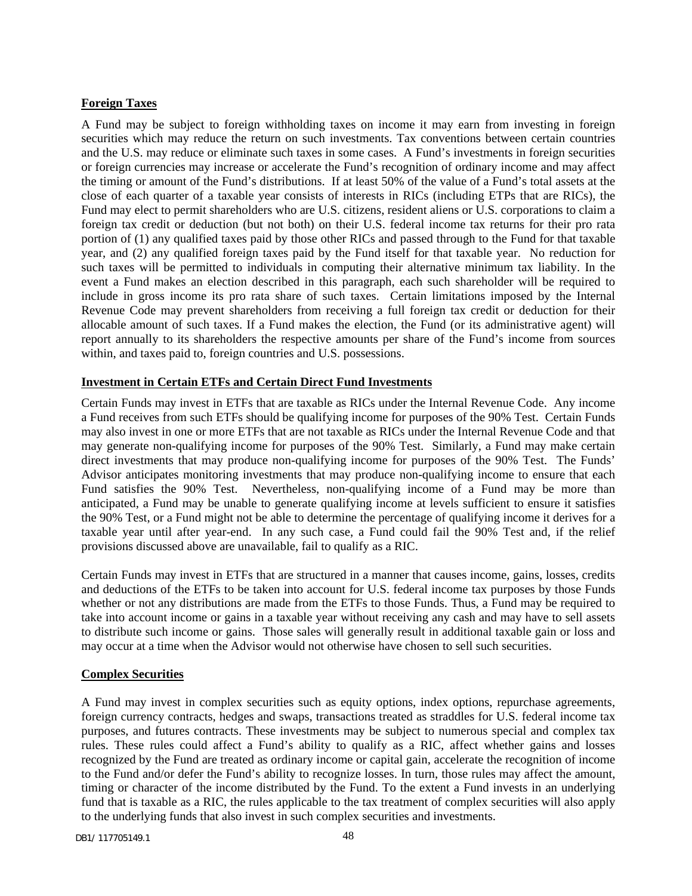**Foreign Taxes**

A Fund may be subject to foreign withholding taxes on income it may earn from investing in foreign securities which may reduce the return on such investments. Tax conventions between certain countries and the U.S. may reduce or eliminate such taxes in some cases. A Fund's investments in foreign securities or foreign currencies may increase or accelerate the Fund's recognition of ordinary income and may affect the timing or amount of the Fund's distributions. If at least 50% of the value of a Fund's total assets at the close of each quarter of a taxable year consists of interests in RICs (including ETPs that are RICs), the Fund may elect to permit shareholders who are U.S. citizens, resident aliens or U.S. corporations to claim a foreign tax credit or deduction (but not both) on their U.S. federal income tax returns for their pro rata portion of (1) any qualified taxes paid by those other RICs and passed through to the Fund for that taxable year, and (2) any qualified foreign taxes paid by the Fund itself for that taxable year. No reduction for such taxes will be permitted to individuals in computing their alternative minimum tax liability. In the event a Fund makes an election described in this paragraph, each such shareholder will be required to include in gross income its pro rata share of such taxes. Certain limitations imposed by the Internal Revenue Code may prevent shareholders from receiving a full foreign tax credit or deduction for their allocable amount of such taxes. If a Fund makes the election, the Fund (or its administrative agent) will report annually to its shareholders the respective amounts per share of the Fund's income from sources within, and taxes paid to, foreign countries and U.S. possessions.

**Investment in Certain ETFs and Certain Direct Fund Investments**

Certain Funds may invest in ETFs that are taxable as RICs under the Internal Revenue Code. Any income a Fund receives from such ETFs should be qualifying income for purposes of the 90% Test. Certain Funds may also invest in one or more ETFs that are not taxable as RICs under the Internal Revenue Code and that may generate non-qualifying income for purposes of the 90% Test. Similarly, a Fund may make certain direct investments that may produce non-qualifying income for purposes of the 90% Test. The Funds' Advisor anticipates monitoring investments that may produce non-qualifying income to ensure that each Fund satisfies the 90% Test. Nevertheless, non-qualifying income of a Fund may be more than anticipated, a Fund may be unable to generate qualifying income at levels sufficient to ensure it satisfies the 90% Test, or a Fund might not be able to determine the percentage of qualifying income it derives for a taxable year until after year-end. In any such case, a Fund could fail the 90% Test and, if the relief provisions discussed above are unavailable, fail to qualify as a RIC.

Certain Funds may invest in ETFs that are structured in a manner that causes income, gains, losses, credits and deductions of the ETFs to be taken into account for U.S. federal income tax purposes by those Funds whether or not any distributions are made from the ETFs to those Funds. Thus, a Fund may be required to take into account income or gains in a taxable year without receiving any cash and may have to sell assets to distribute such income or gains. Those sales will generally result in additional taxable gain or loss and may occur at a time when the Advisor would not otherwise have chosen to sell such securities.

**Complex Securities**

A Fund may invest in complex securities such as equity options, index options, repurchase agreements, foreign currency contracts, hedges and swaps, transactions treated as straddles for U.S. federal income tax purposes, and futures contracts. These investments may be subject to numerous special and complex tax rules. These rules could affect a Fund's ability to qualify as a RIC, affect whether gains and losses recognized by the Fund are treated as ordinary income or capital gain, accelerate the recognition of income to the Fund and/or defer the Fund's ability to recognize losses. In turn, those rules may affect the amount, timing or character of the income distributed by the Fund. To the extent a Fund invests in an underlying fund that is taxable as a RIC, the rules applicable to the tax treatment of complex securities will also apply to the underlying funds that also invest in such complex securities and investments.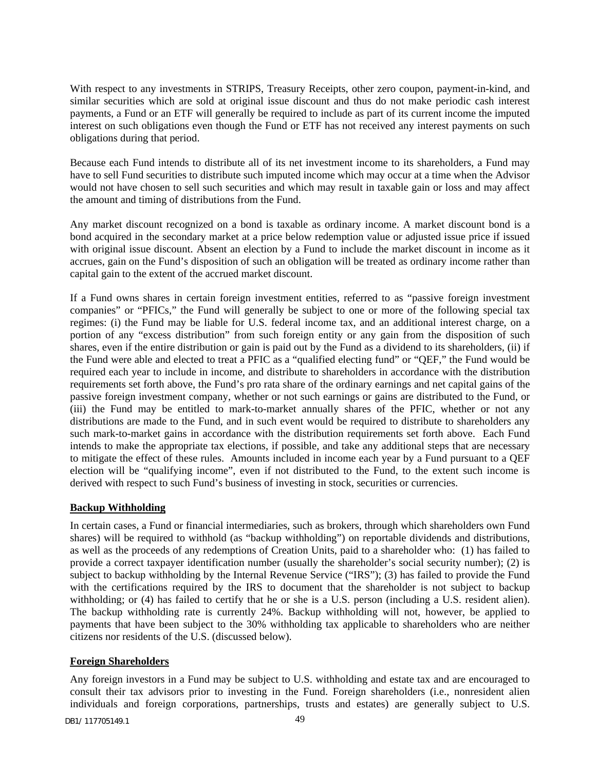With respect to any investments in STRIPS, Treasury Receipts, other zero coupon, payment-in-kind, and similar securities which are sold at original issue discount and thus do not make periodic cash interest payments, a Fund or an ETF will generally be required to include as part of its current income the imputed interest on such obligations even though the Fund or ETF has not received any interest payments on such obligations during that period.

Because each Fund intends to distribute all of its net investment income to its shareholders, a Fund may have to sell Fund securities to distribute such imputed income which may occur at a time when the Advisor would not have chosen to sell such securities and which may result in taxable gain or loss and may affect the amount and timing of distributions from the Fund.

Any market discount recognized on a bond is taxable as ordinary income. A market discount bond is a bond acquired in the secondary market at a price below redemption value or adjusted issue price if issued with original issue discount. Absent an election by a Fund to include the market discount in income as it accrues, gain on the Fund's disposition of such an obligation will be treated as ordinary income rather than capital gain to the extent of the accrued market discount.

If a Fund owns shares in certain foreign investment entities, referred to as "passive foreign investment companies" or "PFICs," the Fund will generally be subject to one or more of the following special tax regimes: (i) the Fund may be liable for U.S. federal income tax, and an additional interest charge, on a portion of any "excess distribution" from such foreign entity or any gain from the disposition of such shares, even if the entire distribution or gain is paid out by the Fund as a dividend to its shareholders, (ii) if the Fund were able and elected to treat a PFIC as a "qualified electing fund" or "QEF," the Fund would be required each year to include in income, and distribute to shareholders in accordance with the distribution requirements set forth above, the Fund's pro rata share of the ordinary earnings and net capital gains of the passive foreign investment company, whether or not such earnings or gains are distributed to the Fund, or (iii) the Fund may be entitled to mark-to-market annually shares of the PFIC, whether or not any distributions are made to the Fund, and in such event would be required to distribute to shareholders any such mark-to-market gains in accordance with the distribution requirements set forth above. Each Fund intends to make the appropriate tax elections, if possible, and take any additional steps that are necessary to mitigate the effect of these rules. Amounts included in income each year by a Fund pursuant to a QEF election will be "qualifying income", even if not distributed to the Fund, to the extent such income is derived with respect to such Fund's business of investing in stock, securities or currencies.

**Backup Withholding**

In certain cases, a Fund or financial intermediaries, such as brokers, through which shareholders own Fund shares) will be required to withhold (as "backup withholding") on reportable dividends and distributions, as well as the proceeds of any redemptions of Creation Units, paid to a shareholder who: (1) has failed to provide a correct taxpayer identification number (usually the shareholder's social security number); (2) is subject to backup withholding by the Internal Revenue Service ("IRS"); (3) has failed to provide the Fund with the certifications required by the IRS to document that the shareholder is not subject to backup withholding; or (4) has failed to certify that he or she is a U.S. person (including a U.S. resident alien). The backup withholding rate is currently 24%. Backup withholding will not, however, be applied to payments that have been subject to the 30% withholding tax applicable to shareholders who are neither citizens nor residents of the U.S. (discussed below).

**Foreign Shareholders**

Any foreign investors in a Fund may be subject to U.S. withholding and estate tax and are encouraged to consult their tax advisors prior to investing in the Fund. Foreign shareholders (i.e., nonresident alien individuals and foreign corporations, partnerships, trusts and estates) are generally subject to U.S.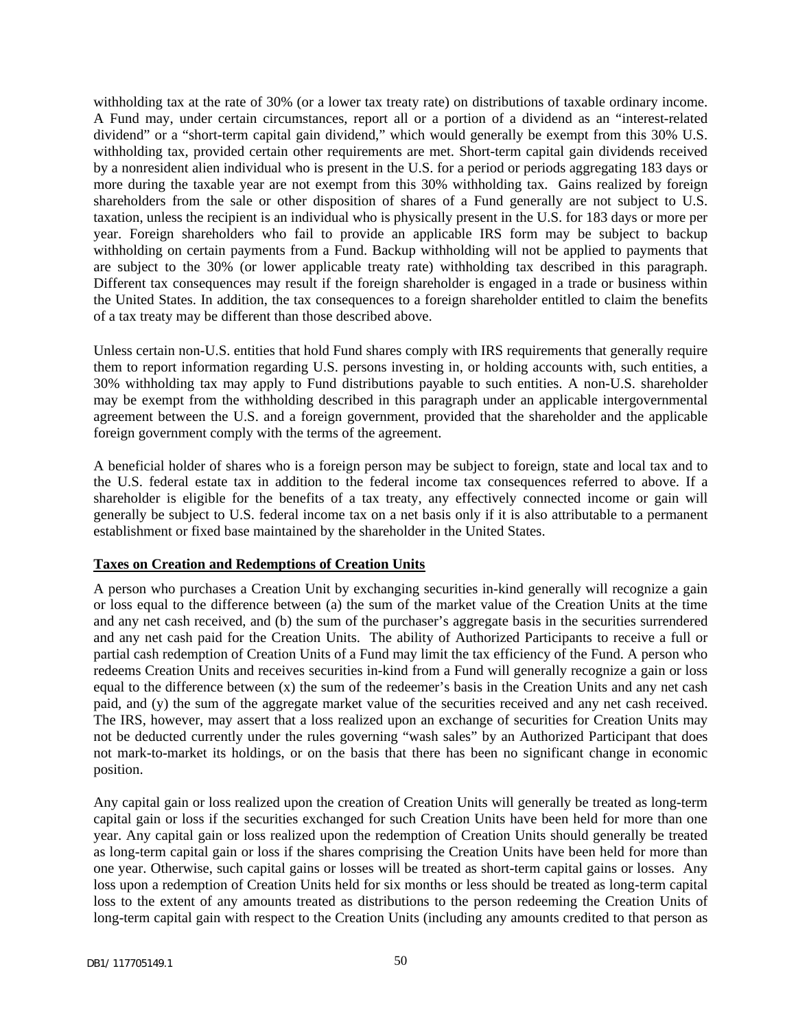withholding tax at the rate of 30% (or a lower tax treaty rate) on distributions of taxable ordinary income. A Fund may, under certain circumstances, report all or a portion of a dividend as an "interest-related dividend" or a "short-term capital gain dividend," which would generally be exempt from this 30% U.S. withholding tax, provided certain other requirements are met. Short-term capital gain dividends received by a nonresident alien individual who is present in the U.S. for a period or periods aggregating 183 days or more during the taxable year are not exempt from this 30% withholding tax. Gains realized by foreign shareholders from the sale or other disposition of shares of a Fund generally are not subject to U.S. taxation, unless the recipient is an individual who is physically present in the U.S. for 183 days or more per year. Foreign shareholders who fail to provide an applicable IRS form may be subject to backup withholding on certain payments from a Fund. Backup withholding will not be applied to payments that are subject to the 30% (or lower applicable treaty rate) withholding tax described in this paragraph. Different tax consequences may result if the foreign shareholder is engaged in a trade or business within the United States. In addition, the tax consequences to a foreign shareholder entitled to claim the benefits of a tax treaty may be different than those described above.

Unless certain non-U.S. entities that hold Fund shares comply with IRS requirements that generally require them to report information regarding U.S. persons investing in, or holding accounts with, such entities, a 30% withholding tax may apply to Fund distributions payable to such entities. A non-U.S. shareholder may be exempt from the withholding described in this paragraph under an applicable intergovernmental agreement between the U.S. and a foreign government, provided that the shareholder and the applicable foreign government comply with the terms of the agreement.

A beneficial holder of shares who is a foreign person may be subject to foreign, state and local tax and to the U.S. federal estate tax in addition to the federal income tax consequences referred to above. If a shareholder is eligible for the benefits of a tax treaty, any effectively connected income or gain will generally be subject to U.S. federal income tax on a net basis only if it is also attributable to a permanent establishment or fixed base maintained by the shareholder in the United States.

**Taxes on Creation and Redemptions of Creation Units**

A person who purchases a Creation Unit by exchanging securities in-kind generally will recognize a gain or loss equal to the difference between (a) the sum of the market value of the Creation Units at the time and any net cash received, and (b) the sum of the purchaser's aggregate basis in the securities surrendered and any net cash paid for the Creation Units. The ability of Authorized Participants to receive a full or partial cash redemption of Creation Units of a Fund may limit the tax efficiency of the Fund. A person who redeems Creation Units and receives securities in-kind from a Fund will generally recognize a gain or loss equal to the difference between (x) the sum of the redeemer's basis in the Creation Units and any net cash paid, and (y) the sum of the aggregate market value of the securities received and any net cash received. The IRS, however, may assert that a loss realized upon an exchange of securities for Creation Units may not be deducted currently under the rules governing "wash sales" by an Authorized Participant that does not mark-to-market its holdings, or on the basis that there has been no significant change in economic position.

Any capital gain or loss realized upon the creation of Creation Units will generally be treated as long-term capital gain or loss if the securities exchanged for such Creation Units have been held for more than one year. Any capital gain or loss realized upon the redemption of Creation Units should generally be treated as long-term capital gain or loss if the shares comprising the Creation Units have been held for more than one year. Otherwise, such capital gains or losses will be treated as short-term capital gains or losses. Any loss upon a redemption of Creation Units held for six months or less should be treated as long-term capital loss to the extent of any amounts treated as distributions to the person redeeming the Creation Units of long-term capital gain with respect to the Creation Units (including any amounts credited to that person as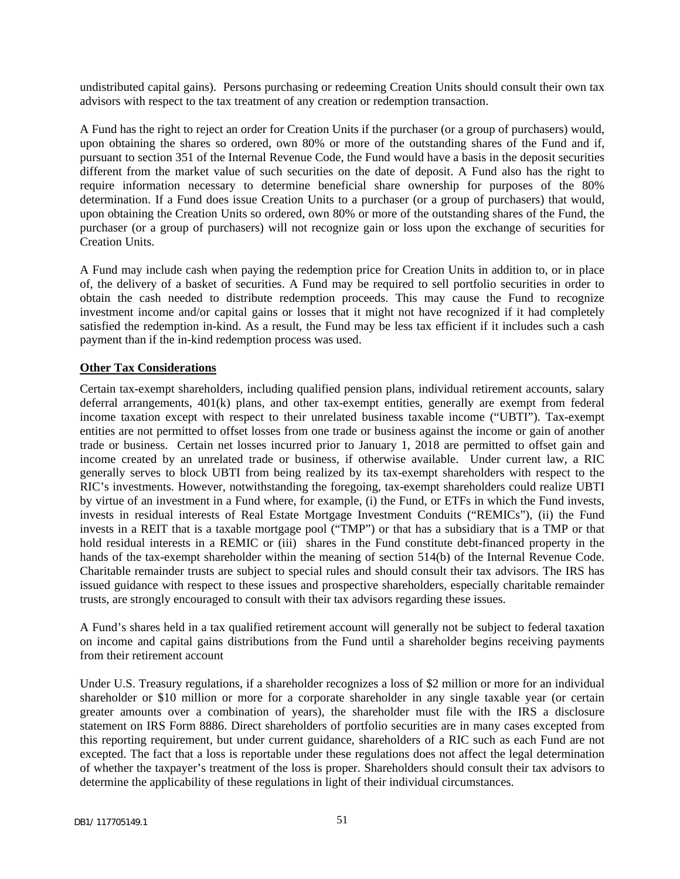undistributed capital gains). Persons purchasing or redeeming Creation Units should consult their own tax advisors with respect to the tax treatment of any creation or redemption transaction.

A Fund has the right to reject an order for Creation Units if the purchaser (or a group of purchasers) would, upon obtaining the shares so ordered, own 80% or more of the outstanding shares of the Fund and if, pursuant to section 351 of the Internal Revenue Code, the Fund would have a basis in the deposit securities different from the market value of such securities on the date of deposit. A Fund also has the right to require information necessary to determine beneficial share ownership for purposes of the 80% determination. If a Fund does issue Creation Units to a purchaser (or a group of purchasers) that would, upon obtaining the Creation Units so ordered, own 80% or more of the outstanding shares of the Fund, the purchaser (or a group of purchasers) will not recognize gain or loss upon the exchange of securities for Creation Units.

A Fund may include cash when paying the redemption price for Creation Units in addition to, or in place of, the delivery of a basket of securities. A Fund may be required to sell portfolio securities in order to obtain the cash needed to distribute redemption proceeds. This may cause the Fund to recognize investment income and/or capital gains or losses that it might not have recognized if it had completely satisfied the redemption in-kind. As a result, the Fund may be less tax efficient if it includes such a cash payment than if the in-kind redemption process was used.

**Other Tax Considerations**

Certain tax-exempt shareholders, including qualified pension plans, individual retirement accounts, salary deferral arrangements, 401(k) plans, and other tax-exempt entities, generally are exempt from federal income taxation except with respect to their unrelated business taxable income ("UBTI"). Tax-exempt entities are not permitted to offset losses from one trade or business against the income or gain of another trade or business. Certain net losses incurred prior to January 1, 2018 are permitted to offset gain and income created by an unrelated trade or business, if otherwise available. Under current law, a RIC generally serves to block UBTI from being realized by its tax-exempt shareholders with respect to the RIC's investments. However, notwithstanding the foregoing, tax-exempt shareholders could realize UBTI by virtue of an investment in a Fund where, for example, (i) the Fund, or ETFs in which the Fund invests, invests in residual interests of Real Estate Mortgage Investment Conduits ("REMICs"), (ii) the Fund invests in a REIT that is a taxable mortgage pool ("TMP") or that has a subsidiary that is a TMP or that hold residual interests in a REMIC or (iii) shares in the Fund constitute debt-financed property in the hands of the tax-exempt shareholder within the meaning of section 514(b) of the Internal Revenue Code. Charitable remainder trusts are subject to special rules and should consult their tax advisors. The IRS has issued guidance with respect to these issues and prospective shareholders, especially charitable remainder trusts, are strongly encouraged to consult with their tax advisors regarding these issues.

A Fund's shares held in a tax qualified retirement account will generally not be subject to federal taxation on income and capital gains distributions from the Fund until a shareholder begins receiving payments from their retirement account

Under U.S. Treasury regulations, if a shareholder recognizes a loss of $2 million or more for an individual shareholder or $10 million or more for a corporate shareholder in any single taxable year (or certain greater amounts over a combination of years), the shareholder must file with the IRS a disclosure statement on IRS Form 8886. Direct shareholders of portfolio securities are in many cases excepted from this reporting requirement, but under current guidance, shareholders of a RIC such as each Fund are not excepted. The fact that a loss is reportable under these regulations does not affect the legal determination of whether the taxpayer's treatment of the loss is proper. Shareholders should consult their tax advisors to determine the applicability of these regulations in light of their individual circumstances.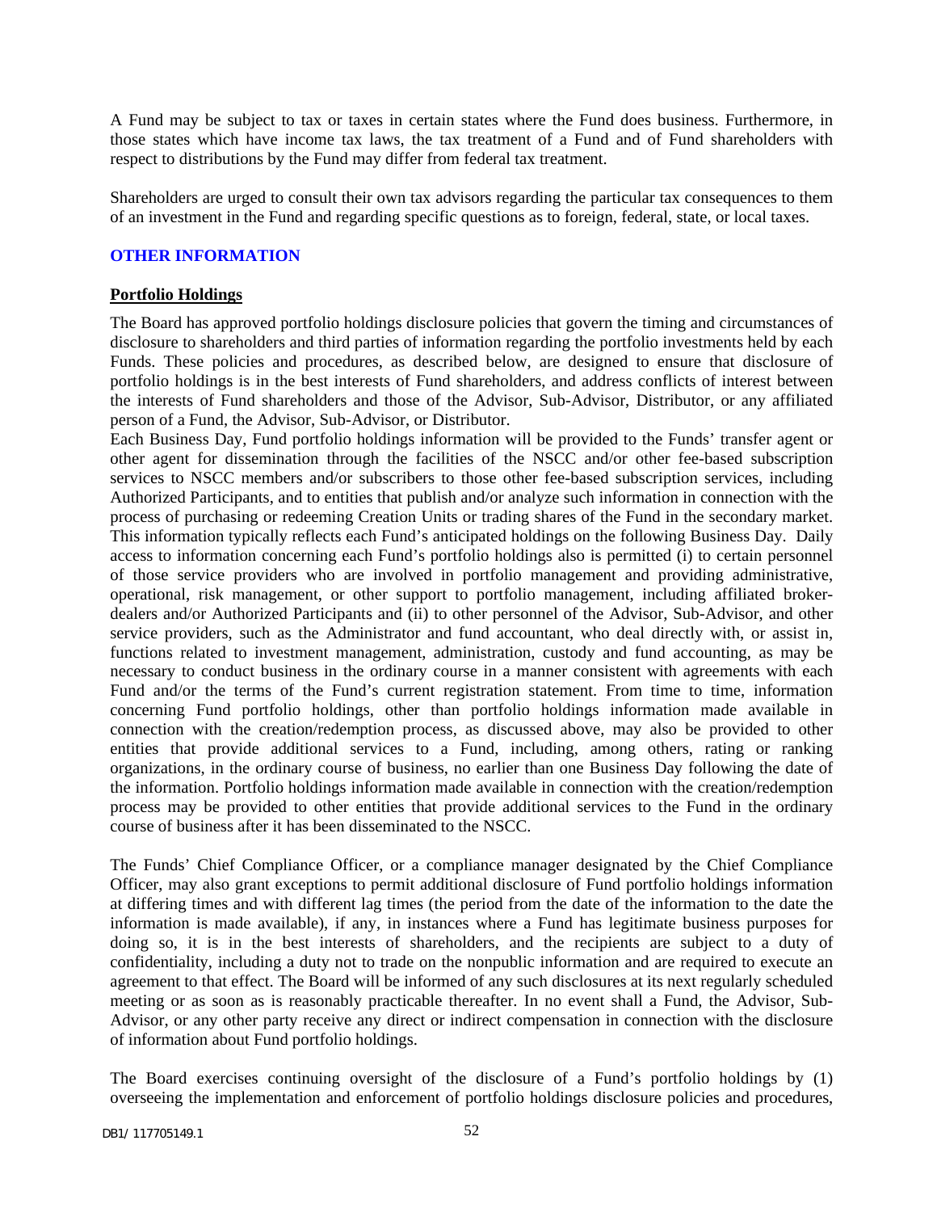A Fund may be subject to tax or taxes in certain states where the Fund does business. Furthermore, in those states which have income tax laws, the tax treatment of a Fund and of Fund shareholders with respect to distributions by the Fund may differ from federal tax treatment.

Shareholders are urged to consult their own tax advisors regarding the particular tax consequences to them of an investment in the Fund and regarding specific questions as to foreign, federal, state, or local taxes.

## OTHER INFORMATION

### Portfolio Holdings

The Board has approved portfolio holdings disclosure policies that govern the timing and circumstances of disclosure to shareholders and third parties of information regarding the portfolio investments held by each Funds. These policies and procedures, as described below, are designed to ensure that disclosure of portfolio holdings is in the best interests of Fund shareholders, and address conflicts of interest between the interests of Fund shareholders and those of the Advisor, Sub-Advisor, Distributor, or any affiliated person of a Fund, the Advisor, Sub-Advisor, or Distributor.

Each Business Day, Fund portfolio holdings information will be provided to the Funds' transfer agent or other agent for dissemination through the facilities of the NSCC and/or other fee-based subscription services to NSCC members and/or subscribers to those other fee-based subscription services, including Authorized Participants, and to entities that publish and/or analyze such information in connection with the process of purchasing or redeeming Creation Units or trading shares of the Fund in the secondary market. This information typically reflects each Fund's anticipated holdings on the following Business Day. Daily access to information concerning each Fund's portfolio holdings also is permitted (i) to certain personnel of those service providers who are involved in portfolio management and providing administrative, operational, risk management, or other support to portfolio management, including affiliated broker-dealers and/or Authorized Participants and (ii) to other personnel of the Advisor, Sub-Advisor, and other service providers, such as the Administrator and fund accountant, who deal directly with, or assist in, functions related to investment management, administration, custody and fund accounting, as may be necessary to conduct business in the ordinary course in a manner consistent with agreements with each Fund and/or the terms of the Fund's current registration statement. From time to time, information concerning Fund portfolio holdings, other than portfolio holdings information made available in connection with the creation/redemption process, as discussed above, may also be provided to other entities that provide additional services to a Fund, including, among others, rating or ranking organizations, in the ordinary course of business, no earlier than one Business Day following the date of the information. Portfolio holdings information made available in connection with the creation/redemption process may be provided to other entities that provide additional services to the Fund in the ordinary course of business after it has been disseminated to the NSCC.

The Funds' Chief Compliance Officer, or a compliance manager designated by the Chief Compliance Officer, may also grant exceptions to permit additional disclosure of Fund portfolio holdings information at differing times and with different lag times (the period from the date of the information to the date the information is made available), if any, in instances where a Fund has legitimate business purposes for doing so, it is in the best interests of shareholders, and the recipients are subject to a duty of confidentiality, including a duty not to trade on the nonpublic information and are required to execute an agreement to that effect. The Board will be informed of any such disclosures at its next regularly scheduled meeting or as soon as is reasonably practicable thereafter. In no event shall a Fund, the Advisor, Sub-Advisor, or any other party receive any direct or indirect compensation in connection with the disclosure of information about Fund portfolio holdings.

The Board exercises continuing oversight of the disclosure of a Fund's portfolio holdings by (1) overseeing the implementation and enforcement of portfolio holdings disclosure policies and procedures,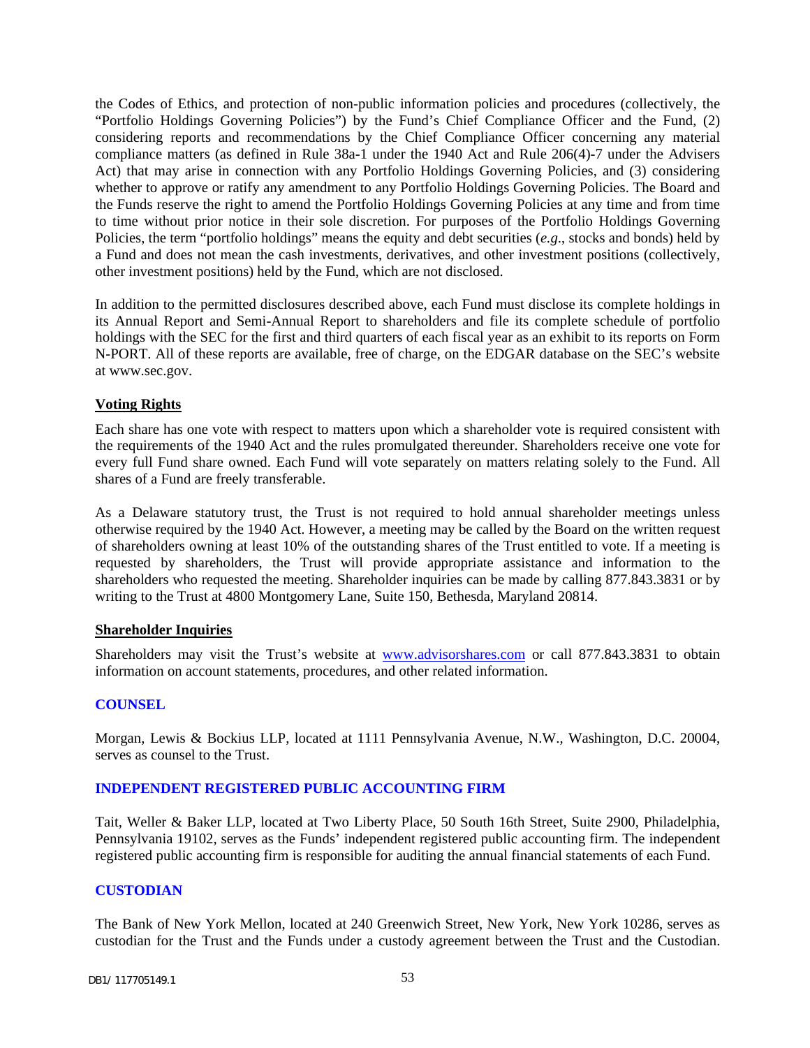the Codes of Ethics, and protection of non-public information policies and procedures (collectively, the "Portfolio Holdings Governing Policies") by the Fund's Chief Compliance Officer and the Fund, (2) considering reports and recommendations by the Chief Compliance Officer concerning any material compliance matters (as defined in Rule 38a-1 under the 1940 Act and Rule 206(4)-7 under the Advisers Act) that may arise in connection with any Portfolio Holdings Governing Policies, and (3) considering whether to approve or ratify any amendment to any Portfolio Holdings Governing Policies. The Board and the Funds reserve the right to amend the Portfolio Holdings Governing Policies at any time and from time to time without prior notice in their sole discretion. For purposes of the Portfolio Holdings Governing Policies, the term "portfolio holdings" means the equity and debt securities (*e.g*., stocks and bonds) held by a Fund and does not mean the cash investments, derivatives, and other investment positions (collectively, other investment positions) held by the Fund, which are not disclosed.

In addition to the permitted disclosures described above, each Fund must disclose its complete holdings in its Annual Report and Semi-Annual Report to shareholders and file its complete schedule of portfolio holdings with the SEC for the first and third quarters of each fiscal year as an exhibit to its reports on Form N-PORT. All of these reports are available, free of charge, on the EDGAR database on the SEC's website at www.sec.gov.

**Voting Rights**

Each share has one vote with respect to matters upon which a shareholder vote is required consistent with the requirements of the 1940 Act and the rules promulgated thereunder. Shareholders receive one vote for every full Fund share owned. Each Fund will vote separately on matters relating solely to the Fund. All shares of a Fund are freely transferable.

As a Delaware statutory trust, the Trust is not required to hold annual shareholder meetings unless otherwise required by the 1940 Act. However, a meeting may be called by the Board on the written request of shareholders owning at least 10% of the outstanding shares of the Trust entitled to vote. If a meeting is requested by shareholders, the Trust will provide appropriate assistance and information to the shareholders who requested the meeting. Shareholder inquiries can be made by calling 877.843.3831 or by writing to the Trust at 4800 Montgomery Lane, Suite 150, Bethesda, Maryland 20814.

**Shareholder Inquiries**

Shareholders may visit the Trust's website at www.advisorshares.com or call 877.843.3831 to obtain information on account statements, procedures, and other related information.

## COUNSEL

Morgan, Lewis & Bockius LLP, located at 1111 Pennsylvania Avenue, N.W., Washington, D.C. 20004, serves as counsel to the Trust.

## INDEPENDENT REGISTERED PUBLIC ACCOUNTING FIRM

Tait, Weller & Baker LLP, located at Two Liberty Place, 50 South 16th Street, Suite 2900, Philadelphia, Pennsylvania 19102, serves as the Funds' independent registered public accounting firm. The independent registered public accounting firm is responsible for auditing the annual financial statements of each Fund.

## CUSTODIAN

The Bank of New York Mellon, located at 240 Greenwich Street, New York, New York 10286, serves as custodian for the Trust and the Funds under a custody agreement between the Trust and the Custodian.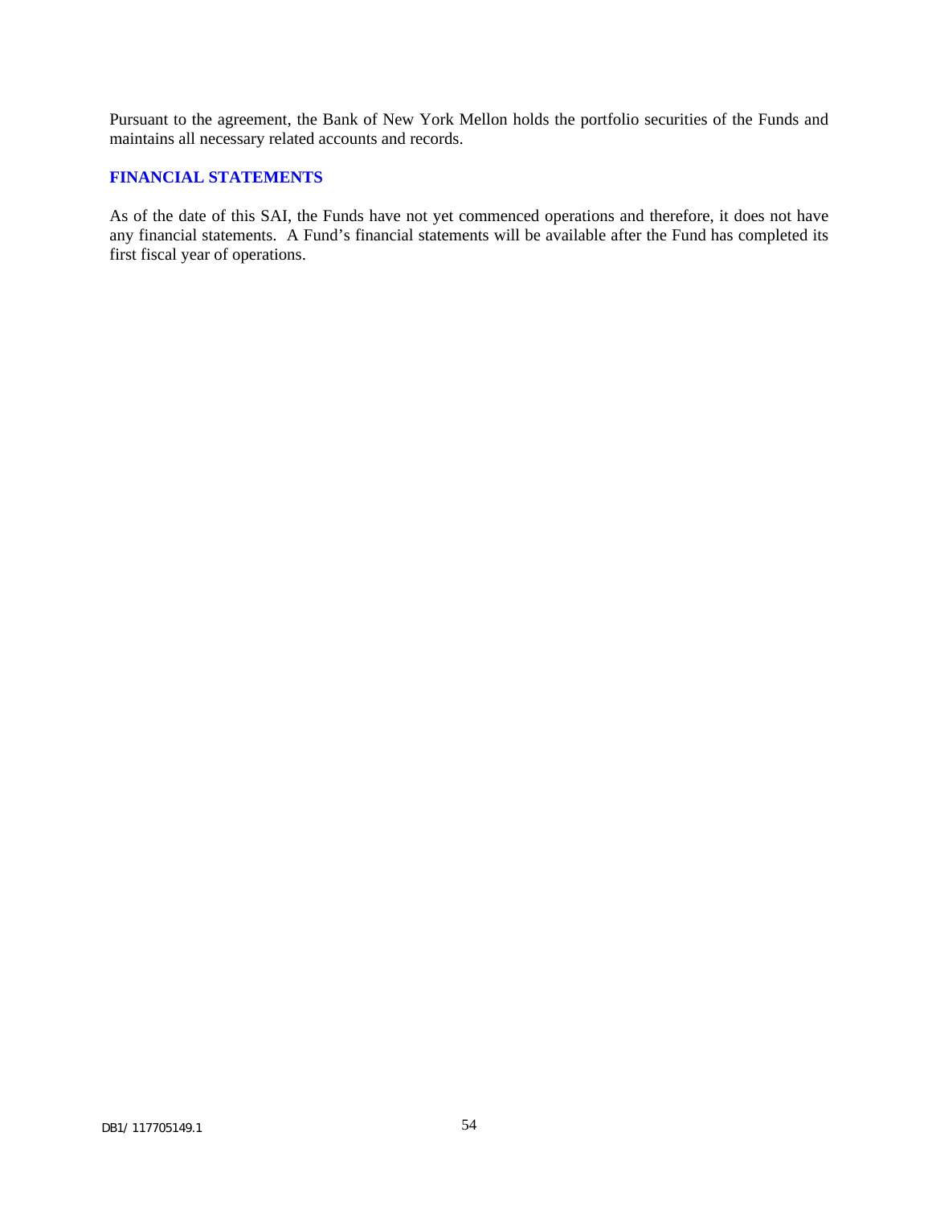Pursuant to the agreement, the Bank of New York Mellon holds the portfolio securities of the Funds and maintains all necessary related accounts and records.

## FINANCIAL STATEMENTS

As of the date of this SAI, the Funds have not yet commenced operations and therefore, it does not have any financial statements. A Fund's financial statements will be available after the Fund has completed its first fiscal year of operations.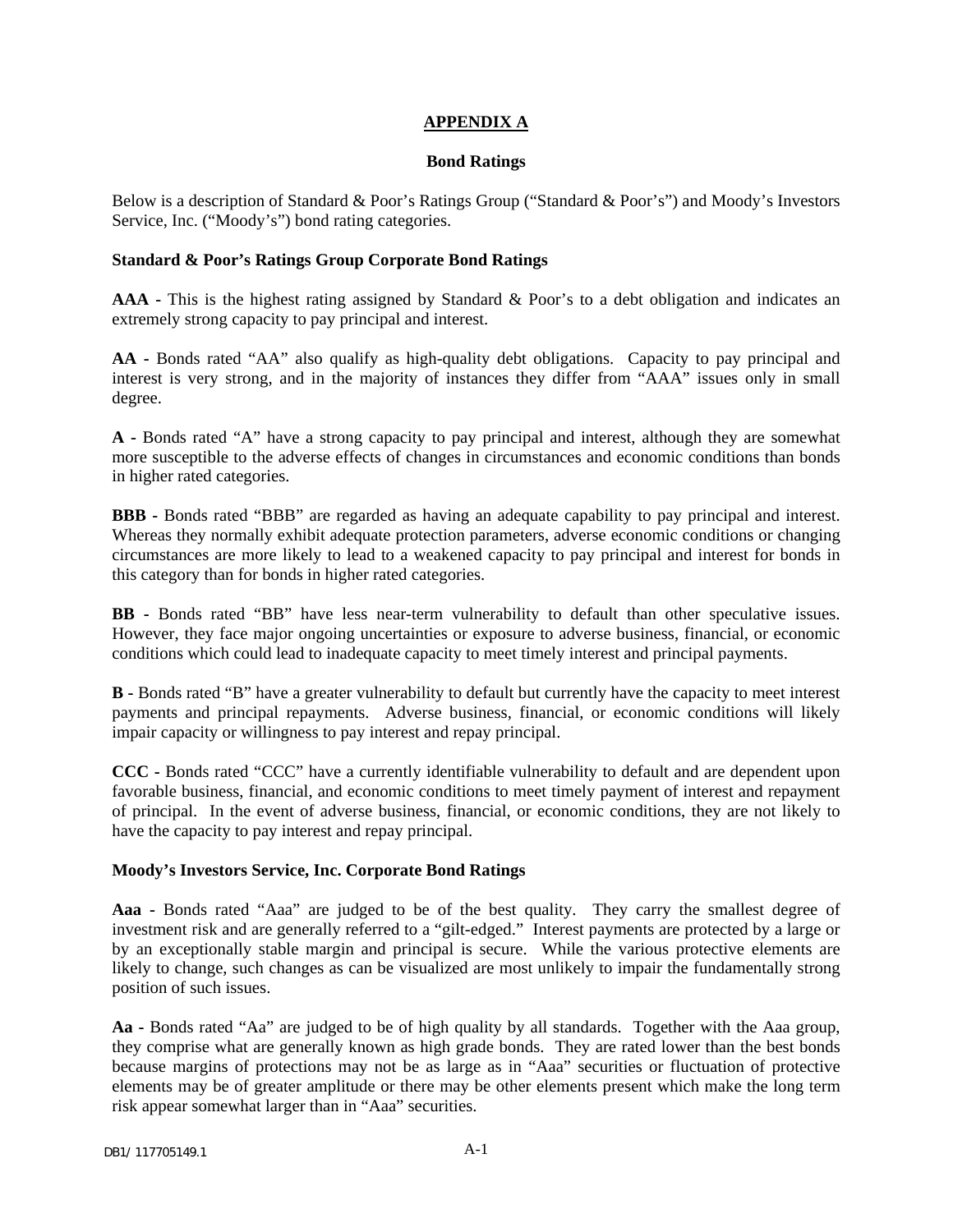# APPENDIX A

## Bond Ratings

Below is a description of Standard & Poor's Ratings Group ("Standard & Poor's") and Moody's Investors Service, Inc. ("Moody's") bond rating categories.

### Standard & Poor's Ratings Group Corporate Bond Ratings

**AAA -** This is the highest rating assigned by Standard & Poor's to a debt obligation and indicates an extremely strong capacity to pay principal and interest.

**AA -** Bonds rated "AA" also qualify as high-quality debt obligations. Capacity to pay principal and interest is very strong, and in the majority of instances they differ from "AAA" issues only in small degree.

**A -** Bonds rated "A" have a strong capacity to pay principal and interest, although they are somewhat more susceptible to the adverse effects of changes in circumstances and economic conditions than bonds in higher rated categories.

**BBB -** Bonds rated "BBB" are regarded as having an adequate capability to pay principal and interest. Whereas they normally exhibit adequate protection parameters, adverse economic conditions or changing circumstances are more likely to lead to a weakened capacity to pay principal and interest for bonds in this category than for bonds in higher rated categories.

**BB -** Bonds rated "BB" have less near-term vulnerability to default than other speculative issues. However, they face major ongoing uncertainties or exposure to adverse business, financial, or economic conditions which could lead to inadequate capacity to meet timely interest and principal payments.

**B -** Bonds rated "B" have a greater vulnerability to default but currently have the capacity to meet interest payments and principal repayments. Adverse business, financial, or economic conditions will likely impair capacity or willingness to pay interest and repay principal.

**CCC -** Bonds rated "CCC" have a currently identifiable vulnerability to default and are dependent upon favorable business, financial, and economic conditions to meet timely payment of interest and repayment of principal. In the event of adverse business, financial, or economic conditions, they are not likely to have the capacity to pay interest and repay principal.

### Moody's Investors Service, Inc. Corporate Bond Ratings

**Aaa -** Bonds rated "Aaa" are judged to be of the best quality. They carry the smallest degree of investment risk and are generally referred to a "gilt-edged." Interest payments are protected by a large or by an exceptionally stable margin and principal is secure. While the various protective elements are likely to change, such changes as can be visualized are most unlikely to impair the fundamentally strong position of such issues.

**Aa -** Bonds rated "Aa" are judged to be of high quality by all standards. Together with the Aaa group, they comprise what are generally known as high grade bonds. They are rated lower than the best bonds because margins of protections may not be as large as in "Aaa" securities or fluctuation of protective elements may be of greater amplitude or there may be other elements present which make the long term risk appear somewhat larger than in "Aaa" securities.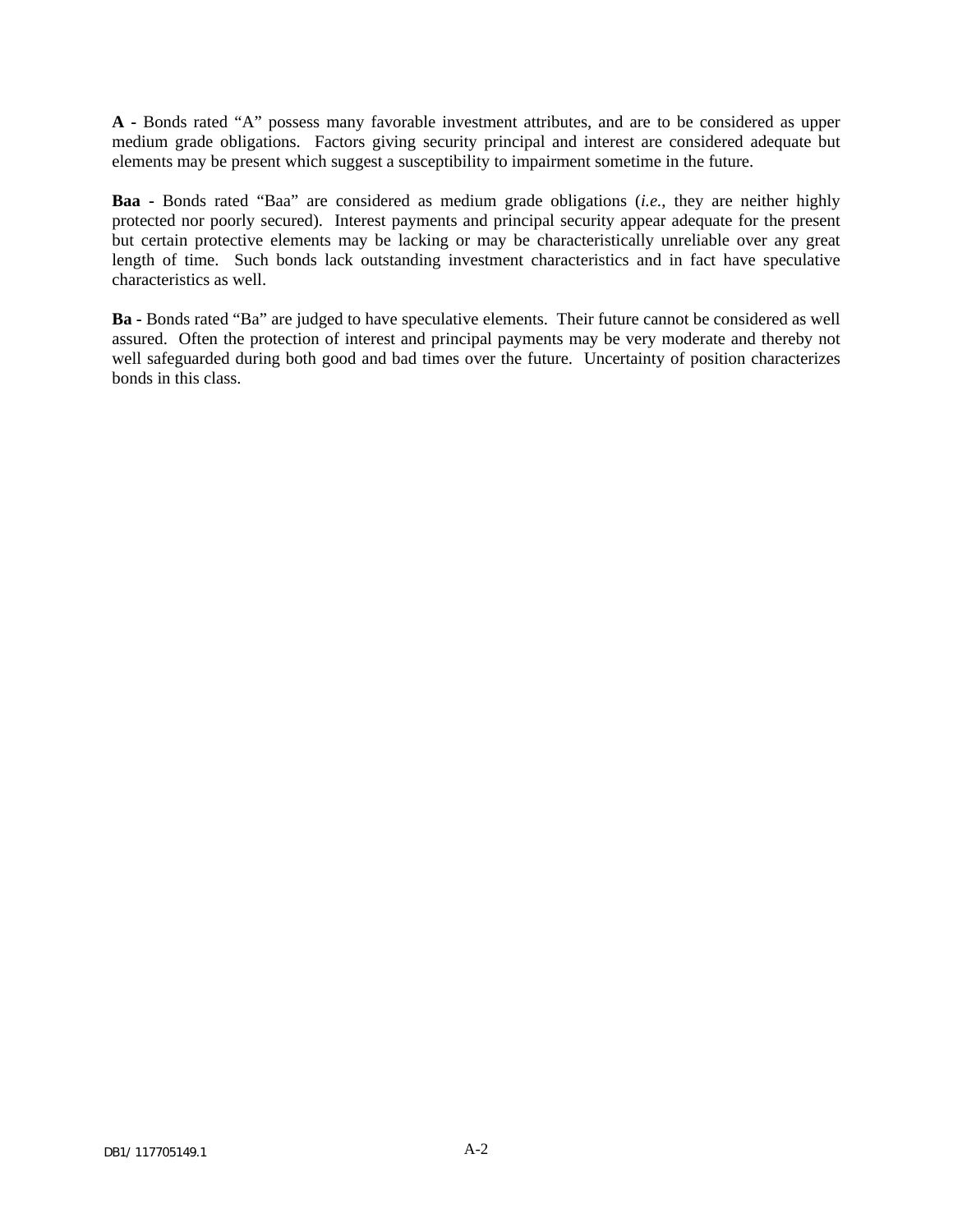**A -** Bonds rated "A" possess many favorable investment attributes, and are to be considered as upper medium grade obligations. Factors giving security principal and interest are considered adequate but elements may be present which suggest a susceptibility to impairment sometime in the future.

**Baa -** Bonds rated "Baa" are considered as medium grade obligations (*i.e.*, they are neither highly protected nor poorly secured). Interest payments and principal security appear adequate for the present but certain protective elements may be lacking or may be characteristically unreliable over any great length of time. Such bonds lack outstanding investment characteristics and in fact have speculative characteristics as well.

**Ba -** Bonds rated "Ba" are judged to have speculative elements. Their future cannot be considered as well assured. Often the protection of interest and principal payments may be very moderate and thereby not well safeguarded during both good and bad times over the future. Uncertainty of position characterizes bonds in this class.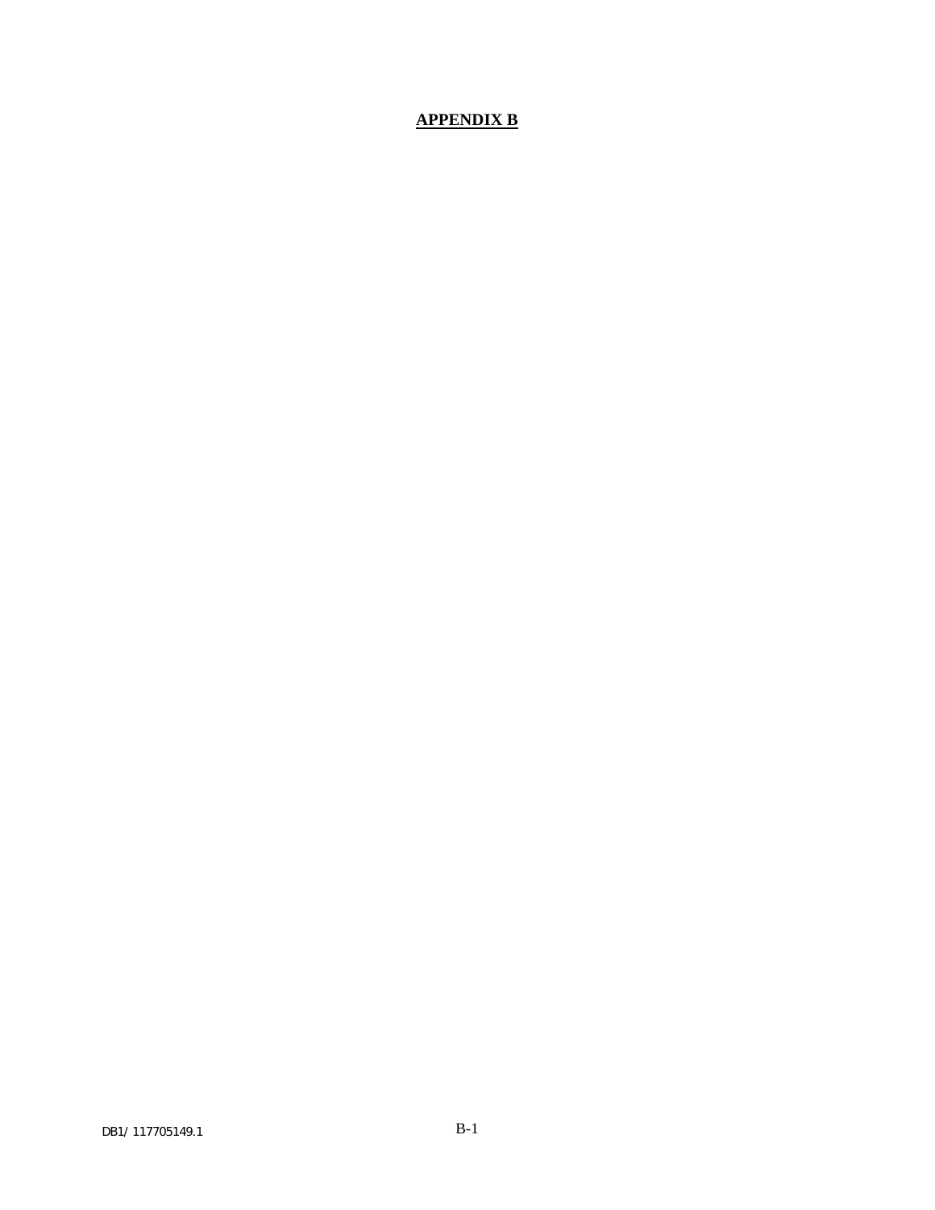**APPENDIX B**